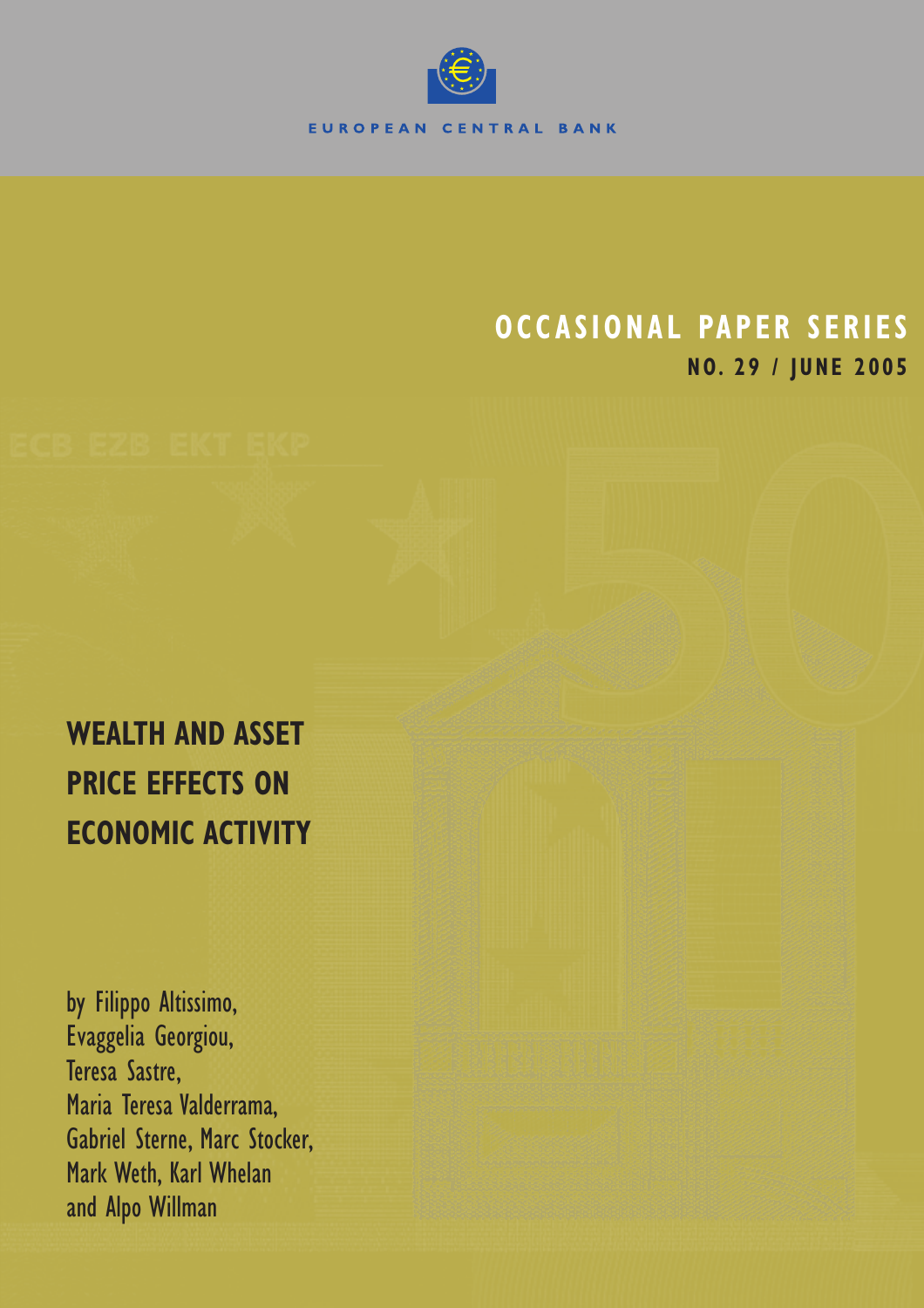EUROPEAN CENTRAL BANK

# OCCASIONAL PAPER SERIES

**NO. 29 / JUNE 2005**

# WEALTH AND ASSET PRICE EFFECTS ON ECONOMIC ACTIVITY

by Filippo Altissimo, Evaggelia Georgiou, Teresa Sastre, Maria Teresa Valderrama, Gabriel Sterne, Marc Stocker, Mark Weth, Karl Whelan and Alpo Willman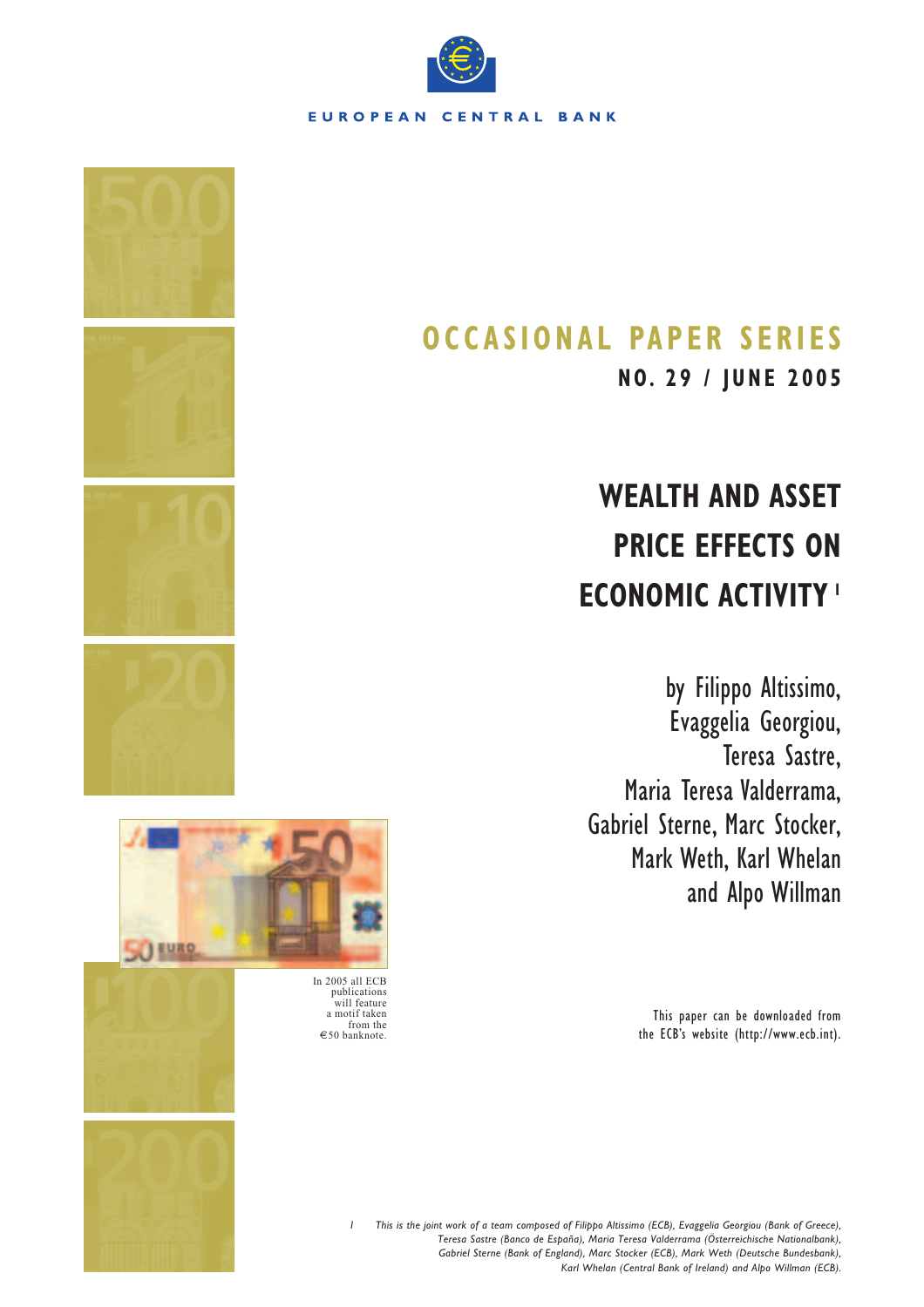EUROPEAN CENTRAL BANK

# OCCASIONAL PAPER SERIES

**NO. 29 / JUNE 2005**

# WEALTH AND ASSET PRICE EFFECTS ON ECONOMIC ACTIVITY [1]

by Filippo Altissimo, Evaggelia Georgiou, Teresa Sastre, Maria Teresa Valderrama, Gabriel Sterne, Marc Stocker, Mark Weth, Karl Whelan and Alpo Willman

In 2005 all ECB publications will feature a motif taken from the €50 banknote.

This paper can be downloaded from the ECB's website (http://www.ecb.int).

[1] *This is the joint work of a team composed of Filippo Altissimo (ECB), Evaggelia Georgiou (Bank of Greece), Teresa Sastre (Banco de España), Maria Teresa Valderrama (Österreichische Nationalbank), Gabriel Sterne (Bank of England), Marc Stocker (ECB), Mark Weth (Deutsche Bundesbank), Karl Whelan (Central Bank of Ireland) and Alpo Willman (ECB).*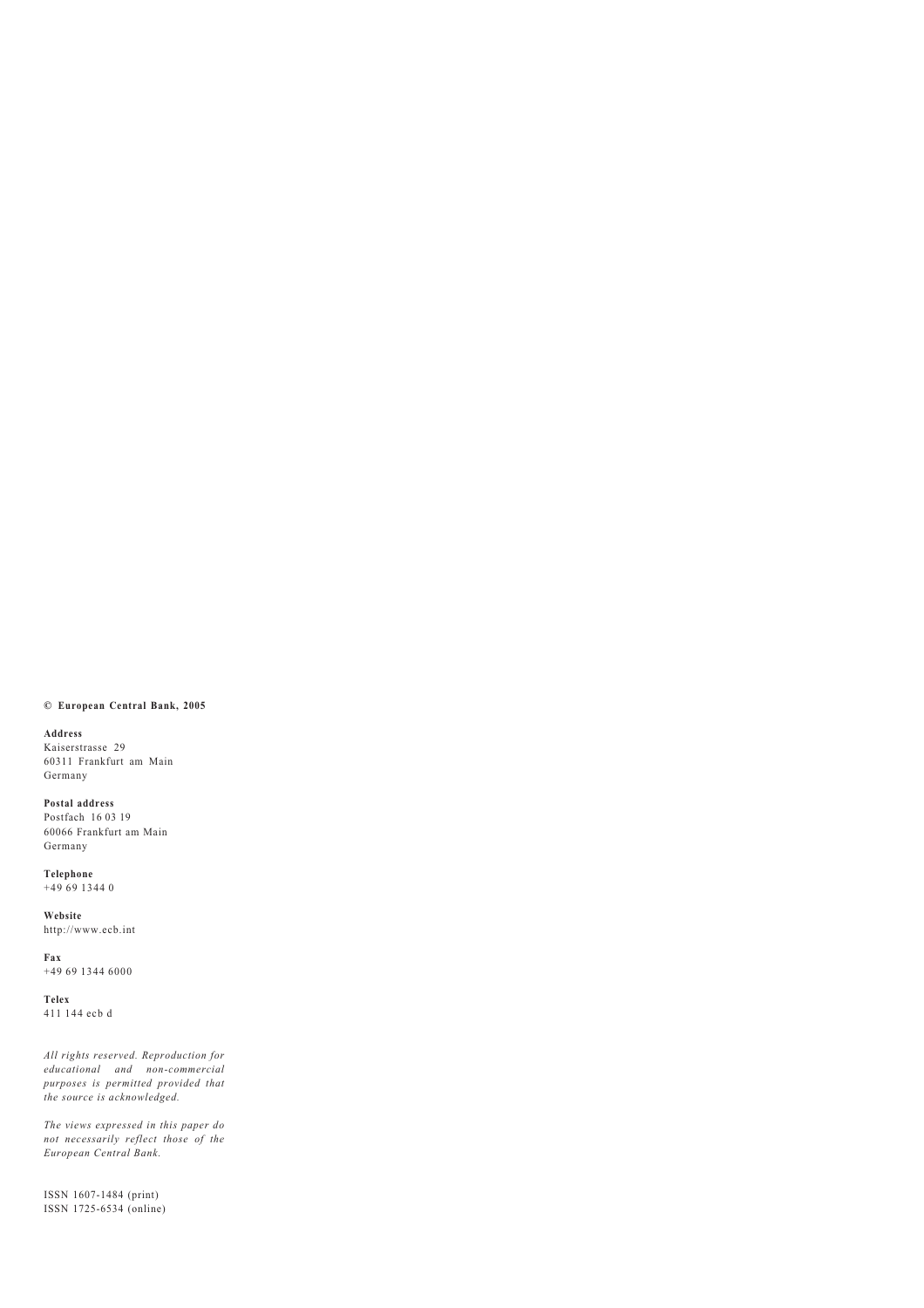**© European Central Bank, 2005**

**Address**
Kaiserstrasse 29
60311 Frankfurt am Main
Germany

**Postal address**
Postfach 16 03 19
60066 Frankfurt am Main
Germany

**Telephone**
+49 69 1344 0

**Website**
http://www.ecb.int

**Fax**
+49 69 1344 6000

**Telex**
411 144 ecb d

*All rights reserved. Reproduction for educational and non-commercial purposes is permitted provided that the source is acknowledged.*

*The views expressed in this paper do not necessarily reflect those of the European Central Bank.*

ISSN 1607-1484 (print)
ISSN 1725-6534 (online)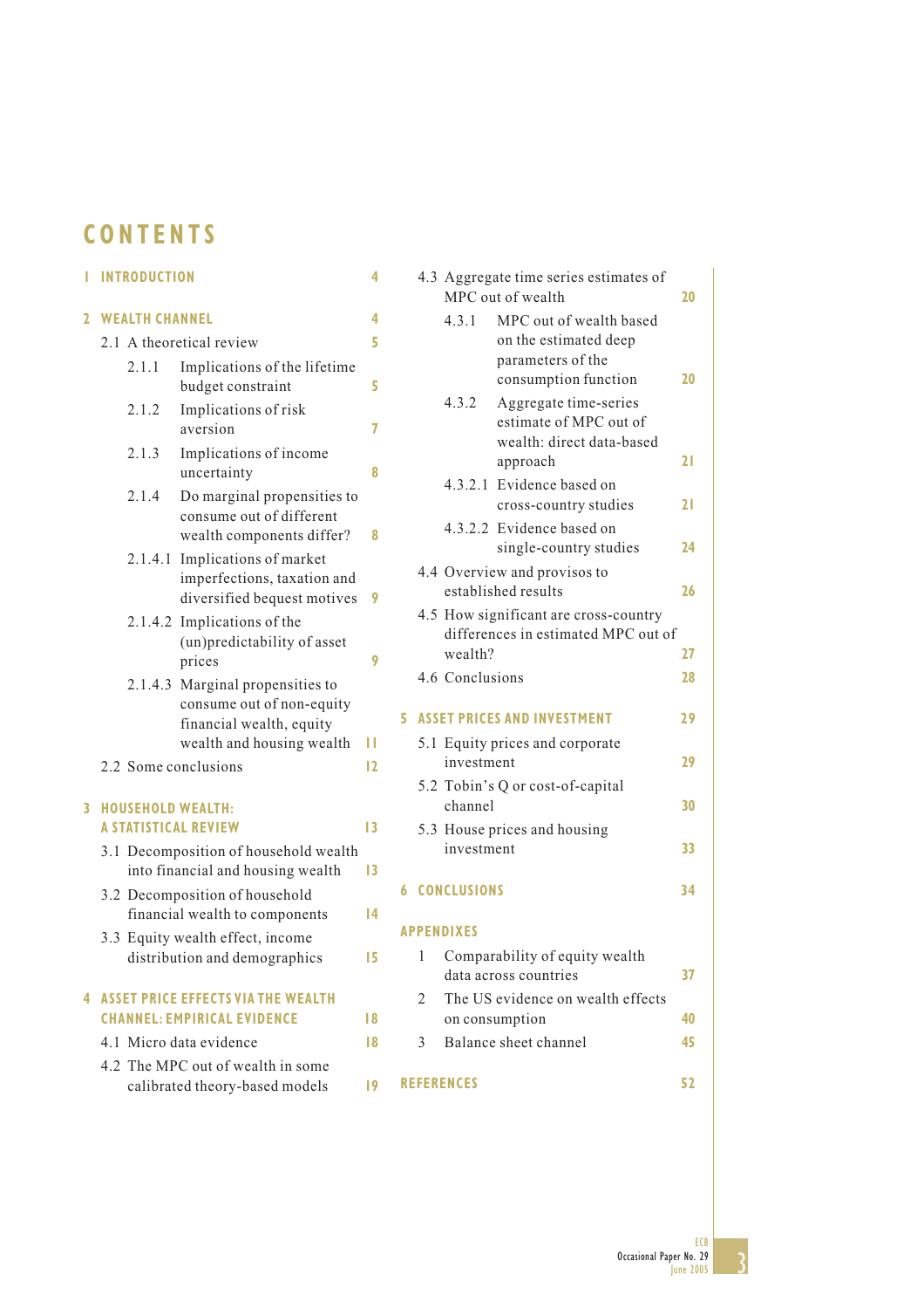# CONTENTS

| | |
|---|---|
| **1 INTRODUCTION** | 4 |
| **2 WEALTH CHANNEL** | 4 |
| 2.1 A theoretical review | 5 |
| 2.1.1 Implications of the lifetime budget constraint | 5 |
| 2.1.2 Implications of risk aversion | 7 |
| 2.1.3 Implications of income uncertainty | 8 |
| 2.1.4 Do marginal propensities to consume out of different wealth components differ? | 8 |
| 2.1.4.1 Implications of market imperfections, taxation and diversified bequest motives | 9 |
| 2.1.4.2 Implications of the (un)predictability of asset prices | 9 |
| 2.1.4.3 Marginal propensities to consume out of non-equity financial wealth, equity wealth and housing wealth | 11 |
| 2.2 Some conclusions | 12 |
| **3 HOUSEHOLD WEALTH: A STATISTICAL REVIEW** | 13 |
| 3.1 Decomposition of household wealth into financial and housing wealth | 13 |
| 3.2 Decomposition of household financial wealth to components | 14 |
| 3.3 Equity wealth effect, income distribution and demographics | 15 |
| **4 ASSET PRICE EFFECTS VIA THE WEALTH CHANNEL: EMPIRICAL EVIDENCE** | 18 |
| 4.1 Micro data evidence | 18 |
| 4.2 The MPC out of wealth in some calibrated theory-based models | 19 |
| 4.3 Aggregate time series estimates of MPC out of wealth | 20 |
| 4.3.1 MPC out of wealth based on the estimated deep parameters of the consumption function | 20 |
| 4.3.2 Aggregate time-series estimate of MPC out of wealth: direct data-based approach | 21 |
| 4.3.2.1 Evidence based on cross-country studies | 21 |
| 4.3.2.2 Evidence based on single-country studies | 24 |
| 4.4 Overview and provisos to established results | 26 |
| 4.5 How significant are cross-country differences in estimated MPC out of wealth? | 27 |
| 4.6 Conclusions | 28 |
| **5 ASSET PRICES AND INVESTMENT** | 29 |
| 5.1 Equity prices and corporate investment | 29 |
| 5.2 Tobin's Q or cost-of-capital channel | 30 |
| 5.3 House prices and housing investment | 33 |
| **6 CONCLUSIONS** | 34 |
| **APPENDIXES** | |
| 1 Comparability of equity wealth data across countries | 37 |
| 2 The US evidence on wealth effects on consumption | 40 |
| 3 Balance sheet channel | 45 |
| **REFERENCES** | 52 |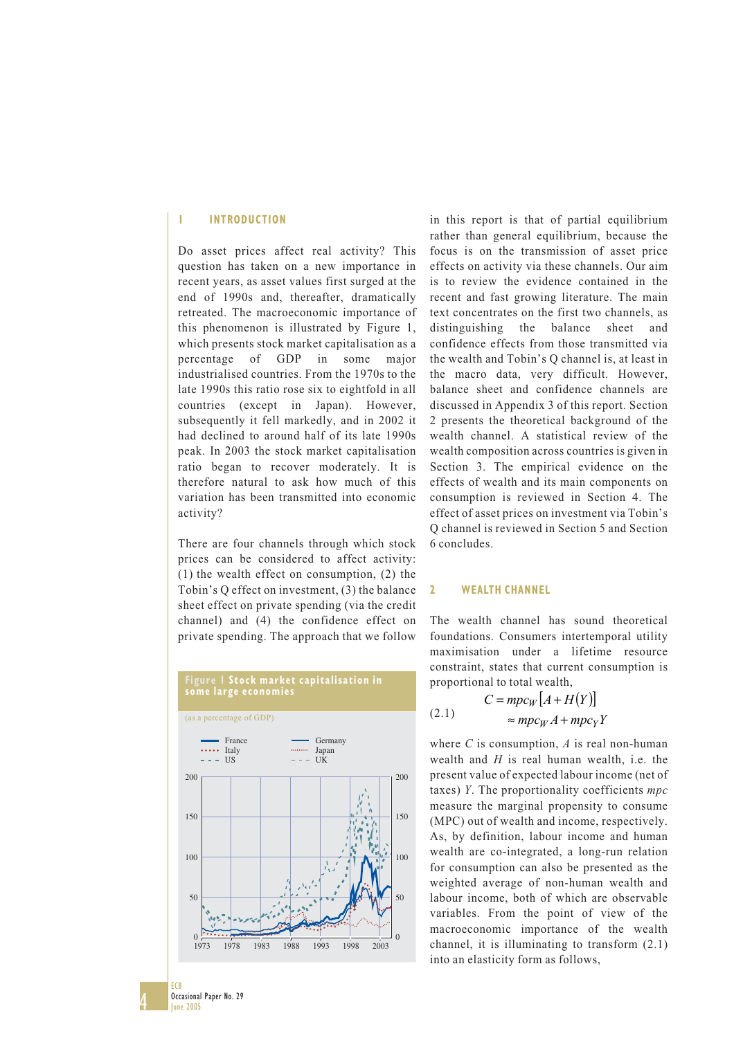# 1 INTRODUCTION

Do asset prices affect real activity? This question has taken on a new importance in recent years, as asset values first surged at the end of 1990s and, thereafter, dramatically retreated. The macroeconomic importance of this phenomenon is illustrated by Figure 1, which presents stock market capitalisation as a percentage of GDP in some major industrialised countries. From the 1970s to the late 1990s this ratio rose six to eightfold in all countries (except in Japan). However, subsequently it fell markedly, and in 2002 it had declined to around half of its late 1990s peak. In 2003 the stock market capitalisation ratio began to recover moderately. It is therefore natural to ask how much of this variation has been transmitted into economic activity?

There are four channels through which stock prices can be considered to affect activity: (1) the wealth effect on consumption, (2) the Tobin's Q effect on investment, (3) the balance sheet effect on private spending (via the credit channel) and (4) the confidence effect on private spending. The approach that we follow in this report is that of partial equilibrium rather than general equilibrium, because the focus is on the transmission of asset price effects on activity via these channels. Our aim is to review the evidence contained in the recent and fast growing literature. The main text concentrates on the first two channels, as distinguishing the balance sheet and confidence effects from those transmitted via the wealth and Tobin's Q channel is, at least in the macro data, very difficult. However, balance sheet and confidence channels are discussed in Appendix 3 of this report. Section 2 presents the theoretical background of the wealth channel. A statistical review of the wealth composition across countries is given in Section 3. The empirical evidence on the effects of wealth and its main components on consumption is reviewed in Section 4. The effect of asset prices on investment via Tobin's Q channel is reviewed in Section 5 and Section 6 concludes.

**Figure 1 Stock market capitalisation in some large economies**

(as a percentage of GDP)

Legend: France, Germany, Italy, Japan, US, UK

# 2 WEALTH CHANNEL

The wealth channel has sound theoretical foundations. Consumers intertemporal utility maximisation under a lifetime resource constraint, states that current consumption is proportional to total wealth,

$$C = mpc_W\left[A + H(Y)\right] \approx mpc_W A + mpc_Y Y \tag{2.1}$$

where $C$ is consumption, $A$ is real non-human wealth and $H$ is real human wealth, i.e. the present value of expected labour income (net of taxes) $Y$. The proportionality coefficients $mpc$ measure the marginal propensity to consume (MPC) out of wealth and income, respectively. As, by definition, labour income and human wealth are co-integrated, a long-run relation for consumption can also be presented as the weighted average of non-human wealth and labour income, both of which are observable variables. From the point of view of the macroeconomic importance of the wealth channel, it is illuminating to transform (2.1) into an elasticity form as follows,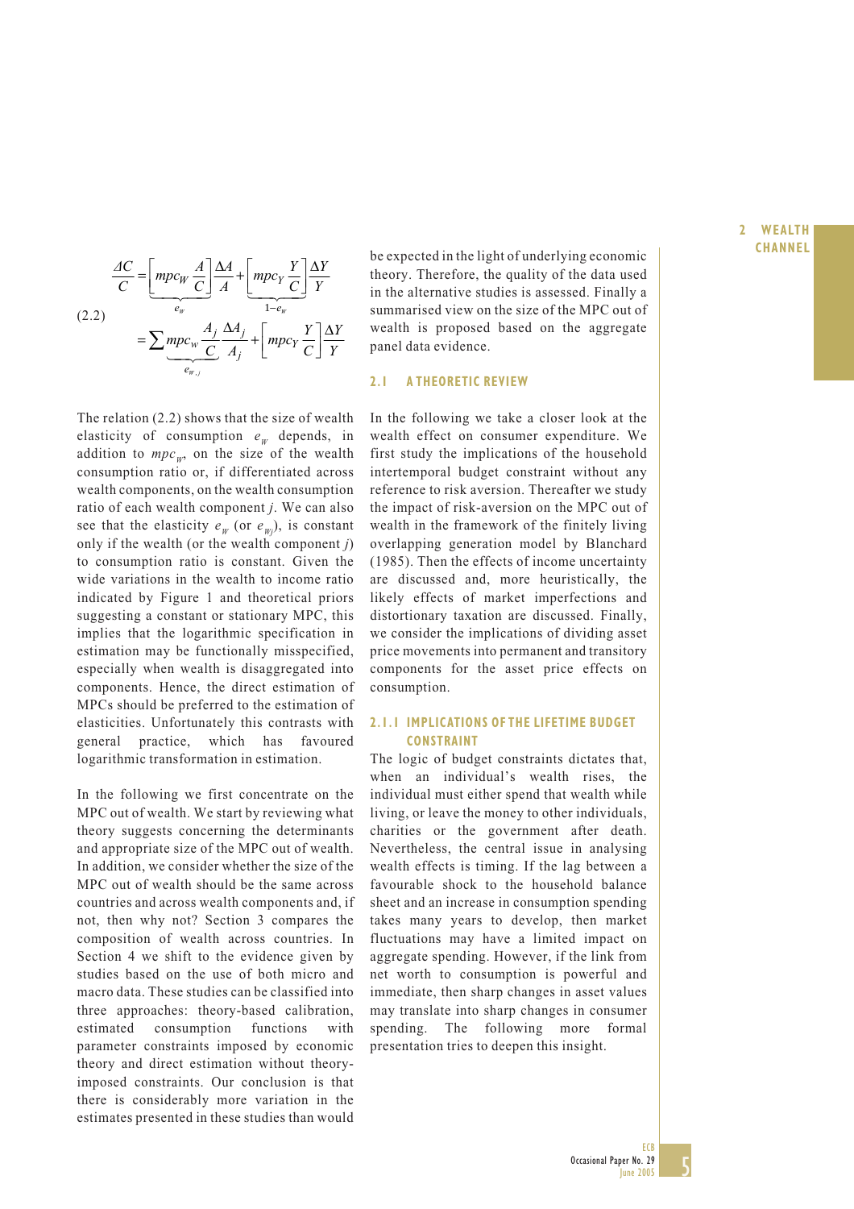$$
\begin{aligned}
\frac{\Delta C}{C} &= \underbrace{\left[ mpc_W \frac{A}{C} \right]}_{e_W} \frac{\Delta A}{A} + \underbrace{\left[ mpc_Y \frac{Y}{C} \right]}_{1-e_W} \frac{\Delta Y}{Y} \\
&= \sum \underbrace{mpc_W \frac{A_j}{C}}_{e_{W,j}} \frac{\Delta A_j}{A_j} + \left[ mpc_Y \frac{Y}{C} \right] \frac{\Delta Y}{Y}
\end{aligned}
\tag{2.2}
$$

The relation (2.2) shows that the size of wealth elasticity of consumption $e_W$ depends, in addition to $mpc_W$, on the size of the wealth consumption ratio or, if differentiated across wealth components, on the wealth consumption ratio of each wealth component $j$. We can also see that the elasticity $e_W$ (or $e_{Wj}$), is constant only if the wealth (or the wealth component $j$) to consumption ratio is constant. Given the wide variations in the wealth to income ratio indicated by Figure 1 and theoretical priors suggesting a constant or stationary MPC, this implies that the logarithmic specification in estimation may be functionally misspecified, especially when wealth is disaggregated into components. Hence, the direct estimation of MPCs should be preferred to the estimation of elasticities. Unfortunately this contrasts with general practice, which has favoured logarithmic transformation in estimation.

In the following we first concentrate on the MPC out of wealth. We start by reviewing what theory suggests concerning the determinants and appropriate size of the MPC out of wealth. In addition, we consider whether the size of the MPC out of wealth should be the same across countries and across wealth components and, if not, then why not? Section 3 compares the composition of wealth across countries. In Section 4 we shift to the evidence given by studies based on the use of both micro and macro data. These studies can be classified into three approaches: theory-based calibration, estimated consumption functions with parameter constraints imposed by economic theory and direct estimation without theory-imposed constraints. Our conclusion is that there is considerably more variation in the estimates presented in these studies than would be expected in the light of underlying economic theory. Therefore, the quality of the data used in the alternative studies is assessed. Finally a summarised view on the size of the MPC out of wealth is proposed based on the aggregate panel data evidence.

## 2.1 A THEORETIC REVIEW

In the following we take a closer look at the wealth effect on consumer expenditure. We first study the implications of the household intertemporal budget constraint without any reference to risk aversion. Thereafter we study the impact of risk-aversion on the MPC out of wealth in the framework of the finitely living overlapping generation model by Blanchard (1985). Then the effects of income uncertainty are discussed and, more heuristically, the likely effects of market imperfections and distortionary taxation are discussed. Finally, we consider the implications of dividing asset price movements into permanent and transitory components for the asset price effects on consumption.

### 2.1.1 IMPLICATIONS OF THE LIFETIME BUDGET CONSTRAINT

The logic of budget constraints dictates that, when an individual's wealth rises, the individual must either spend that wealth while living, or leave the money to other individuals, charities or the government after death. Nevertheless, the central issue in analysing wealth effects is timing. If the lag between a favourable shock to the household balance sheet and an increase in consumption spending takes many years to develop, then market fluctuations may have a limited impact on aggregate spending. However, if the link from net worth to consumption is powerful and immediate, then sharp changes in asset values may translate into sharp changes in consumer spending. The following more formal presentation tries to deepen this insight.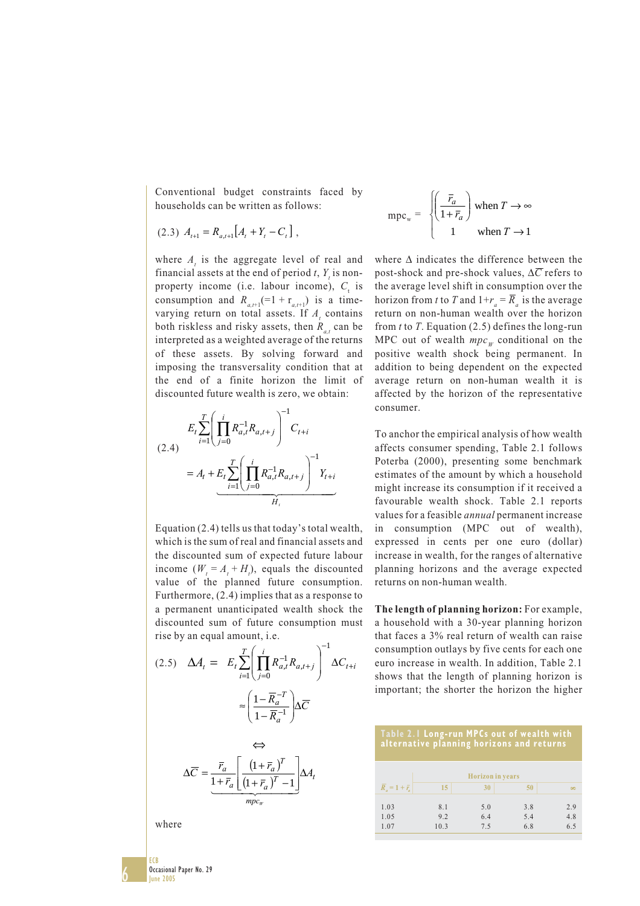Conventional budget constraints faced by households can be written as follows:

$$(2.3)\quad A_{t+1} = R_{a,t+1}\left[A_t + Y_t - C_t\right],$$

where $A_t$ is the aggregate level of real and financial assets at the end of period $t$, $Y_t$ is non-property income (i.e. labour income), $C_t$ is consumption and $R_{a,t+1}(=1 + r_{a,t+1})$ is a time-varying return on total assets. If $A_t$ contains both riskless and risky assets, then $R_{a,t}$ can be interpreted as a weighted average of the returns of these assets. By solving forward and imposing the transversality condition that at the end of a finite horizon the limit of discounted future wealth is zero, we obtain:

$$(2.4)\quad E_t \sum_{i=1}^{T}\left(\prod_{j=0}^{i} R_{a,t}^{-1} R_{a,t+j}\right)^{-1} C_{t+i} = A_t + \underbrace{E_t \sum_{i=1}^{T}\left(\prod_{j=0}^{i} R_{a,t}^{-1} R_{a,t+j}\right)^{-1} Y_{t+i}}_{H_t}$$

Equation (2.4) tells us that today's total wealth, which is the sum of real and financial assets and the discounted sum of expected future labour income ($W_t = A_t + H_t$), equals the discounted value of the planned future consumption. Furthermore, (2.4) implies that as a response to a permanent unanticipated wealth shock the discounted sum of future consumption must rise by an equal amount, i.e.

$$(2.5)\quad \Delta A_t = E_t \sum_{i=1}^{T}\left(\prod_{j=0}^{i} R_{a,t}^{-1} R_{a,t+j}\right)^{-1} \Delta C_{t+i} \approx \left(\frac{1-\bar{R}_a^{-T}}{1-\bar{R}_a^{-1}}\right)\Delta\bar{C}$$

$$\Leftrightarrow$$

$$\Delta\bar{C} = \underbrace{\frac{\bar{r}_a}{1+\bar{r}_a}\left[\frac{(1+\bar{r}_a)^T}{(1+\bar{r}_a)^T - 1}\right]}_{mpc_W}\Delta A_t$$

where

$$\text{mpc}_w = \begin{cases}\left(\dfrac{\bar{r}_a}{1+\bar{r}_a}\right) & \text{when } T \to \infty \\ 1 & \text{when } T \to 1\end{cases}$$

where $\Delta$ indicates the difference between the post-shock and pre-shock values, $\Delta\bar{C}$ refers to the average level shift in consumption over the horizon from $t$ to $T$ and $1+r_a = \bar{R}_a$ is the average return on non-human wealth over the horizon from $t$ to $T$. Equation (2.5) defines the long-run MPC out of wealth $mpc_W$ conditional on the positive wealth shock being permanent. In addition to being dependent on the expected average return on non-human wealth it is affected by the horizon of the representative consumer.

To anchor the empirical analysis of how wealth affects consumer spending, Table 2.1 follows Poterba (2000), presenting some benchmark estimates of the amount by which a household might increase its consumption if it received a favourable wealth shock. Table 2.1 reports values for a feasible *annual* permanent increase in consumption (MPC out of wealth), expressed in cents per one euro (dollar) increase in wealth, for the ranges of alternative planning horizons and the average expected returns on non-human wealth.

**The length of planning horizon:** For example, a household with a 30-year planning horizon that faces a 3% real return of wealth can raise consumption outlays by five cents for each one euro increase in wealth. In addition, Table 2.1 shows that the length of planning horizon is important; the shorter the horizon the higher

**Table 2.1 Long-run MPCs out of wealth with alternative planning horizons and returns**

| | Horizon in years | | | |
|---|---|---|---|---|
| $\bar{R}_a = 1 + \bar{r}_a$ | 15 | 30 | 50 | ∞ |
| 1.03 | 8.1 | 5.0 | 3.8 | 2.9 |
| 1.05 | 9.2 | 6.4 | 5.4 | 4.8 |
| 1.07 | 10.3 | 7.5 | 6.8 | 6.5 |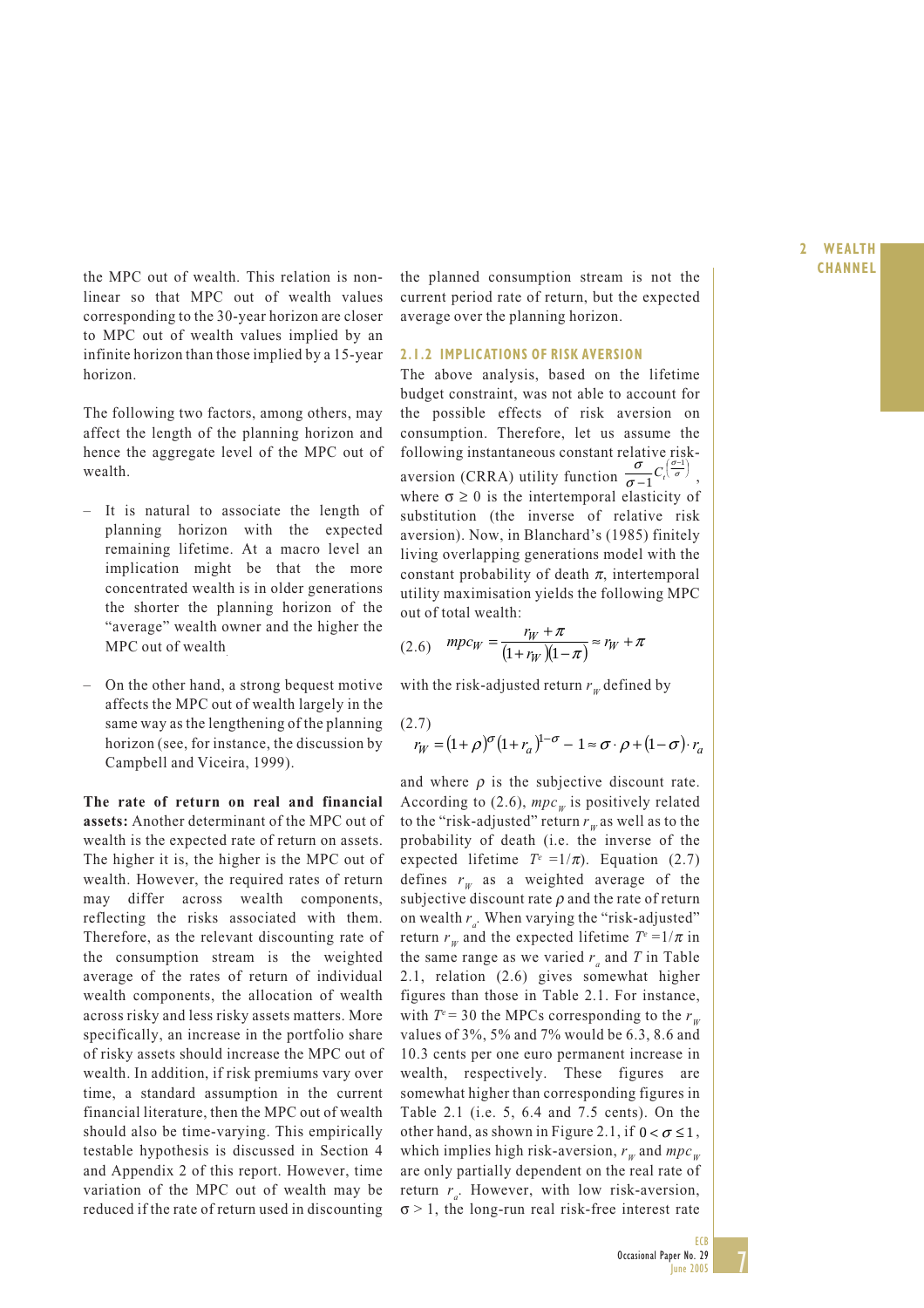the MPC out of wealth. This relation is non-linear so that MPC out of wealth values corresponding to the 30-year horizon are closer to MPC out of wealth values implied by an infinite horizon than those implied by a 15-year horizon.

The following two factors, among others, may affect the length of the planning horizon and hence the aggregate level of the MPC out of wealth.

- It is natural to associate the length of planning horizon with the expected remaining lifetime. At a macro level an implication might be that the more concentrated wealth is in older generations the shorter the planning horizon of the "average" wealth owner and the higher the MPC out of wealth.

- On the other hand, a strong bequest motive affects the MPC out of wealth largely in the same way as the lengthening of the planning horizon (see, for instance, the discussion by Campbell and Viceira, 1999).

**The rate of return on real and financial assets:** Another determinant of the MPC out of wealth is the expected rate of return on assets. The higher it is, the higher is the MPC out of wealth. However, the required rates of return may differ across wealth components, reflecting the risks associated with them. Therefore, as the relevant discounting rate of the consumption stream is the weighted average of the rates of return of individual wealth components, the allocation of wealth across risky and less risky assets matters. More specifically, an increase in the portfolio share of risky assets should increase the MPC out of wealth. In addition, if risk premiums vary over time, a standard assumption in the current financial literature, then the MPC out of wealth should also be time-varying. This empirically testable hypothesis is discussed in Section 4 and Appendix 2 of this report. However, time variation of the MPC out of wealth may be reduced if the rate of return used in discounting the planned consumption stream is not the current period rate of return, but the expected average over the planning horizon.

### 2.1.2 IMPLICATIONS OF RISK AVERSION

The above analysis, based on the lifetime budget constraint, was not able to account for the possible effects of risk aversion on consumption. Therefore, let us assume the following instantaneous constant relative risk-aversion (CRRA) utility function $\frac{\sigma}{\sigma-1}C_t^{\left(\frac{\sigma-1}{\sigma}\right)}$, where $\sigma \geq 0$ is the intertemporal elasticity of substitution (the inverse of relative risk aversion). Now, in Blanchard's (1985) finitely living overlapping generations model with the constant probability of death $\pi$, intertemporal utility maximisation yields the following MPC out of total wealth:

$$\text{(2.6)} \quad mpc_W = \frac{r_W + \pi}{(1+r_W)(1-\pi)} \approx r_W + \pi$$

with the risk-adjusted return $r_W$ defined by

$$\text{(2.7)} \quad r_W = (1+\rho)^{\sigma}(1+r_a)^{1-\sigma} - 1 \approx \sigma \cdot \rho + (1-\sigma) \cdot r_a$$

and where $\rho$ is the subjective discount rate. According to (2.6), $mpc_W$ is positively related to the "risk-adjusted" return $r_W$ as well as to the probability of death (i.e. the inverse of the expected lifetime $T^e = 1/\pi$). Equation (2.7) defines $r_W$ as a weighted average of the subjective discount rate $\rho$ and the rate of return on wealth $r_a$. When varying the "risk-adjusted" return $r_W$ and the expected lifetime $T^e = 1/\pi$ in the same range as we varied $r_a$ and $T$ in Table 2.1, relation (2.6) gives somewhat higher figures than those in Table 2.1. For instance, with $T^e = 30$ the MPCs corresponding to the $r_W$ values of 3%, 5% and 7% would be 6.3, 8.6 and 10.3 cents per one euro permanent increase in wealth, respectively. These figures are somewhat higher than corresponding figures in Table 2.1 (i.e. 5, 6.4 and 7.5 cents). On the other hand, as shown in Figure 2.1, if $0 < \sigma \leq 1$, which implies high risk-aversion, $r_W$ and $mpc_W$ are only partially dependent on the real rate of return $r_a$. However, with low risk-aversion, $\sigma > 1$, the long-run real risk-free interest rate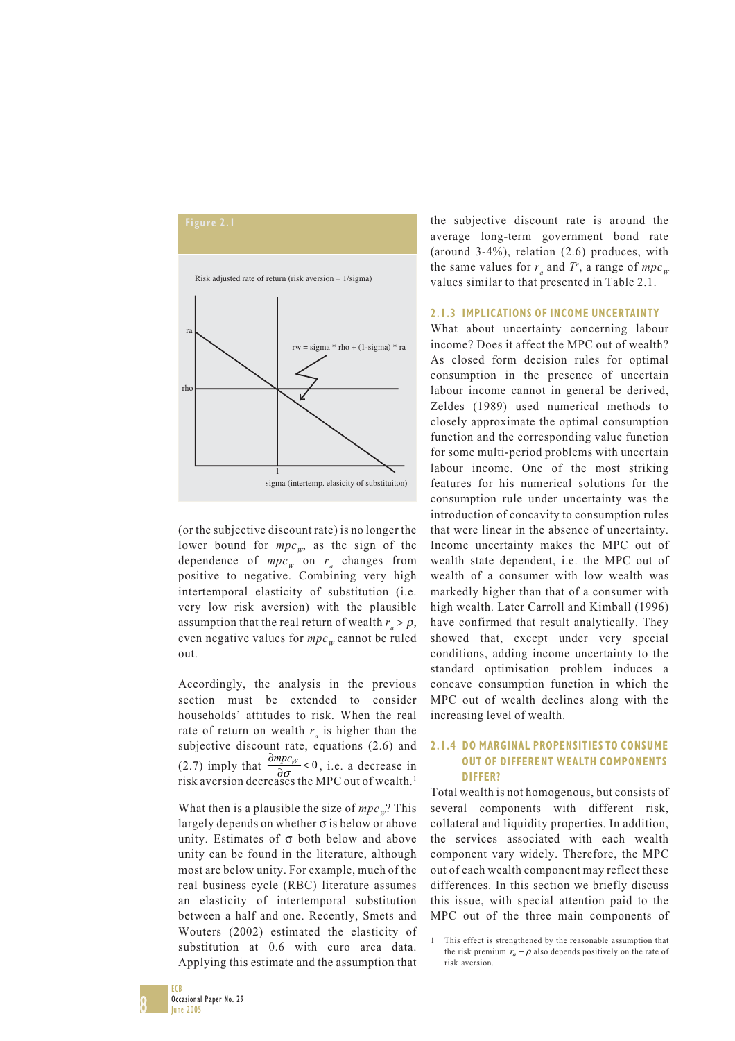**Figure 2.1**

Risk adjusted rate of return (risk aversion = 1/sigma)

ra

rho

rw = sigma * rho + (1-sigma) * ra

1

sigma (intertemp. elasticity of substituiton)

(or the subjective discount rate) is no longer the lower bound for $mpc_W$, as the sign of the dependence of $mpc_W$ on $r_a$ changes from positive to negative. Combining very high intertemporal elasticity of substitution (i.e. very low risk aversion) with the plausible assumption that the real return of wealth $r_a > \rho$, even negative values for $mpc_W$ cannot be ruled out.

Accordingly, the analysis in the previous section must be extended to consider households' attitudes to risk. When the real rate of return on wealth $r_a$ is higher than the subjective discount rate, equations (2.6) and (2.7) imply that $\frac{\partial mpc_W}{\partial \sigma} < 0$, i.e. a decrease in risk aversion decreases the MPC out of wealth.[1]

What then is a plausible the size of $mpc_W$? This largely depends on whether $\sigma$ is below or above unity. Estimates of $\sigma$ both below and above unity can be found in the literature, although most are below unity. For example, much of the real business cycle (RBC) literature assumes an elasticity of intertemporal substitution between a half and one. Recently, Smets and Wouters (2002) estimated the elasticity of substitution at 0.6 with euro area data. Applying this estimate and the assumption that the subjective discount rate is around the average long-term government bond rate (around 3-4%), relation (2.6) produces, with the same values for $r_a$ and $T^e$, a range of $mpc_W$ values similar to that presented in Table 2.1.

### 2.1.3 IMPLICATIONS OF INCOME UNCERTAINTY

What about uncertainty concerning labour income? Does it affect the MPC out of wealth? As closed form decision rules for optimal consumption in the presence of uncertain labour income in general be derived, Zeldes (1989) used numerical methods to closely approximate the optimal consumption function and the corresponding value function for some multi-period problems with uncertain labour income. One of the most striking features for his numerical solutions for the consumption rule under uncertainty was the introduction of concavity to consumption rules that were linear in the absence of uncertainty. Income uncertainty makes the MPC out of wealth state dependent, i.e. the MPC out of wealth of a consumer with low wealth was markedly higher than that of a consumer with high wealth. Later Carroll and Kimball (1996) have confirmed that result analytically. They showed that, except under very special conditions, adding income uncertainty to the standard optimisation problem induces a concave consumption function in which the MPC out of wealth declines along with the increasing level of wealth.

### 2.1.4 DO MARGINAL PROPENSITIES TO CONSUME OUT OF DIFFERENT WEALTH COMPONENTS DIFFER?

Total wealth is not homogenous, but consists of several components with different risk, collateral and liquidity properties. In addition, the services associated with each wealth component vary widely. Therefore, the MPC out of each wealth component may reflect these differences. In this section we briefly discuss this issue, with special attention paid to the MPC out of the three main components of

[1] This effect is strengthened by the reasonable assumption that the risk premium $r_a - \rho$ also depends positively on the rate of risk aversion.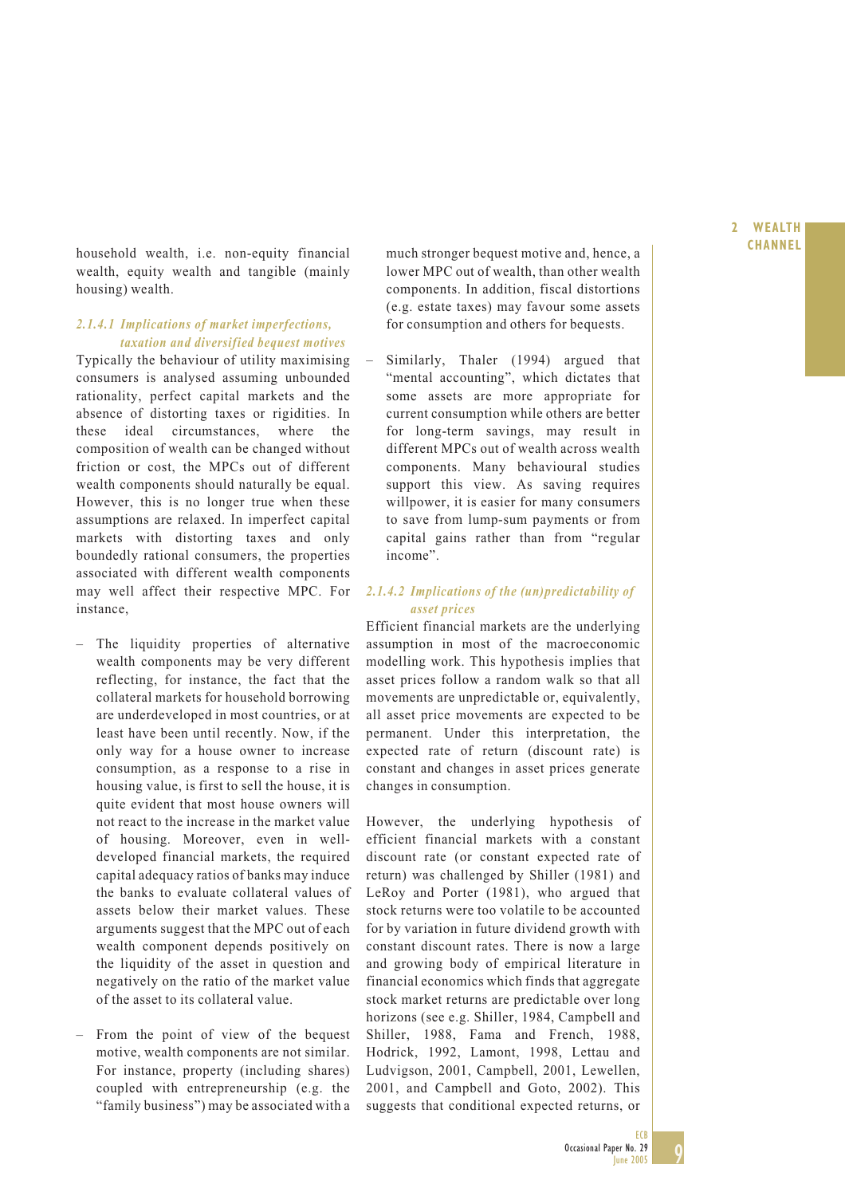household wealth, i.e. non-equity financial wealth, equity wealth and tangible (mainly housing) wealth.

#### *2.1.4.1 Implications of market imperfections, taxation and diversified bequest motives*

Typically the behaviour of utility maximising consumers is analysed assuming unbounded rationality, perfect capital markets and the absence of distorting taxes or rigidities. In these ideal circumstances, where the composition of wealth can be changed without friction or cost, the MPCs out of different wealth components should naturally be equal. However, this is no longer true when these assumptions are relaxed. In imperfect capital markets with distorting taxes and only boundedly rational consumers, the properties associated with different wealth components may well affect their respective MPC. For instance,

- The liquidity properties of alternative wealth components may be very different reflecting, for instance, the fact that the collateral markets for household borrowing are underdeveloped in most countries, or at least have been until recently. Now, if the only way for a house owner to increase consumption, as a response to a rise in housing value, is first to sell the house, it is quite evident that most house owners will not react to the increase in the market value of housing. Moreover, even in well-developed financial markets, the required capital adequacy ratios of banks may induce the banks to evaluate collateral values of assets below their market values. These arguments suggest that the MPC out of each wealth component depends positively on the liquidity of the asset in question and negatively on the ratio of the market value of the asset to its collateral value.

- From the point of view of the bequest motive, wealth components are not similar. For instance, property (including shares) coupled with entrepreneurship (e.g. the "family business") may be associated with a much stronger bequest motive and, hence, a lower MPC out of wealth, than other wealth components. In addition, fiscal distortions (e.g. estate taxes) may favour some assets for consumption and others for bequests.

- Similarly, Thaler (1994) argued that "mental accounting", which dictates that some assets are more appropriate for current consumption while others are better for long-term savings, may result in different MPCs out of wealth across wealth components. Many behavioural studies support this view. As saving requires willpower, it is easier for many consumers to save from lump-sum payments or from capital gains rather than from "regular income".

#### *2.1.4.2 Implications of the (un)predictability of asset prices*

Efficient financial markets are the underlying assumption in most of the macroeconomic modelling work. This hypothesis implies that asset prices follow a random walk so that all movements are unpredictable or, equivalently, all asset price movements are expected to be permanent. Under this interpretation, the expected rate of return (discount rate) is constant and changes in asset prices generate changes in consumption.

However, the underlying hypothesis of efficient financial markets with a constant discount rate (or constant expected rate of return) was challenged by Shiller (1981) and LeRoy and Porter (1981), who argued that stock returns were too volatile to be accounted for by variation in future dividend growth with constant discount rates. There is now a large and growing body of empirical literature in financial economics which finds that aggregate stock market returns are predictable over long horizons (see e.g. Shiller, 1984, Campbell and Shiller, 1988, Fama and French, 1988, Hodrick, 1992, Lamont, 1998, Lettau and Ludvigson, 2001, Campbell, 2001, Lewellen, 2001, and Campbell and Goto, 2002). This suggests that conditional expected returns, or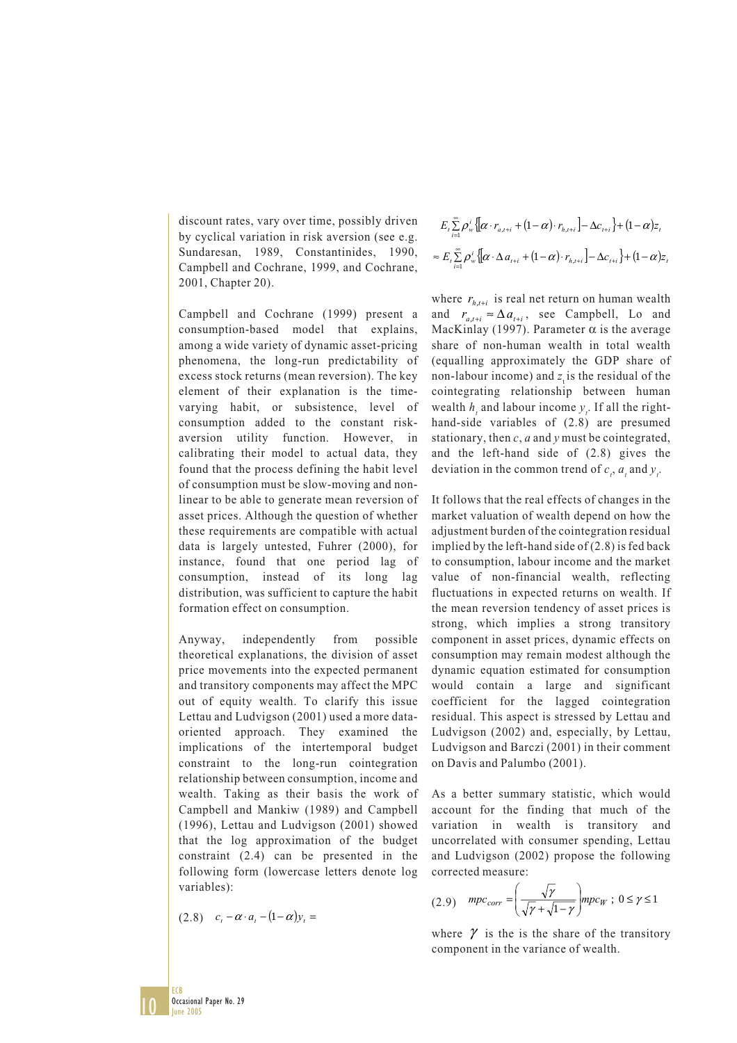discount rates, vary over time, possibly driven by cyclical variation in risk aversion (see e.g. Sundaresan, 1989, Constantinides, 1990, Campbell and Cochrane, 1999, and Cochrane, 2001, Chapter 20).

Campbell and Cochrane (1999) present a consumption-based model that explains, among a wide variety of dynamic asset-pricing phenomena, the long-run predictability of excess stock returns (mean reversion). The key element of their explanation is the time-varying habit, or subsistence, level of consumption added to the constant risk-aversion utility function. However, in calibrating their model to actual data, they found that the process defining the habit level of consumption must be slow-moving and non-linear to be able to generate mean reversion of asset prices. Although the question of whether these requirements are compatible with actual data is largely untested, Fuhrer (2000), for instance, found that one period lag of consumption, instead of its long lag distribution, was sufficient to capture the habit formation effect on consumption.

Anyway, independently from possible theoretical explanations, the division of asset price movements into the expected permanent and transitory components may affect the MPC out of equity wealth. To clarify this issue Lettau and Ludvigson (2001) used a more data-oriented approach. They examined the implications of the intertemporal budget constraint to the long-run cointegration relationship between consumption, income and wealth. Taking as their basis the work of Campbell and Mankiw (1989) and Campbell (1996), Lettau and Ludvigson (2001) showed that the log approximation of the budget constraint (2.4) can be presented in the following form (lowercase letters denote log variables):

$$(2.8) \quad c_t - \alpha \cdot a_t - (1-\alpha) y_t =$$

$$E_t \sum_{i=1}^{\infty} \rho_w^i \left\{ \left[ \alpha \cdot r_{a,t+i} + (1-\alpha) \cdot r_{h,t+i} \right] - \Delta c_{t+i} \right\} + (1-\alpha) z_t$$

$$\approx E_t \sum_{i=1}^{\infty} \rho_w^i \left\{ \left[ \alpha \cdot \Delta a_{t+i} + (1-\alpha) \cdot r_{h,t+i} \right] - \Delta c_{t+i} \right\} + (1-\alpha) z_t$$

where $r_{h,t+i}$ is real net return on human wealth and $r_{a,t+i} \approx \Delta a_{t+i}$, see Campbell, Lo and MacKinlay (1997). Parameter $\alpha$ is the average share of non-human wealth in total wealth (equalling approximately the GDP share of non-labour income) and $z_t$ is the residual of the cointegrating relationship between human wealth $h_t$ and labour income $y_t$. If all the right-hand-side variables of (2.8) are presumed stationary, then $c$, $a$ and $y$ must be cointegrated, and the left-hand side of (2.8) gives the deviation in the common trend of $c_t$, $a_t$ and $y_t$.

It follows that the real effects of changes in the market valuation of wealth depend on how the adjustment burden of the cointegration residual implied by the left-hand side of (2.8) is fed back to consumption, labour income and the market value of non-financial wealth, reflecting fluctuations in expected returns on wealth. If the mean reversion tendency of asset prices is strong, which implies a strong transitory component in asset prices, dynamic effects on consumption may remain modest although the dynamic equation estimated for consumption would contain a large and significant coefficient for the lagged cointegration residual. This aspect is stressed by Lettau and Ludvigson (2002) and, especially, by Lettau, Ludvigson and Barczi (2001) in their comment on Davis and Palumbo (2001).

As a better summary statistic, which would account for the finding that much of the variation in wealth is transitory and uncorrelated with consumer spending, Lettau and Ludvigson (2002) propose the following corrected measure:

$$(2.9) \quad mpc_{corr} = \left( \frac{\sqrt{\gamma}}{\sqrt{\gamma} + \sqrt{1-\gamma}} \right) mpc_W \; ; \; 0 \le \gamma \le 1$$

where $\gamma$ is the is the share of the transitory component in the variance of wealth.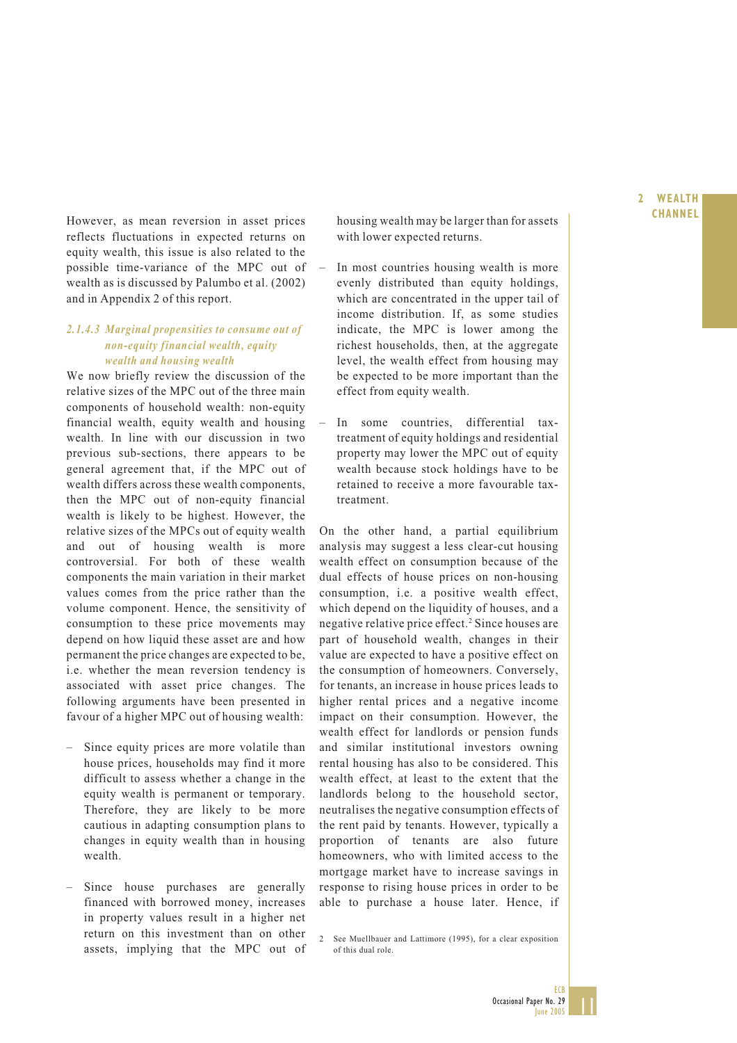However, as mean reversion in asset prices reflects fluctuations in expected returns on equity wealth, this issue is also related to the possible time-variance of the MPC out of wealth as is discussed by Palumbo et al. (2002) and in Appendix 2 of this report.

### *2.1.4.3 Marginal propensities to consume out of non-equity financial wealth, equity wealth and housing wealth*

We now briefly review the discussion of the relative sizes of the MPC out of the three main components of household wealth: non-equity financial wealth, equity wealth and housing wealth. In line with our discussion in two previous sub-sections, there appears to be general agreement that, if the MPC out of wealth differs across these wealth components, then the MPC out of non-equity financial wealth is likely to be highest. However, the relative sizes of the MPCs out of equity wealth and out of housing wealth is more controversial. For both of these wealth components the main variation in their market values comes from the price rather than the volume component. Hence, the sensitivity of consumption to these price movements may depend on how liquid these asset are and how permanent the price changes are expected to be, i.e. whether the mean reversion tendency is associated with asset price changes. The following arguments have been presented in favour of a higher MPC out of housing wealth:

- Since equity prices are more volatile than house prices, households may find it more difficult to assess whether a change in the equity wealth is permanent or temporary. Therefore, they are likely to be more cautious in adapting consumption plans to changes in equity wealth than in housing wealth.
- Since house purchases are generally financed with borrowed money, increases in property values result in a higher net return on this investment than on other assets, implying that the MPC out of housing wealth may be larger than for assets with lower expected returns.
- In most countries housing wealth is more evenly distributed than equity holdings, which are concentrated in the upper tail of income distribution. If, as some studies indicate, the MPC is lower among the richest households, then, at the aggregate level, the wealth effect from housing may be expected to be more important than the effect from equity wealth.
- In some countries, differential tax-treatment of equity holdings and residential property may lower the MPC out of equity wealth because stock holdings have to be retained to receive a more favourable tax-treatment.

On the other hand, a partial equilibrium analysis may suggest a less clear-cut housing wealth effect on consumption because of the dual effects of house prices on non-housing consumption, i.e. a positive wealth effect, which depend on the liquidity of houses, and a negative relative price effect.[2] Since houses are part of household wealth, changes in their value are expected to have a positive effect on the consumption of homeowners. Conversely, for tenants, an increase in house prices leads to higher rental prices and a negative income impact on their consumption. However, the wealth effect for landlords or pension funds and similar institutional investors owning rental housing has also to be considered. This wealth effect, at least to the extent that the landlords belong to the household sector, neutralises the negative consumption effects of the rent paid by tenants. However, typically a proportion of tenants are also future homeowners, who with limited access to the mortgage market have to increase savings in response to rising house prices in order to be able to purchase a house later. Hence, if

2 See Muellbauer and Lattimore (1995), for a clear exposition of this dual role.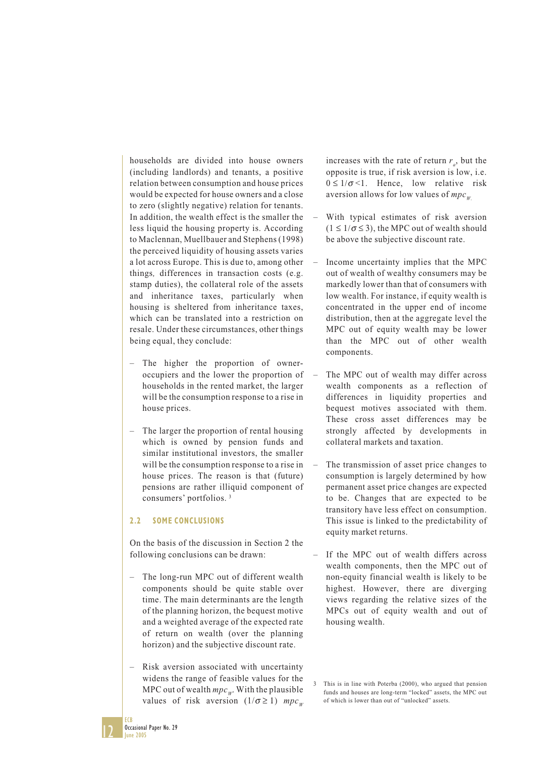households are divided into house owners (including landlords) and tenants, a positive relation between consumption and house prices would be expected for house owners and a close to zero (slightly negative) relation for tenants. In addition, the wealth effect is the smaller the less liquid the housing property is. According to Maclennan, Muellbauer and Stephens (1998) the perceived liquidity of housing assets varies a lot across Europe. This is due to, among other things*,* differences in transaction costs (e.g. stamp duties), the collateral role of the assets and inheritance taxes, particularly when housing is sheltered from inheritance taxes, which can be translated into a restriction on resale. Under these circumstances, other things being equal, they conclude:

– The higher the proportion of owner-occupiers and the lower the proportion of households in the rented market, the larger will be the consumption response to a rise in house prices.

– The larger the proportion of rental housing which is owned by pension funds and similar institutional investors, the smaller will be the consumption response to a rise in house prices. The reason is that (future) pensions are rather illiquid component of consumers' portfolios. [3]

### 2.2 SOME CONCLUSIONS

On the basis of the discussion in Section 2 the following conclusions can be drawn:

– The long-run MPC out of different wealth components should be quite stable over time. The main determinants are the length of the planning horizon, the bequest motive and a weighted average of the expected rate of return on wealth (over the planning horizon) and the subjective discount rate.

– Risk aversion associated with uncertainty widens the range of feasible values for the MPC out of wealth $mpc_W$. With the plausible values of risk aversion ($1/\sigma \geq 1$) $mpc_W$ increases with the rate of return $r_a$, but the opposite is true, if risk aversion is low, i.e. $0 \leq 1/\sigma < 1$. Hence, low relative risk aversion allows for low values of $mpc_W$.

– With typical estimates of risk aversion ($1 \leq 1/\sigma \leq 3$), the MPC out of wealth should be above the subjective discount rate.

– Income uncertainty implies that the MPC out of wealth of wealthy consumers may be markedly lower than that of consumers with low wealth. For instance, if equity wealth is concentrated in the upper end of income distribution, then at the aggregate level the MPC out of equity wealth may be lower than the MPC out of other wealth components.

– The MPC out of wealth may differ across wealth components as a reflection of differences in liquidity properties and bequest motives associated with them. These cross asset differences may be strongly affected by developments in collateral markets and taxation.

– The transmission of asset price changes to consumption is largely determined by how permanent asset price changes are expected to be. Changes that are expected to be transitory have less effect on consumption. This issue is linked to the predictability of equity market returns.

– If the MPC out of wealth differs across wealth components, then the MPC out of non-equity financial wealth is likely to be highest. However, there are diverging views regarding the relative sizes of the MPCs out of equity wealth and out of housing wealth.

[3] This is in line with Poterba (2000), who argued that pension funds and houses are long-term "locked" assets, the MPC out of which is lower than out of "unlocked" assets.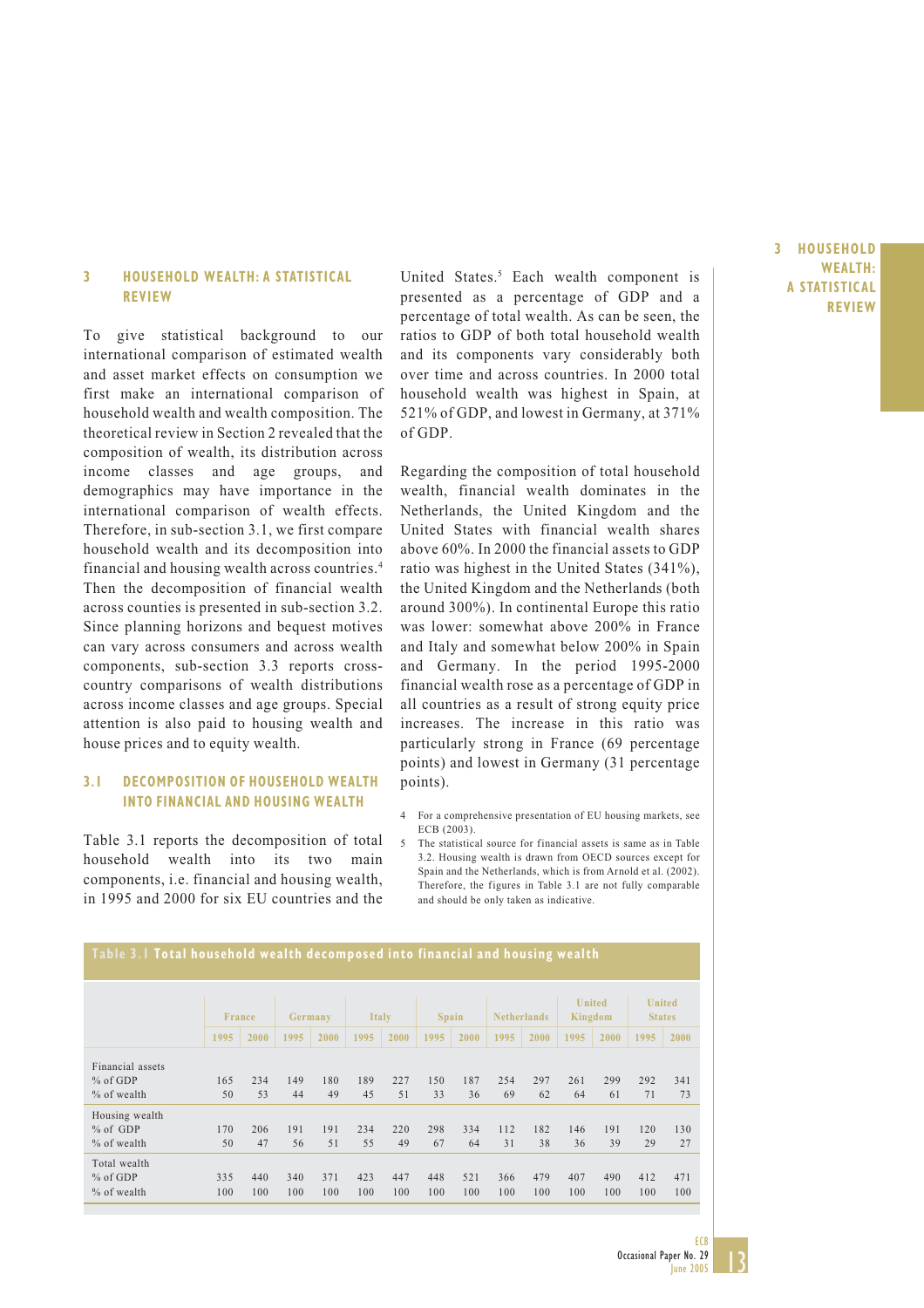# 3 HOUSEHOLD WEALTH: A STATISTICAL REVIEW

To give statistical background to our international comparison of estimated wealth and asset market effects on consumption we first make an international comparison of household wealth and wealth composition. The theoretical review in Section 2 revealed that the composition of wealth, its distribution across income classes and age groups, and demographics may have importance in the international comparison of wealth effects. Therefore, in sub-section 3.1, we first compare household wealth and its decomposition into financial and housing wealth across countries.[4] Then the decomposition of financial wealth across counties is presented in sub-section 3.2. Since planning horizons and bequest motives can vary across consumers and across wealth components, sub-section 3.3 reports cross-country comparisons of wealth distributions across income classes and age groups. Special attention is also paid to housing wealth and house prices and to equity wealth.

## 3.1 DECOMPOSITION OF HOUSEHOLD WEALTH INTO FINANCIAL AND HOUSING WEALTH

Table 3.1 reports the decomposition of total household wealth into its two main components, i.e. financial and housing wealth, in 1995 and 2000 for six EU countries and the United States.[5] Each wealth component is presented as a percentage of GDP and a percentage of total wealth. As can be seen, the ratios to GDP of both total household wealth and its components vary considerably both over time and across countries. In 2000 total household wealth was highest in Spain, at 521% of GDP, and lowest in Germany, at 371% of GDP.

Regarding the composition of total household wealth, financial wealth dominates in the Netherlands, the United Kingdom and the United States with financial wealth shares above 60%. In 2000 the financial assets to GDP ratio was highest in the United States (341%), the United Kingdom and the Netherlands (both around 300%). In continental Europe this ratio was lower: somewhat above 200% in France and Italy and somewhat below 200% in Spain and Germany. In the period 1995-2000 financial wealth rose as a percentage of GDP in all countries as a result of strong equity price increases. The increase in this ratio was particularly strong in France (69 percentage points) and lowest in Germany (31 percentage points).

4 For a comprehensive presentation of EU housing markets, see ECB (2003).

5 The statistical source for financial assets is same as in Table 3.2. Housing wealth is drawn from OECD sources except for Spain and the Netherlands, which is from Arnold et al. (2002). Therefore, the figures in Table 3.1 are not fully comparable and should be only taken as indicative.

**Table 3.1 Total household wealth decomposed into financial and housing wealth**

| | France | | Germany | | Italy | | Spain | | Netherlands | | United Kingdom | | United States | |
|---|---|---|---|---|---|---|---|---|---|---|---|---|---|---|
| | 1995 | 2000 | 1995 | 2000 | 1995 | 2000 | 1995 | 2000 | 1995 | 2000 | 1995 | 2000 | 1995 | 2000 |
| Financial assets | | | | | | | | | | | | | | |
| % of GDP | 165 | 234 | 149 | 180 | 189 | 227 | 150 | 187 | 254 | 297 | 261 | 299 | 292 | 341 |
| % of wealth | 50 | 53 | 44 | 49 | 45 | 51 | 33 | 36 | 69 | 62 | 64 | 61 | 71 | 73 |
| Housing wealth | | | | | | | | | | | | | | |
| % of GDP | 170 | 206 | 191 | 191 | 234 | 220 | 298 | 334 | 112 | 182 | 146 | 191 | 120 | 130 |
| % of wealth | 50 | 47 | 56 | 51 | 55 | 49 | 67 | 64 | 31 | 38 | 36 | 39 | 29 | 27 |
| Total wealth | | | | | | | | | | | | | | |
| % of GDP | 335 | 440 | 340 | 371 | 423 | 447 | 448 | 521 | 366 | 479 | 407 | 490 | 412 | 471 |
| % of wealth | 100 | 100 | 100 | 100 | 100 | 100 | 100 | 100 | 100 | 100 | 100 | 100 | 100 | 100 |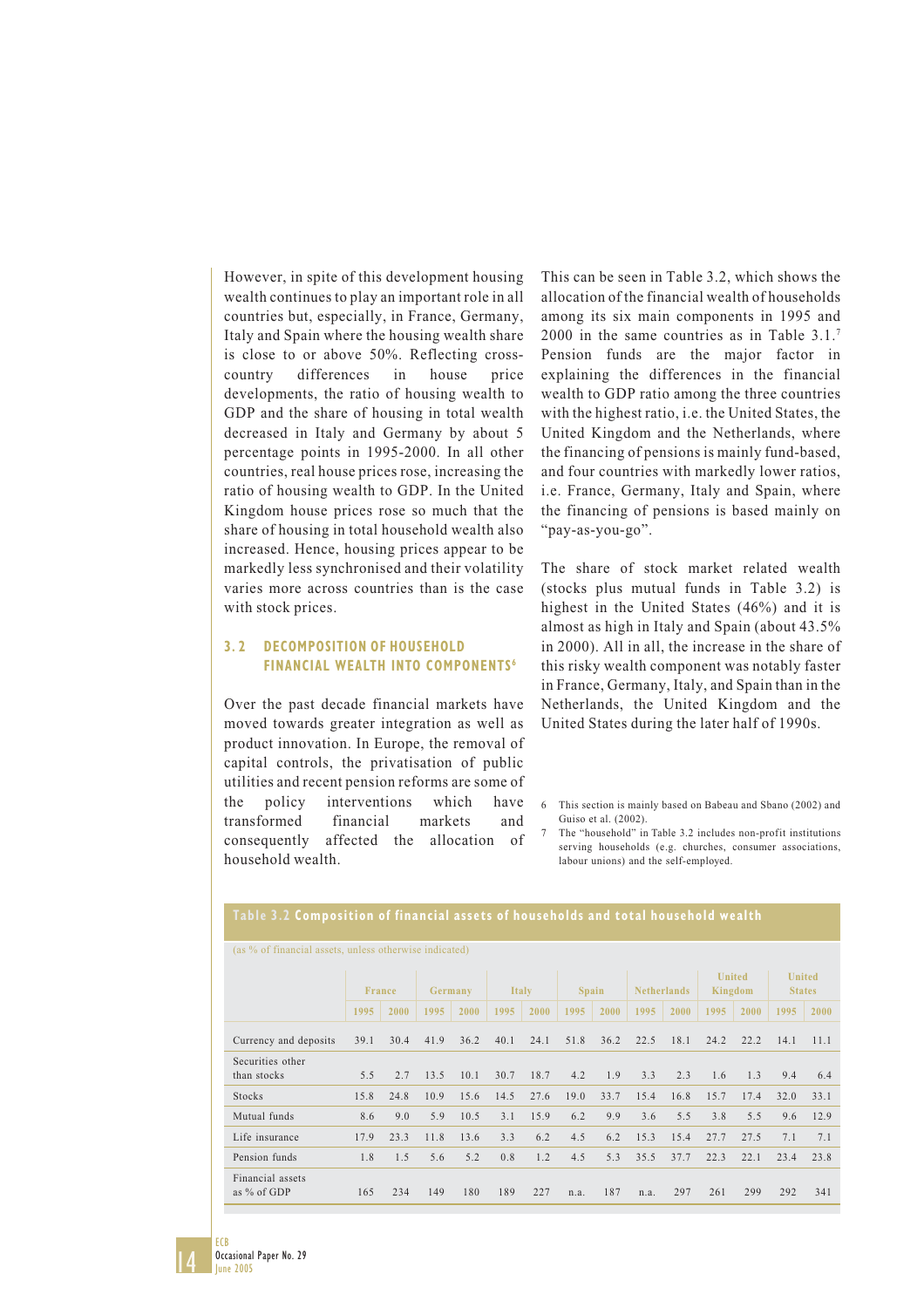However, in spite of this development housing wealth continues to play an important role in all countries but, especially, in France, Germany, Italy and Spain where the housing wealth share is close to or above 50%. Reflecting cross-country differences in house price developments, the ratio of housing wealth to GDP and the share of housing in total wealth decreased in Italy and Germany by about 5 percentage points in 1995-2000. In all other countries, real house prices rose, increasing the ratio of housing wealth to GDP. In the United Kingdom house prices rose so much that the share of housing in total household wealth also increased. Hence, housing prices appear to be markedly less synchronised and their volatility varies more across countries than is the case with stock prices.

## 3.2 DECOMPOSITION OF HOUSEHOLD FINANCIAL WEALTH INTO COMPONENTS[6]

Over the past decade financial markets have moved towards greater integration as well as product innovation. In Europe, the removal of capital controls, the privatisation of public utilities and recent pension reforms are some of the policy interventions which have transformed financial markets and consequently affected the allocation of household wealth.

This can be seen in Table 3.2, which shows the allocation of the financial wealth of households among its six main components in 1995 and 2000 in the same countries as in Table 3.1.[7] Pension funds are the major factor in explaining the differences in the financial wealth to GDP ratio among the three countries with the highest ratio, i.e. the United States, the United Kingdom and the Netherlands, where the financing of pensions is mainly fund-based, and four countries with markedly lower ratios, i.e. France, Germany, Italy and Spain, where the financing of pensions is based mainly on "pay-as-you-go".

The share of stock market related wealth (stocks plus mutual funds in Table 3.2) is highest in the United States (46%) and it is almost as high in Italy and Spain (about 43.5% in 2000). All in all, the increase in the share of this risky wealth component was notably faster in France, Germany, Italy, and Spain than in the Netherlands, the United Kingdom and the United States during the later half of 1990s.

6 This section is mainly based on Babeau and Sbano (2002) and Guiso et al. (2002).

7 The "household" in Table 3.2 includes non-profit institutions serving households (e.g. churches, consumer associations, labour unions) and the self-employed.

**Table 3.2 Composition of financial assets of households and total household wealth**

(as % of financial assets, unless otherwise indicated)

| | France | | Germany | | Italy | | Spain | | Netherlands | | United Kingdom | | United States | |
|---|---|---|---|---|---|---|---|---|---|---|---|---|---|---|
| | 1995 | 2000 | 1995 | 2000 | 1995 | 2000 | 1995 | 2000 | 1995 | 2000 | 1995 | 2000 | 1995 | 2000 |
| Currency and deposits | 39.1 | 30.4 | 41.9 | 36.2 | 40.1 | 24.1 | 51.8 | 36.2 | 22.5 | 18.1 | 24.2 | 22.2 | 14.1 | 11.1 |
| Securities other than stocks | 5.5 | 2.7 | 13.5 | 10.1 | 30.7 | 18.7 | 4.2 | 1.9 | 3.3 | 2.3 | 1.6 | 1.3 | 9.4 | 6.4 |
| Stocks | 15.8 | 24.8 | 10.9 | 15.6 | 14.5 | 27.6 | 19.0 | 33.7 | 15.4 | 16.8 | 15.7 | 17.4 | 32.0 | 33.1 |
| Mutual funds | 8.6 | 9.0 | 5.9 | 10.5 | 3.1 | 15.9 | 6.2 | 9.9 | 3.6 | 5.5 | 3.8 | 5.5 | 9.6 | 12.9 |
| Life insurance | 17.9 | 23.3 | 11.8 | 13.6 | 3.3 | 6.2 | 4.5 | 6.2 | 15.3 | 15.4 | 27.7 | 27.5 | 7.1 | 7.1 |
| Pension funds | 1.8 | 1.5 | 5.6 | 5.2 | 0.8 | 1.2 | 4.5 | 5.3 | 35.5 | 37.7 | 22.3 | 22.1 | 23.4 | 23.8 |
| Financial assets as % of GDP | 165 | 234 | 149 | 180 | 189 | 227 | n.a. | 187 | n.a. | 297 | 261 | 299 | 292 | 341 |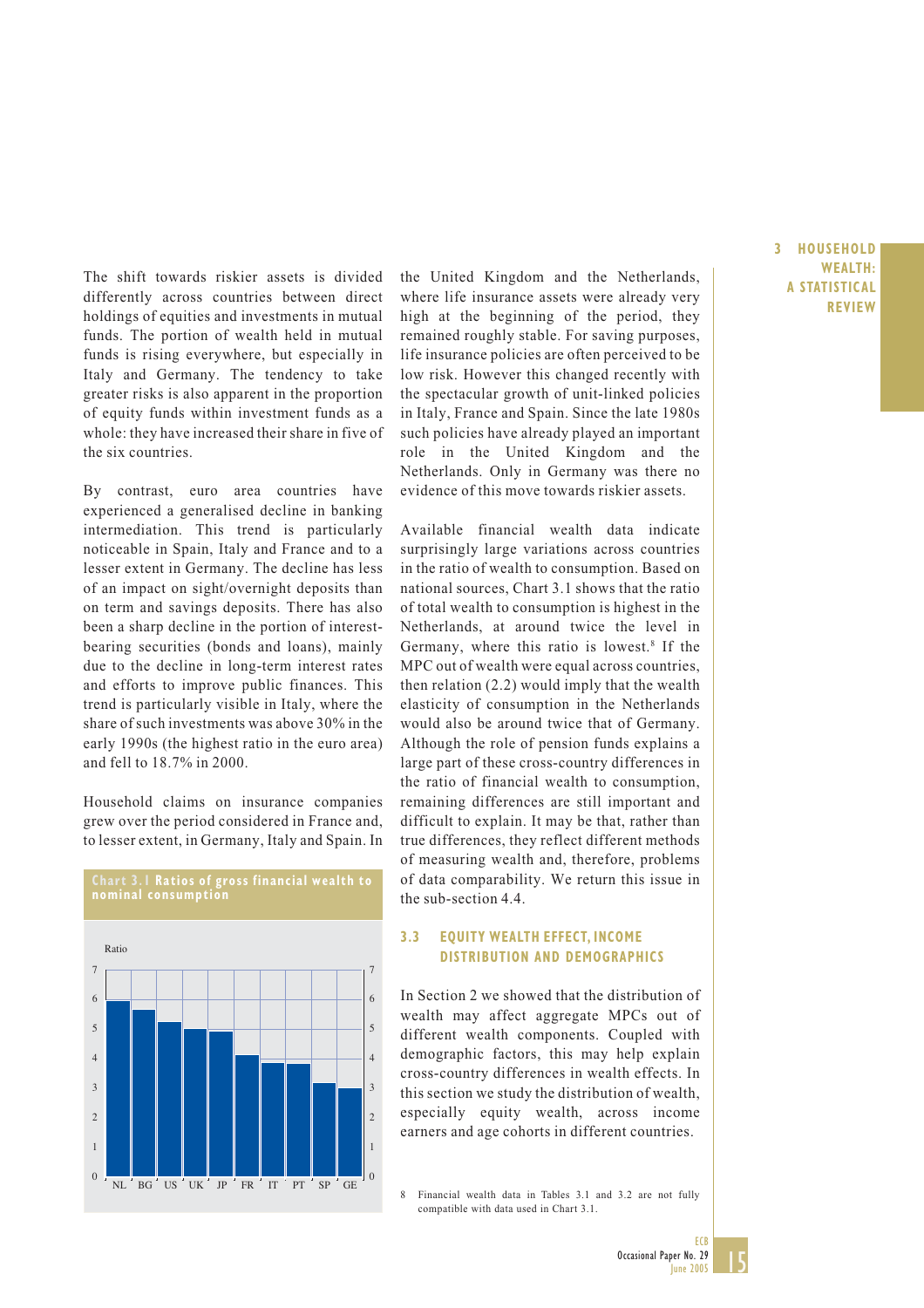The shift towards riskier assets is divided differently across countries between direct holdings of equities and investments in mutual funds. The portion of wealth held in mutual funds is rising everywhere, but especially in Italy and Germany. The tendency to take greater risks is also apparent in the proportion of equity funds within investment funds as a whole: they have increased their share in five of the six countries.

By contrast, euro area countries have experienced a generalised decline in banking intermediation. This trend is particularly noticeable in Spain, Italy and France and to a lesser extent in Germany. The decline has less of an impact on sight/overnight deposits than on term and savings deposits. There has also been a sharp decline in the portion of interest-bearing securities (bonds and loans), mainly due to the decline in long-term interest rates and efforts to improve public finances. This trend is particularly visible in Italy, where the share of such investments was above 30% in the early 1990s (the highest ratio in the euro area) and fell to 18.7% in 2000.

Household claims on insurance companies grew over the period considered in France and, to lesser extent, in Germany, Italy and Spain. In the United Kingdom and the Netherlands, where life insurance assets were already very high at the beginning of the period, they remained roughly stable. For saving purposes, life insurance policies are often perceived to be low risk. However this changed recently with the spectacular growth of unit-linked policies in Italy, France and Spain. Since the late 1980s such policies have already played an important role in the United Kingdom and the Netherlands. Only in Germany was there no evidence of this move towards riskier assets.

**Chart 3.1 Ratios of gross financial wealth to nominal consumption**

Ratio

| Country | NL | BG | US | UK | JP | FR | IT | PT | SP | GE |
|---|---|---|---|---|---|---|---|---|---|---|
| Ratio (approx.) | 6.0 | 5.7 | 5.3 | 5.0 | 4.9 | 4.1 | 3.9 | 3.8 | 3.2 | 3.0 |

Available financial wealth data indicate surprisingly large variations across countries in the ratio of wealth to consumption. Based on national sources, Chart 3.1 shows that the ratio of total wealth to consumption is highest in the Netherlands, at around twice the level in Germany, where this ratio is lowest.[8] If the MPC out of wealth were equal across countries, then relation (2.2) would imply that the wealth elasticity of consumption in the Netherlands would also be around twice that of Germany. Although the role of pension funds explains a large part of these cross-country differences in the ratio of financial wealth to consumption, remaining differences are still important and difficult to explain. It may be that, rather than true differences, they reflect different methods of measuring wealth and, therefore, problems of data comparability. We return this issue in the sub-section 4.4.

## 3.3 EQUITY WEALTH EFFECT, INCOME DISTRIBUTION AND DEMOGRAPHICS

In Section 2 we showed that the distribution of wealth may affect aggregate MPCs out of different wealth components. Coupled with demographic factors, this may help explain cross-country differences in wealth effects. In this section we study the distribution of wealth, especially equity wealth, across income earners and age cohorts in different countries.

8 Financial wealth data in Tables 3.1 and 3.2 are not fully compatible with data used in Chart 3.1.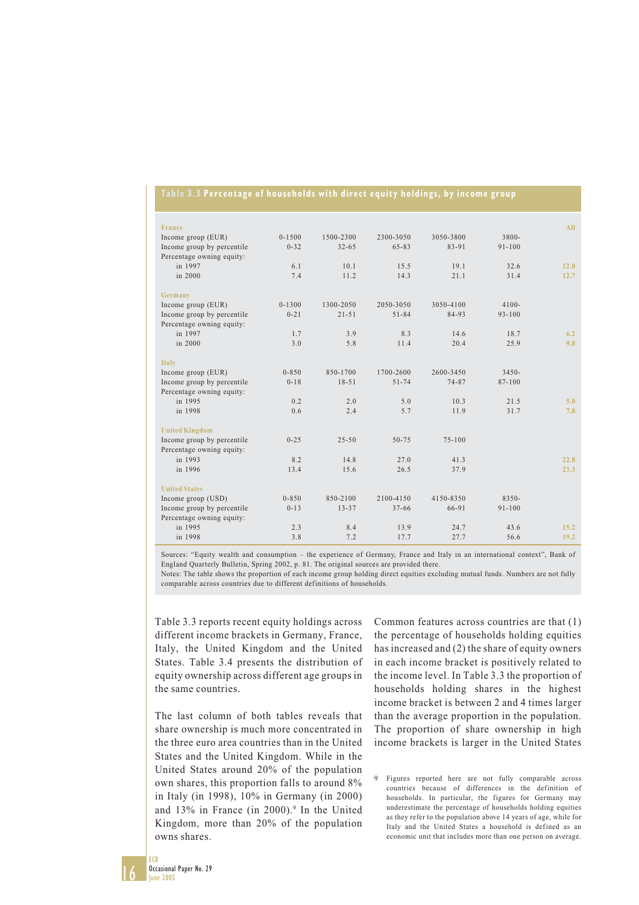**Table 3.3 Percentage of households with direct equity holdings, by income group**

| | | | | | | All |
|---|---|---|---|---|---|---|
| **France** | | | | | | |
| Income group (EUR) | 0-1500 | 1500-2300 | 2300-3050 | 3050-3800 | 3800- | |
| Income group by percentile | 0-32 | 32-65 | 65-83 | 83-91 | 91-100 | |
| Percentage owning equity: | | | | | | |
| in 1997 | 6.1 | 10.1 | 15.5 | 19.1 | 32.6 | 12.0 |
| in 2000 | 7.4 | 11.2 | 14.3 | 21.1 | 31.4 | 12.7 |
| **Germany** | | | | | | |
| Income group (EUR) | 0-1300 | 1300-2050 | 2050-3050 | 3050-4100 | 4100- | |
| Income group by percentile | 0-21 | 21-51 | 51-84 | 84-93 | 93-100 | |
| Percentage owning equity: | | | | | | |
| in 1997 | 1.7 | 3.9 | 8.3 | 14.6 | 18.7 | 6.2 |
| in 2000 | 3.0 | 5.8 | 11.4 | 20.4 | 25.9 | 9.8 |
| **Italy** | | | | | | |
| Income group (EUR) | 0-850 | 850-1700 | 1700-2600 | 2600-3450 | 3450- | |
| Income group by percentile | 0-18 | 18-51 | 51-74 | 74-87 | 87-100 | |
| Percentage owning equity: | | | | | | |
| in 1995 | 0.2 | 2.0 | 5.0 | 10.3 | 21.5 | 5.0 |
| in 1998 | 0.6 | 2.4 | 5.7 | 11.9 | 31.7 | 7.8 |
| **United Kingdom** | | | | | | |
| Income group by percentile | 0-25 | 25-50 | 50-75 | 75-100 | | |
| Percentage owning equity: | | | | | | |
| in 1993 | 8.2 | 14.8 | 27.0 | 41.3 | | 22.8 |
| in 1996 | 13.4 | 15.6 | 26.5 | 37.9 | | 23.3 |
| **United States** | | | | | | |
| Income group (USD) | 0-850 | 850-2100 | 2100-4150 | 4150-8350 | 8350- | |
| Income group by percentile | 0-13 | 13-37 | 37-66 | 66-91 | 91-100 | |
| Percentage owning equity: | | | | | | |
| in 1995 | 2.3 | 8.4 | 13.9 | 24.7 | 43.6 | 15.2 |
| in 1998 | 3.8 | 7.2 | 17.7 | 27.7 | 56.6 | 19.2 |

Sources: "Equity wealth and consumption – the experience of Germany, France and Italy in an international context", Bank of England Quarterly Bulletin, Spring 2002, p. 81. The original sources are provided there.
Notes: The table shows the proportion of each income group holding direct equities excluding mutual funds. Numbers are not fully comparable across countries due to different definitions of households.

Table 3.3 reports recent equity holdings across different income brackets in Germany, France, Italy, the United Kingdom and the United States. Table 3.4 presents the distribution of equity ownership across different age groups in the same countries.

The last column of both tables reveals that share ownership is much more concentrated in the three euro area countries than in the United States and the United Kingdom. While in the United States around 20% of the population own shares, this proportion falls to around 8% in Italy (in 1998), 10% in Germany (in 2000) and 13% in France (in 2000).[9] In the United Kingdom, more than 20% of the population owns shares.

Common features across countries are that (1) the percentage of households holding equities has increased and (2) the share of equity owners in each income bracket is positively related to the income level. In Table 3.3 the proportion of households holding shares in the highest income bracket is between 2 and 4 times larger than the average proportion in the population. The proportion of share ownership in high income brackets is larger in the United States

9 Figures reported here are not fully comparable across countries because of differences in the definition of households. In particular, the figures for Germany may underestimate the percentage of households holding equities as they refer to the population above 14 years of age, while for Italy and the United States a household is defined as an economic unit that includes more than one person on average.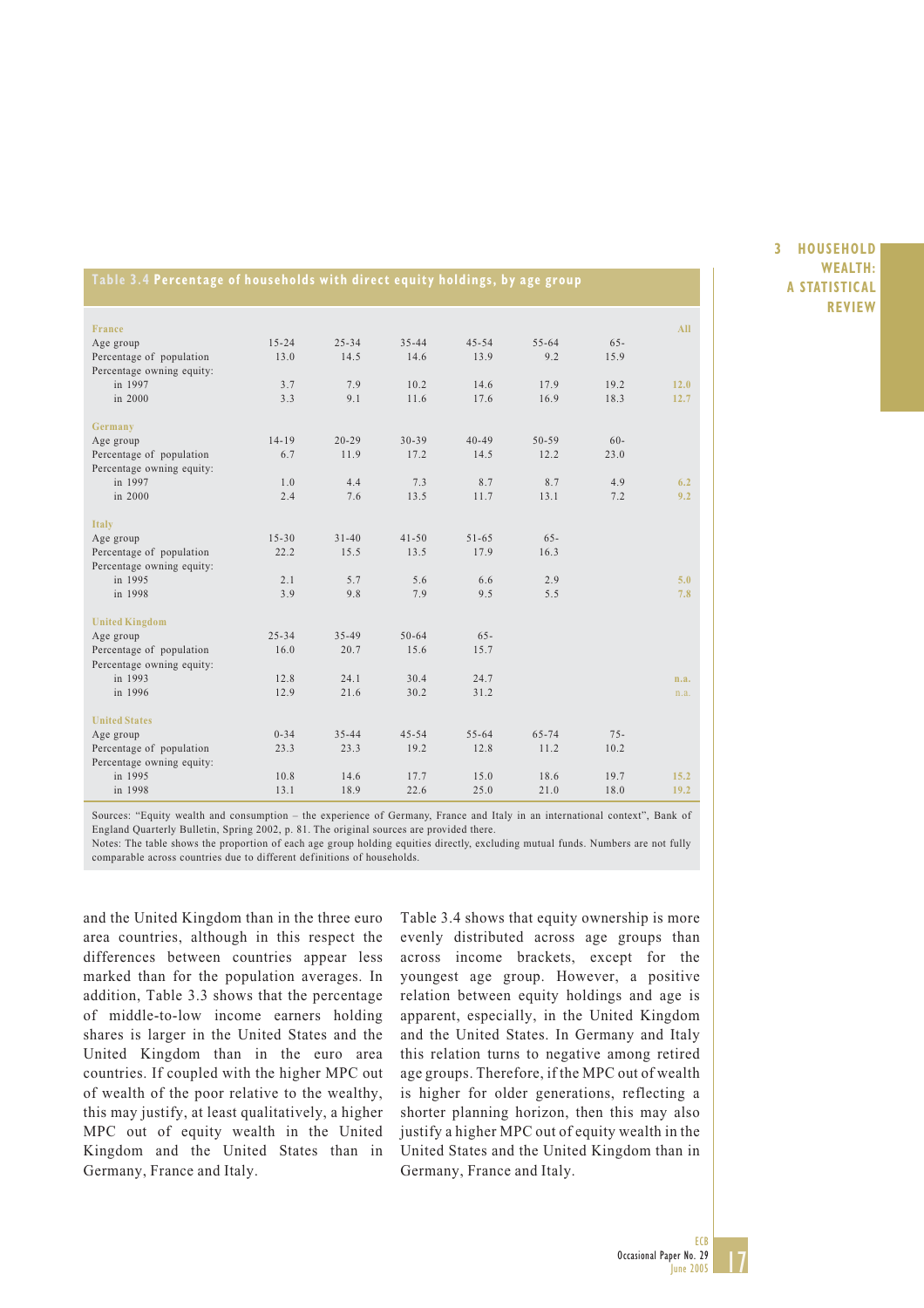**Table 3.4 Percentage of households with direct equity holdings, by age group**

| | | | | | | | |
|---|---|---|---|---|---|---|---|
| **France** | | | | | | | **All** |
| Age group | 15-24 | 25-34 | 35-44 | 45-54 | 55-64 | 65- | |
| Percentage of population | 13.0 | 14.5 | 14.6 | 13.9 | 9.2 | 15.9 | |
| Percentage owning equity: | | | | | | | |
| in 1997 | 3.7 | 7.9 | 10.2 | 14.6 | 17.9 | 19.2 | 12.0 |
| in 2000 | 3.3 | 9.1 | 11.6 | 17.6 | 16.9 | 18.3 | 12.7 |
| **Germany** | | | | | | | |
| Age group | 14-19 | 20-29 | 30-39 | 40-49 | 50-59 | 60- | |
| Percentage of population | 6.7 | 11.9 | 17.2 | 14.5 | 12.2 | 23.0 | |
| Percentage owning equity: | | | | | | | |
| in 1997 | 1.0 | 4.4 | 7.3 | 8.7 | 8.7 | 4.9 | 6.2 |
| in 2000 | 2.4 | 7.6 | 13.5 | 11.7 | 13.1 | 7.2 | 9.2 |
| **Italy** | | | | | | | |
| Age group | 15-30 | 31-40 | 41-50 | 51-65 | 65- | | |
| Percentage of population | 22.2 | 15.5 | 13.5 | 17.9 | 16.3 | | |
| Percentage owning equity: | | | | | | | |
| in 1995 | 2.1 | 5.7 | 5.6 | 6.6 | 2.9 | | 5.0 |
| in 1998 | 3.9 | 9.8 | 7.9 | 9.5 | 5.5 | | 7.8 |
| **United Kingdom** | | | | | | | |
| Age group | 25-34 | 35-49 | 50-64 | 65- | | | |
| Percentage of population | 16.0 | 20.7 | 15.6 | 15.7 | | | |
| Percentage owning equity: | | | | | | | |
| in 1993 | 12.8 | 24.1 | 30.4 | 24.7 | | | n.a. |
| in 1996 | 12.9 | 21.6 | 30.2 | 31.2 | | | n.a. |
| **United States** | | | | | | | |
| Age group | 0-34 | 35-44 | 45-54 | 55-64 | 65-74 | 75- | |
| Percentage of population | 23.3 | 23.3 | 19.2 | 12.8 | 11.2 | 10.2 | |
| Percentage owning equity: | | | | | | | |
| in 1995 | 10.8 | 14.6 | 17.7 | 15.0 | 18.6 | 19.7 | 15.2 |
| in 1998 | 13.1 | 18.9 | 22.6 | 25.0 | 21.0 | 18.0 | 19.2 |

Sources: "Equity wealth and consumption – the experience of Germany, France and Italy in an international context", Bank of England Quarterly Bulletin, Spring 2002, p. 81. The original sources are provided there.
Notes: The table shows the proportion of each age group holding equities directly, excluding mutual funds. Numbers are not fully comparable across countries due to different definitions of households.

and the United Kingdom than in the three euro area countries, although in this respect the differences between countries appear less marked than for the population averages. In addition, Table 3.3 shows that the percentage of middle-to-low income earners holding shares is larger in the United States and the United Kingdom than in the euro area countries. If coupled with the higher MPC out of wealth of the poor relative to the wealthy, this may justify, at least qualitatively, a higher MPC out of equity wealth in the United Kingdom and the United States than in Germany, France and Italy.

Table 3.4 shows that equity ownership is more evenly distributed across age groups than across income brackets, except for the youngest age group. However, a positive relation between equity holdings and age is apparent, especially, in the United Kingdom and the United States. In Germany and Italy this relation turns to negative among retired age groups. Therefore, if the MPC out of wealth is higher for older generations, reflecting a shorter planning horizon, then this may also justify a higher MPC out of equity wealth in the United States and the United Kingdom than in Germany, France and Italy.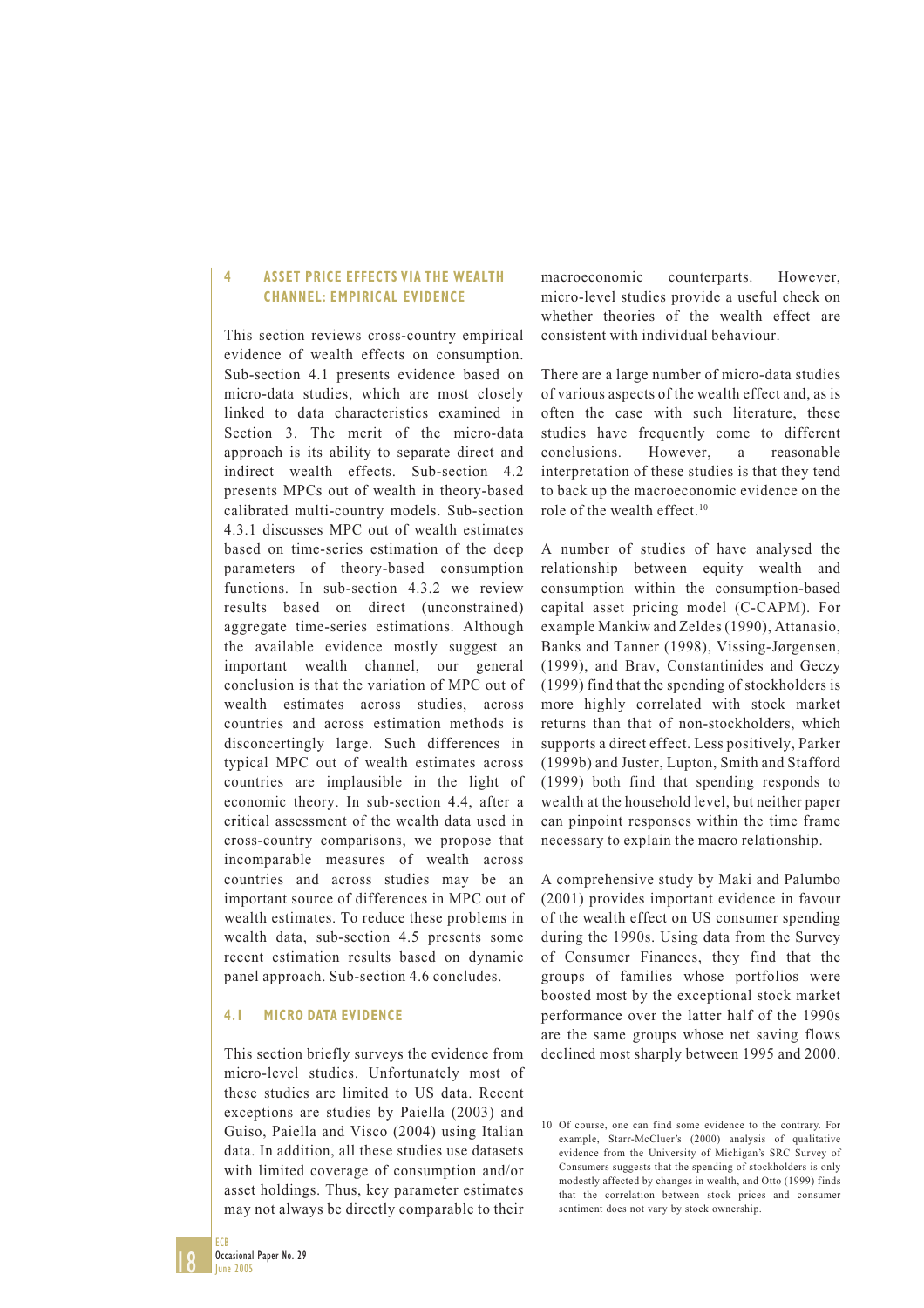# 4 ASSET PRICE EFFECTS VIA THE WEALTH CHANNEL: EMPIRICAL EVIDENCE

This section reviews cross-country empirical evidence of wealth effects on consumption. Sub-section 4.1 presents evidence based on micro-data studies, which are most closely linked to data characteristics examined in Section 3. The merit of the micro-data approach is its ability to separate direct and indirect wealth effects. Sub-section 4.2 presents MPCs out of wealth in theory-based calibrated multi-country models. Sub-section 4.3.1 discusses MPC out of wealth estimates based on time-series estimation of the deep parameters of theory-based consumption functions. In sub-section 4.3.2 we review results based on direct (unconstrained) aggregate time-series estimations. Although the available evidence mostly suggest an important wealth channel, our general conclusion is that the variation of MPC out of wealth estimates across studies, across countries and across estimation methods is disconcertingly large. Such differences in typical MPC out of wealth estimates across countries are implausible in the light of economic theory. In sub-section 4.4, after a critical assessment of the wealth data used in cross-country comparisons, we propose that incomparable measures of wealth across countries and across studies may be an important source of differences in MPC out of wealth estimates. To reduce these problems in wealth data, sub-section 4.5 presents some recent estimation results based on dynamic panel approach. Sub-section 4.6 concludes.

## 4.1 MICRO DATA EVIDENCE

This section briefly surveys the evidence from micro-level studies. Unfortunately most of these studies are limited to US data. Recent exceptions are studies by Paiella (2003) and Guiso, Paiella and Visco (2004) using Italian data. In addition, all these studies use datasets with limited coverage of consumption and/or asset holdings. Thus, key parameter estimates may not always be directly comparable to their macroeconomic counterparts. However, micro-level studies provide a useful check on whether theories of the wealth effect are consistent with individual behaviour.

There are a large number of micro-data studies of various aspects of the wealth effect and, as is often the case with such literature, these studies have frequently come to different conclusions. However, a reasonable interpretation of these studies is that they tend to back up the macroeconomic evidence on the role of the wealth effect.[10]

A number of studies of have analysed the relationship between equity wealth and consumption within the consumption-based capital asset pricing model (C-CAPM). For example Mankiw and Zeldes (1990), Attanasio, Banks and Tanner (1998), Vissing-Jørgensen, (1999), and Brav, Constantinides and Geczy (1999) find that the spending of stockholders is more highly correlated with stock market returns than that of non-stockholders, which supports a direct effect. Less positively, Parker (1999b) and Juster, Lupton, Smith and Stafford (1999) both find that spending responds to wealth at the household level, but neither paper can pinpoint responses within the time frame necessary to explain the macro relationship.

A comprehensive study by Maki and Palumbo (2001) provides important evidence in favour of the wealth effect on US consumer spending during the 1990s. Using data from the Survey of Consumer Finances, they find that the groups of families whose portfolios were boosted most by the exceptional stock market performance over the latter half of the 1990s are the same groups whose net saving flows declined most sharply between 1995 and 2000.

10 Of course, one can find some evidence to the contrary. For example, Starr-McCluer's (2000) analysis of qualitative evidence from the University of Michigan's SRC Survey of Consumers suggests that the spending of stockholders is only modestly affected by changes in wealth, and Otto (1999) finds that the correlation between stock prices and consumer sentiment does not vary by stock ownership.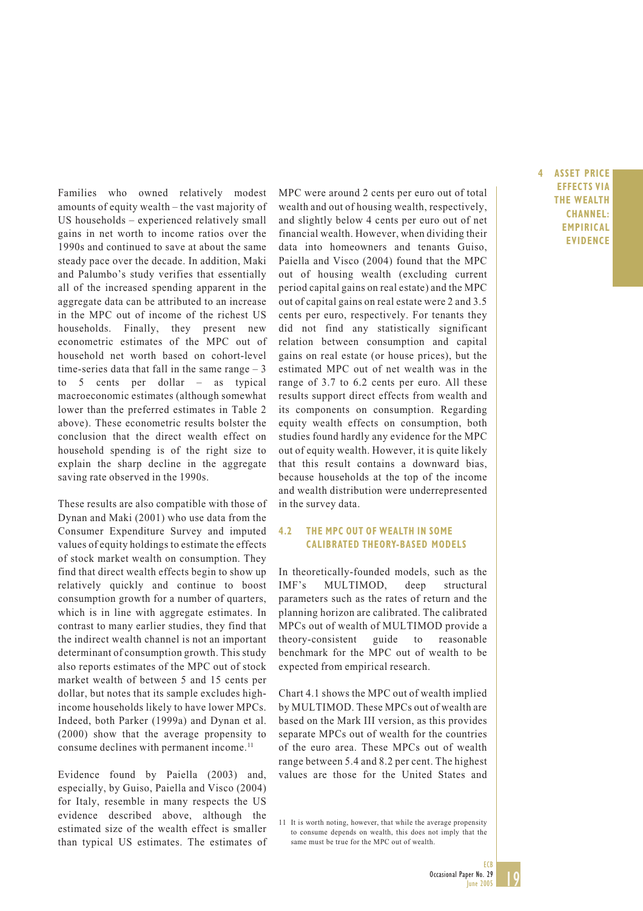Families who owned relatively modest amounts of equity wealth – the vast majority of US households – experienced relatively small gains in net worth to income ratios over the 1990s and continued to save at about the same steady pace over the decade. In addition, Maki and Palumbo's study verifies that essentially all of the increased spending apparent in the aggregate data can be attributed to an increase in the MPC out of income of the richest US households. Finally, they present new econometric estimates of the MPC out of household net worth based on cohort-level time-series data that fall in the same range – 3 to 5 cents per dollar – as typical macroeconomic estimates (although somewhat lower than the preferred estimates in Table 2 above). These econometric results bolster the conclusion that the direct wealth effect on household spending is of the right size to explain the sharp decline in the aggregate saving rate observed in the 1990s.

These results are also compatible with those of Dynan and Maki (2001) who use data from the Consumer Expenditure Survey and imputed values of equity holdings to estimate the effects of stock market wealth on consumption. They find that direct wealth effects begin to show up relatively quickly and continue to boost consumption growth for a number of quarters, which is in line with aggregate estimates. In contrast to many earlier studies, they find that the indirect wealth channel is not an important determinant of consumption growth. This study also reports estimates of the MPC out of stock market wealth of between 5 and 15 cents per dollar, but notes that its sample excludes high-income households likely to have lower MPCs. Indeed, both Parker (1999a) and Dynan et al. (2000) show that the average propensity to consume declines with permanent income.[11]

Evidence found by Paiella (2003) and, especially, by Guiso, Paiella and Visco (2004) for Italy, resemble in many respects the US evidence described above, although the estimated size of the wealth effect is smaller than typical US estimates. The estimates of MPC were around 2 cents per euro out of total wealth and out of housing wealth, respectively, and slightly below 4 cents per euro out of net financial wealth. However, when dividing their data into homeowners and tenants Guiso, Paiella and Visco (2004) found that the MPC out of housing wealth (excluding current period capital gains on real estate) and the MPC out of capital gains on real estate were 2 and 3.5 cents per euro, respectively. For tenants they did not find any statistically significant relation between consumption and capital gains on real estate (or house prices), but the estimated MPC out of net wealth was in the range of 3.7 to 6.2 cents per euro. All these results support direct effects from wealth and its components on consumption. Regarding equity wealth effects on consumption, both studies found hardly any evidence for the MPC out of equity wealth. However, it is quite likely that this result contains a downward bias, because households at the top of the income and wealth distribution were underrepresented in the survey data.

## 4.2 THE MPC OUT OF WEALTH IN SOME CALIBRATED THEORY-BASED MODELS

In theoretically-founded models, such as the IMF's MULTIMOD, deep structural parameters such as the rates of return and the planning horizon are calibrated. The calibrated MPCs out of wealth of MULTIMOD provide a theory-consistent guide to reasonable benchmark for the MPC out of wealth to be expected from empirical research.

Chart 4.1 shows the MPC out of wealth implied by MULTIMOD. These MPCs out of wealth are based on the Mark III version, as this provides separate MPCs out of wealth for the countries of the euro area. These MPCs out of wealth range between 5.4 and 8.2 per cent. The highest values are those for the United States and

[11] It is worth noting, however, that while the average propensity to consume depends on wealth, this does not imply that the same must be true for the MPC out of wealth.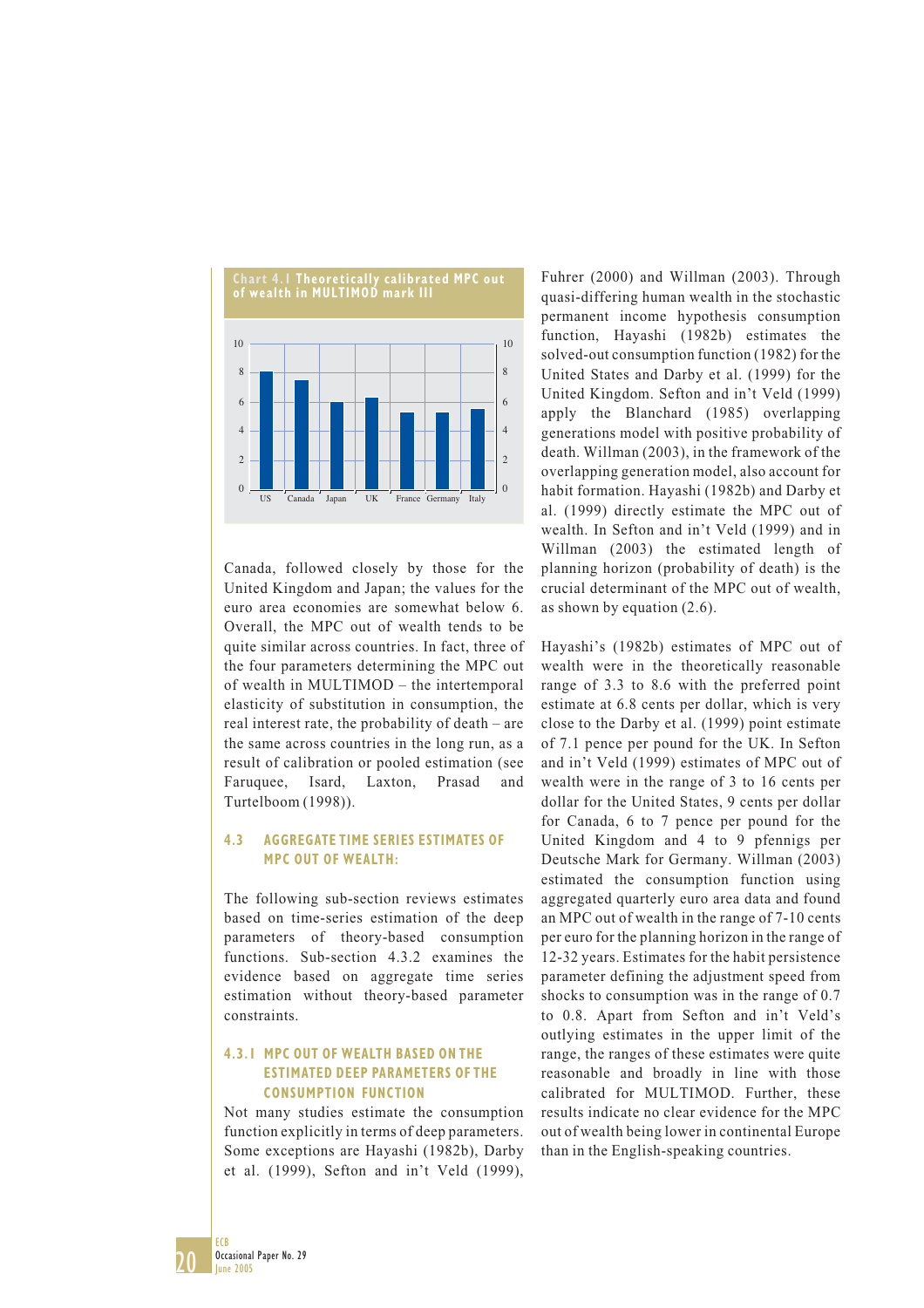**Chart 4.1 Theoretically calibrated MPC out of wealth in MULTIMOD mark III**

| Country | MPC (approx.) |
|---|---|
| US | 8.1 |
| Canada | 7.5 |
| Japan | 6.0 |
| UK | 6.3 |
| France | 5.3 |
| Germany | 5.3 |
| Italy | 5.5 |

Canada, followed closely by those for the United Kingdom and Japan; the values for the euro area economies are somewhat below 6. Overall, the MPC out of wealth tends to be quite similar across countries. In fact, three of the four parameters determining the MPC out of wealth in MULTIMOD – the intertemporal elasticity of substitution in consumption, the real interest rate, the probability of death – are the same across countries in the long run, as a result of calibration or pooled estimation (see Faruquee, Isard, Laxton, Prasad and Turtelboom (1998)).

## 4.3 AGGREGATE TIME SERIES ESTIMATES OF MPC OUT OF WEALTH:

The following sub-section reviews estimates based on time-series estimation of the deep parameters of theory-based consumption functions. Sub-section 4.3.2 examines the evidence based on aggregate time series estimation without theory-based parameter constraints.

### 4.3.1 MPC OUT OF WEALTH BASED ON THE ESTIMATED DEEP PARAMETERS OF THE CONSUMPTION FUNCTION

Not many studies estimate the consumption function explicitly in terms of deep parameters. Some exceptions are Hayashi (1982b), Darby et al. (1999), Sefton and in't Veld (1999), Fuhrer (2000) and Willman (2003). Through quasi-differing human wealth in the stochastic permanent income hypothesis consumption function, Hayashi (1982b) estimates the solved-out consumption function (1982) for the United States and Darby et al. (1999) for the United Kingdom. Sefton and in't Veld (1999) apply the Blanchard (1985) overlapping generations model with positive probability of death. Willman (2003), in the framework of the overlapping generation model, also account for habit formation. Hayashi (1982b) and Darby et al. (1999) directly estimate the MPC out of wealth. In Sefton and in't Veld (1999) and in Willman (2003) the estimated length of planning horizon (probability of death) is the crucial determinant of the MPC out of wealth, as shown by equation (2.6).

Hayashi's (1982b) estimates of MPC out of wealth were in the theoretically reasonable range of 3.3 to 8.6 with the preferred point estimate at 6.8 cents per dollar, which is very close to the Darby et al. (1999) point estimate of 7.1 pence per pound for the UK. In Sefton and in't Veld (1999) estimates of MPC out of wealth were in the range of 3 to 16 cents per dollar for the United States, 9 cents per dollar for Canada, 6 to 7 pence per pound for the United Kingdom and 4 to 9 pfennigs per Deutsche Mark for Germany. Willman (2003) estimated the consumption function using aggregated quarterly euro area data and found an MPC out of wealth in the range of 7-10 cents per euro for the planning horizon in the range of 12-32 years. Estimates for the habit persistence parameter defining the adjustment speed from shocks to consumption was in the range of 0.7 to 0.8. Apart from Sefton and in't Veld's outlying estimates in the upper limit of the range, the ranges of these estimates were quite reasonable and broadly in line with those calibrated for MULTIMOD. Further, these results indicate no clear evidence for the MPC out of wealth being lower in continental Europe than in the English-speaking countries.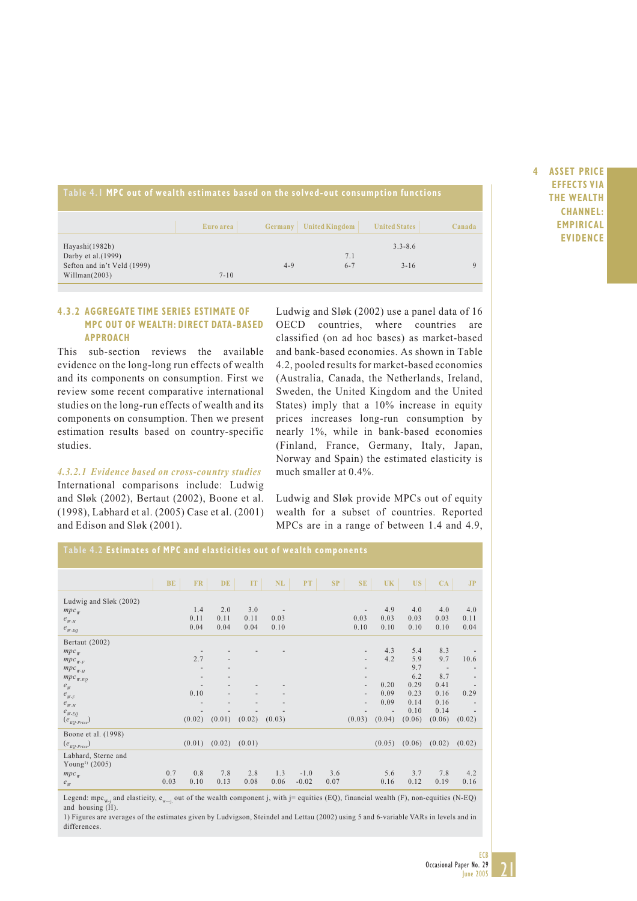**Table 4.1 MPC out of wealth estimates based on the solved-out consumption functions**

| | Euro area | Germany | United Kingdom | United States | Canada |
|---|---|---|---|---|---|
| Hayashi(1982b) | | | | 3.3-8.6 | |
| Darby et al.(1999) | | | 7.1 | | |
| Sefton and in't Veld (1999) | | 4-9 | 6-7 | 3-16 | 9 |
| Willman(2003) | 7-10 | | | | |

### 4.3.2 AGGREGATE TIME SERIES ESTIMATE OF MPC OUT OF WEALTH: DIRECT DATA-BASED APPROACH

This sub-section reviews the available evidence on the long-long run effects of wealth and its components on consumption. First we review some recent comparative international studies on the long-run effects of wealth and its components on consumption. Then we present estimation results based on country-specific studies.

*4.3.2.1 Evidence based on cross-country studies*

International comparisons include: Ludwig and Sløk (2002), Bertaut (2002), Boone et al. (1998), Labhard et al. (2005) Case et al. (2001) and Edison and Sløk (2001).

Ludwig and Sløk (2002) use a panel data of 16 OECD countries, where countries are classified (on ad hoc bases) as market-based and bank-based economies. As shown in Table 4.2, pooled results for market-based economies (Australia, Canada, the Netherlands, Ireland, Sweden, the United Kingdom and the United States) imply that a 10% increase in equity prices increases long-run consumption by nearly 1%, while in bank-based economies (Finland, France, Germany, Italy, Japan, Norway and Spain) the estimated elasticity is much smaller at 0.4%.

Ludwig and Sløk provide MPCs out of equity wealth for a subset of countries. Reported MPCs are in a range of between 1.4 and 4.9,

**Table 4.2 Estimates of MPC and elasticities out of wealth components**

| | BE | FR | DE | IT | NL | PT | SP | SE | UK | US | CA | JP |
|---|---|---|---|---|---|---|---|---|---|---|---|---|
| **Ludwig and Sløk (2002)** | | | | | | | | | | | | |
| $mpc_W$ | | 1.4 | 2.0 | 3.0 | - | | | - | 4.9 | 4.0 | 4.0 | 4.0 |
| $e_{W\text{-}H}$ | | 0.11 | 0.11 | 0.11 | 0.03 | | | 0.03 | 0.03 | 0.03 | 0.03 | 0.11 |
| $e_{W\text{-}EQ}$ | | 0.04 | 0.04 | 0.04 | 0.10 | | | 0.10 | 0.10 | 0.10 | 0.10 | 0.04 |
| **Bertaut (2002)** | | | | | | | | | | | | |
| $mpc_W$ | | - | - | - | - | | | - | 4.3 | 5.4 | 8.3 | - |
| $mpc_{W\text{-}F}$ | | 2.7 | - | | | | | - | 4.2 | 5.9 | 9.7 | 10.6 |
| $mpc_{W\text{-}H}$ | | - | - | | | | | - | | 9.7 | - | - |
| $mpc_{W\text{-}EQ}$ | | - | - | | | | | - | | 6.2 | 8.7 | - |
| $e_W$ | | - | - | - | - | | | - | 0.20 | 0.29 | 0.41 | - |
| $e_{W\text{-}F}$ | | 0.10 | - | - | - | | | - | 0.09 | 0.23 | 0.16 | 0.29 |
| $e_{W\text{-}H}$ | | - | - | - | - | | | - | 0.09 | 0.14 | 0.16 | - |
| $e_{W\text{-}EQ}$ | | - | - | - | - | | | - | - | 0.10 | 0.14 | - |
| $(e_{EQ\text{-}Price})$ | | (0.02) | (0.01) | (0.02) | (0.03) | | | (0.03) | (0.04) | (0.06) | (0.06) | (0.02) |
| **Boone et al. (1998)** | | | | | | | | | | | | |
| $(e_{EQ\text{-}Price})$ | | (0.01) | (0.02) | (0.01) | | | | | (0.05) | (0.06) | (0.02) | (0.02) |
| **Labhard, Sterne and Young[1] (2005)** | | | | | | | | | | | | |
| $mpc_W$ | 0.7 | 0.8 | 7.8 | 2.8 | 1.3 | -1.0 | 3.6 | | 5.6 | 3.7 | 7.8 | 4.2 |
| $e_W$ | 0.03 | 0.10 | 0.13 | 0.08 | 0.06 | -0.02 | 0.07 | | 0.16 | 0.12 | 0.19 | 0.16 |

Legend: $mpc_{W\text{-}j}$ and elasticity, $e_{w\text{-}j}$, out of the wealth component j, with j= equities (EQ), financial wealth (F), non-equities (N-EQ) and housing (H).

1) Figures are averages of the estimates given by Ludvigson, Steindel and Lettau (2002) using 5 and 6-variable VARs in levels and in differences.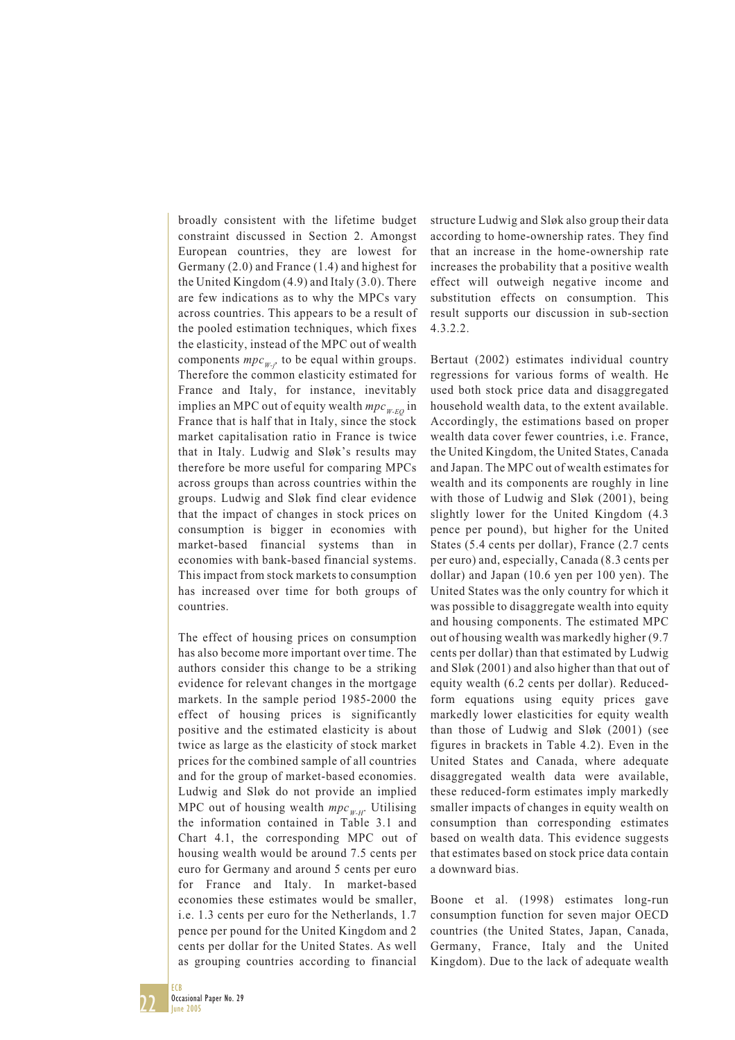broadly consistent with the lifetime budget constraint discussed in Section 2. Amongst European countries, they are lowest for Germany (2.0) and France (1.4) and highest for the United Kingdom (4.9) and Italy (3.0). There are few indications as to why the MPCs vary across countries. This appears to be a result of the pooled estimation techniques, which fixes the elasticity, instead of the MPC out of wealth components $mpc_{W-j}$, to be equal within groups. Therefore the common elasticity estimated for France and Italy, for instance, inevitably implies an MPC out of equity wealth $mpc_{W-EQ}$ in France that is half that in Italy, since the stock market capitalisation ratio in France is twice that in Italy. Ludwig and Sløk's results may therefore be more useful for comparing MPCs across groups than across countries within the groups. Ludwig and Sløk find clear evidence that the impact of changes in stock prices on consumption is bigger in economies with market-based financial systems than in economies with bank-based financial systems. This impact from stock markets to consumption has increased over time for both groups of countries.

The effect of housing prices on consumption has also become more important over time. The authors consider this change to be a striking evidence for relevant changes in the mortgage markets. In the sample period 1985-2000 the effect of housing prices is significantly positive and the estimated elasticity is about twice as large as the elasticity of stock market prices for the combined sample of all countries and for the group of market-based economies. Ludwig and Sløk do not provide an implied MPC out of housing wealth $mpc_{W-H}$. Utilising the information contained in Table 3.1 and Chart 4.1, the corresponding MPC out of housing wealth would be around 7.5 cents per euro for Germany and around 5 cents per euro for France and Italy. In market-based economies these estimates would be smaller, i.e. 1.3 cents per euro for the Netherlands, 1.7 pence per pound for the United Kingdom and 2 cents per dollar for the United States. As well as grouping countries according to financial structure Ludwig and Sløk also group their data according to home-ownership rates. They find that an increase in the home-ownership rate increases the probability that a positive wealth effect will outweigh negative income and substitution effects on consumption. This result supports our discussion in sub-section 4.3.2.2.

Bertaut (2002) estimates individual country regressions for various forms of wealth. He used both stock price data and disaggregated household wealth data, to the extent available. Accordingly, the estimations based on proper wealth data cover fewer countries, i.e. France, the United Kingdom, the United States, Canada and Japan. The MPC out of wealth estimates for wealth and its components are roughly in line with those of Ludwig and Sløk (2001), being slightly lower for the United Kingdom (4.3 pence per pound), but higher for the United States (5.4 cents per dollar), France (2.7 cents per euro) and, especially, Canada (8.3 cents per dollar) and Japan (10.6 yen per 100 yen). The United States was the only country for which it was possible to disaggregate wealth into equity and housing components. The estimated MPC out of housing wealth was markedly higher (9.7 cents per dollar) than that estimated by Ludwig and Sløk (2001) and also higher than that out of equity wealth (6.2 cents per dollar). Reduced-form equations using equity prices gave markedly lower elasticities for equity wealth than those of Ludwig and Sløk (2001) (see figures in brackets in Table 4.2). Even in the United States and Canada, where adequate disaggregated wealth data were available, these reduced-form estimates imply markedly smaller impacts of changes in equity wealth on consumption than corresponding estimates based on wealth data. This evidence suggests that estimates based on stock price data contain a downward bias.

Boone et al. (1998) estimates long-run consumption function for seven major OECD countries (the United States, Japan, Canada, Germany, France, Italy and the United Kingdom). Due to the lack of adequate wealth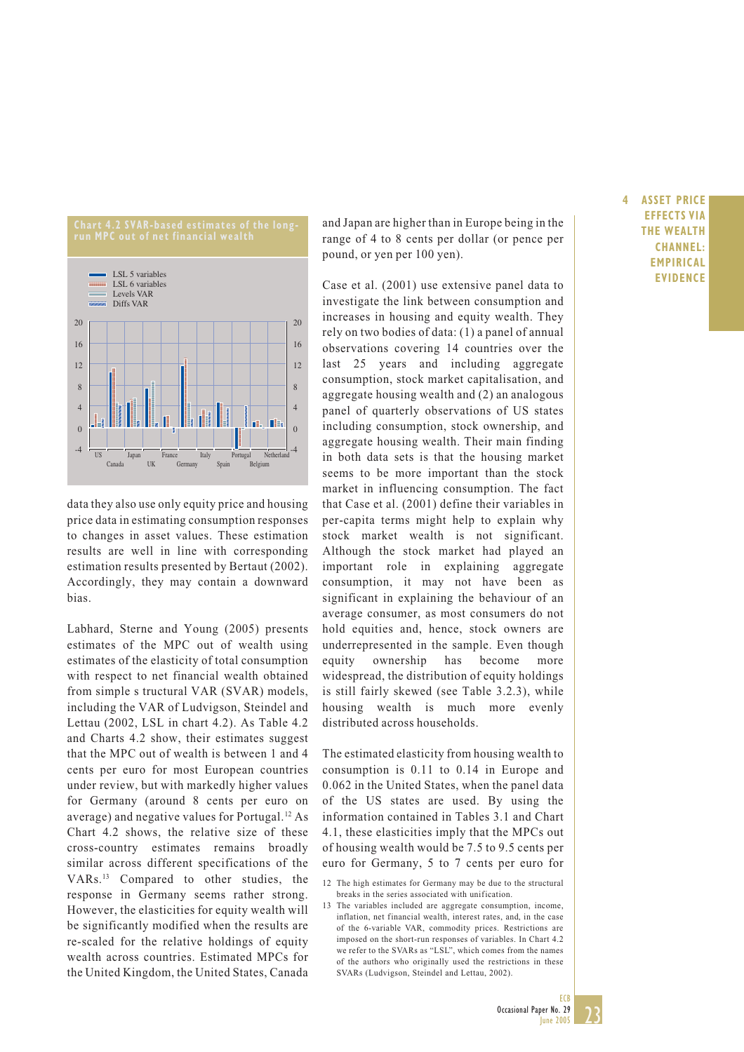**Chart 4.2 SVAR-based estimates of the long-run MPC out of net financial wealth**

data they also use only equity price and housing price data in estimating consumption responses to changes in asset values. These estimation results are well in line with corresponding estimation results presented by Bertaut (2002). Accordingly, they may contain a downward bias.

Labhard, Sterne and Young (2005) presents estimates of the MPC out of wealth using estimates of the elasticity of total consumption with respect to net financial wealth obtained from simple s tructural VAR (SVAR) models, including the VAR of Ludvigson, Steindel and Lettau (2002, LSL in chart 4.2). As Table 4.2 and Charts 4.2 show, their estimates suggest that the MPC out of wealth is between 1 and 4 cents per euro for most European countries under review, but with markedly higher values for Germany (around 8 cents per euro on average) and negative values for Portugal.[12] As Chart 4.2 shows, the relative size of these cross-country estimates remains broadly similar across different specifications of the VARs.[13] Compared to other studies, the response in Germany seems rather strong. However, the elasticities for equity wealth will be significantly modified when the results are re-scaled for the relative holdings of equity wealth across countries. Estimated MPCs for the United Kingdom, the United States, Canada and Japan are higher than in Europe being in the range of 4 to 8 cents per dollar (or pence per pound, or yen per 100 yen).

Case et al. (2001) use extensive panel data to investigate the link between consumption and increases in housing and equity wealth. They rely on two bodies of data: (1) a panel of annual observations covering 14 countries over the last 25 years and including aggregate consumption, stock market capitalisation, and aggregate housing wealth and (2) an analogous panel of quarterly observations of US states including consumption, stock ownership, and aggregate housing wealth. Their main finding in both data sets is that the housing market seems to be more important than the stock market in influencing consumption. The fact that Case et al. (2001) define their variables in per-capita terms might help to explain why stock market wealth is not significant. Although the stock market had played an important role in explaining aggregate consumption, it may not have been as significant in explaining the behaviour of an average consumer, as most consumers do not hold equities and, hence, stock owners are underrepresented in the sample. Even though equity ownership has become more widespread, the distribution of equity holdings is still fairly skewed (see Table 3.2.3), while housing wealth is much more evenly distributed across households.

The estimated elasticity from housing wealth to consumption is 0.11 to 0.14 in Europe and 0.062 in the United States, when the panel data of the US states are used. By using the information contained in Tables 3.1 and Chart 4.1, these elasticities imply that the MPCs out of housing wealth would be 7.5 to 9.5 cents per euro for Germany, 5 to 7 cents per euro for

12 The high estimates for Germany may be due to the structural breaks in the series associated with unification.

13 The variables included are aggregate consumption, income, inflation, net financial wealth, interest rates, and, in the case of the 6-variable VAR, commodity prices. Restrictions are imposed on the short-run responses of variables. In Chart 4.2 we refer to the SVARs as "LSL", which comes from the names of the authors who originally used the restrictions in these SVARs (Ludvigson, Steindel and Lettau, 2002).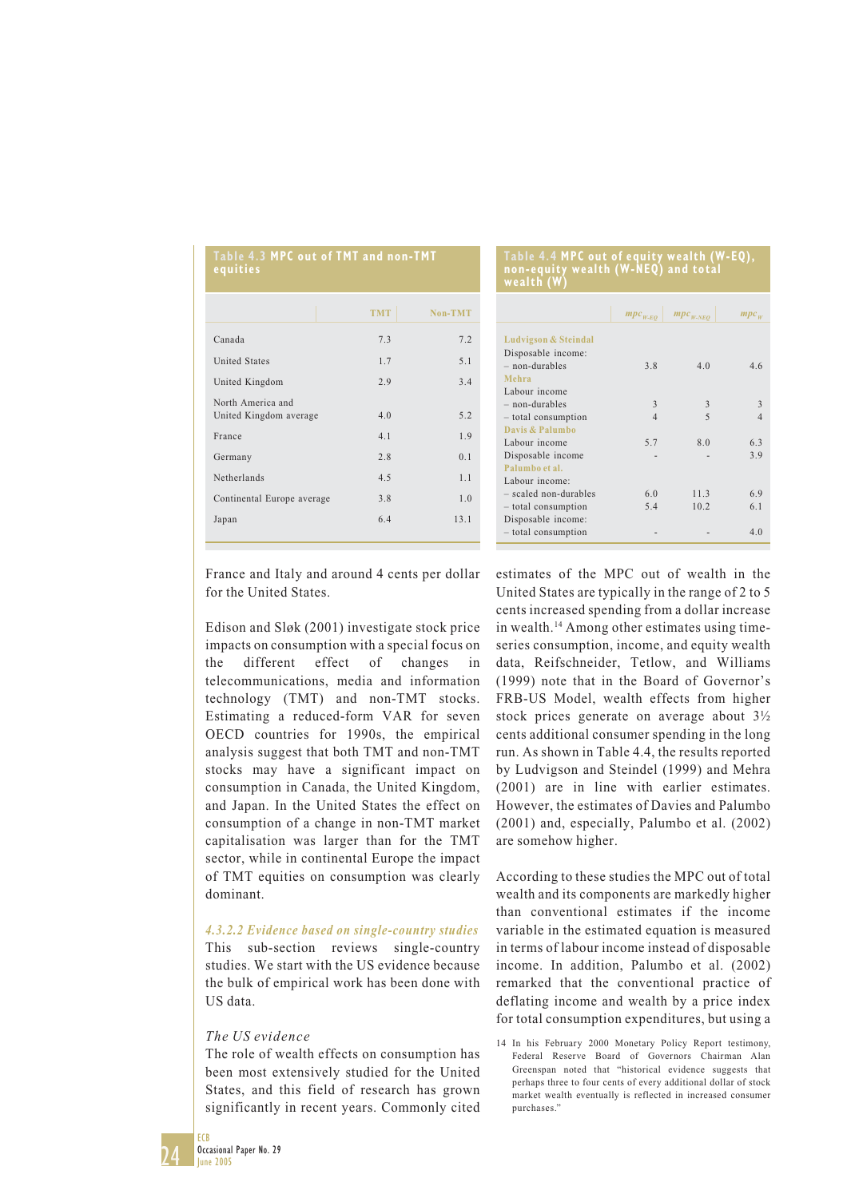**Table 4.3 MPC out of TMT and non-TMT equities**

| | TMT | Non-TMT |
|---|---|---|
| Canada | 7.3 | 7.2 |
| United States | 1.7 | 5.1 |
| United Kingdom | 2.9 | 3.4 |
| North America and United Kingdom average | 4.0 | 5.2 |
| France | 4.1 | 1.9 |
| Germany | 2.8 | 0.1 |
| Netherlands | 4.5 | 1.1 |
| Continental Europe average | 3.8 | 1.0 |
| Japan | 6.4 | 13.1 |

**Table 4.4 MPC out of equity wealth (W-EQ), non-equity wealth (W-NEQ) and total wealth (W)**

| | $mpc_{W-EQ}$ | $mpc_{W-NEQ}$ | $mpc_{W}$ |
|---|---|---|---|
| **Ludvigson & Steindal** | | | |
| Disposable income: | | | |
| – non-durables | 3.8 | 4.0 | 4.6 |
| **Mehra** | | | |
| Labour income | | | |
| – non-durables | 3 | 3 | 3 |
| – total consumption | 4 | 5 | 4 |
| **Davis & Palumbo** | | | |
| Labour income | 5.7 | 8.0 | 6.3 |
| Disposable income | - | - | 3.9 |
| **Palumbo et al.** | | | |
| Labour income: | | | |
| – scaled non-durables | 6.0 | 11.3 | 6.9 |
| – total consumption | 5.4 | 10.2 | 6.1 |
| Disposable income: | | | |
| – total consumption | - | - | 4.0 |

France and Italy and around 4 cents per dollar for the United States.

Edison and Sløk (2001) investigate stock price impacts on consumption with a special focus on the different effect of changes in telecommunications, media and information technology (TMT) and non-TMT stocks. Estimating a reduced-form VAR for seven OECD countries for 1990s, the empirical analysis suggest that both TMT and non-TMT stocks may have a significant impact on consumption in Canada, the United Kingdom, and Japan. In the United States the effect on consumption of a change in non-TMT market capitalisation was larger than for the TMT sector, while in continental Europe the impact of TMT equities on consumption was clearly dominant.

#### *4.3.2.2 Evidence based on single-country studies*

This sub-section reviews single-country studies. We start with the US evidence because the bulk of empirical work has been done with US data.

*The US evidence*

The role of wealth effects on consumption has been most extensively studied for the United States, and this field of research has grown significantly in recent years. Commonly cited estimates of the MPC out of wealth in the United States are typically in the range of 2 to 5 cents increased spending from a dollar increase in wealth.[14] Among other estimates using time-series consumption, income, and equity wealth data, Reifschneider, Tetlow, and Williams (1999) note that in the Board of Governor's FRB-US Model, wealth effects from higher stock prices generate on average about 3½ cents additional consumer spending in the long run. As shown in Table 4.4, the results reported by Ludvigson and Steindel (1999) and Mehra (2001) are in line with earlier estimates. However, the estimates of Davies and Palumbo (2001) and, especially, Palumbo et al. (2002) are somehow higher.

According to these studies the MPC out of total wealth and its components are markedly higher than conventional estimates if the income variable in the estimated equation is measured in terms of labour income instead of disposable income. In addition, Palumbo et al. (2002) remarked that the conventional practice of deflating income and wealth by a price index for total consumption expenditures, but using a

14 In his February 2000 Monetary Policy Report testimony, Federal Reserve Board of Governors Chairman Alan Greenspan noted that "historical evidence suggests that perhaps three to four cents of every additional dollar of stock market wealth eventually is reflected in increased consumer purchases."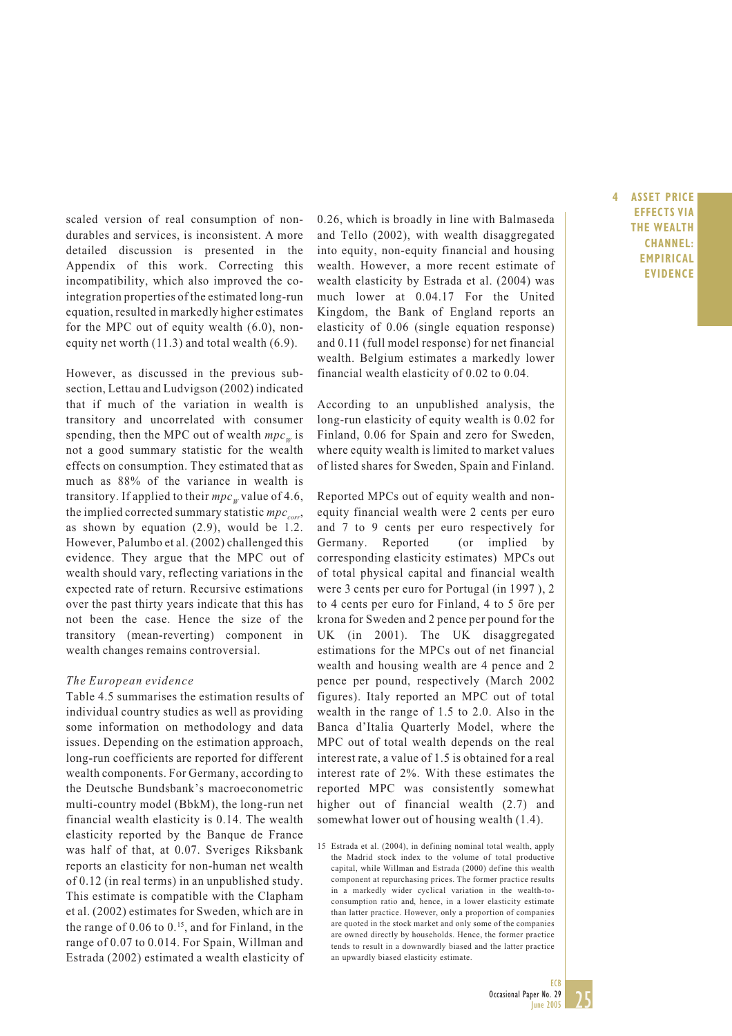scaled version of real consumption of non-durables and services, is inconsistent. A more detailed discussion is presented in the Appendix of this work. Correcting this incompatibility, which also improved the co-integration properties of the estimated long-run equation, resulted in markedly higher estimates for the MPC out of equity wealth (6.0), non-equity net worth (11.3) and total wealth (6.9).

However, as discussed in the previous sub-section, Lettau and Ludvigson (2002) indicated that if much of the variation in wealth is transitory and uncorrelated with consumer spending, then the MPC out of wealth $mpc_W$ is not a good summary statistic for the wealth effects on consumption. They estimated that as much as 88% of the variance in wealth is transitory. If applied to their $mpc_W$ value of 4.6, the implied corrected summary statistic $mpc_{corr}$, as shown by equation (2.9), would be 1.2. However, Palumbo et al. (2002) challenged this evidence. They argue that the MPC out of wealth should vary, reflecting variations in the expected rate of return. Recursive estimations over the past thirty years indicate that this has not been the case. Hence the size of the transitory (mean-reverting) component in wealth changes remains controversial.

*The European evidence*

Table 4.5 summarises the estimation results of individual country studies as well as providing some information on methodology and data issues. Depending on the estimation approach, long-run coefficients are reported for different wealth components. For Germany, according to the Deutsche Bundsbank's macroeconometric multi-country model (BbkM), the long-run net financial wealth elasticity is 0.14. The wealth elasticity reported by the Banque de France was half of that, at 0.07. Sveriges Riksbank reports an elasticity for non-human net wealth of 0.12 (in real terms) in an unpublished study. This estimate is compatible with the Clapham et al. (2002) estimates for Sweden, which are in the range of 0.06 to 0.[15], and for Finland, in the range of 0.07 to 0.014. For Spain, Willman and Estrada (2002) estimated a wealth elasticity of 0.26, which is broadly in line with Balmaseda and Tello (2002), with wealth disaggregated into equity, non-equity financial and housing wealth. However, a more recent estimate of wealth elasticity by Estrada et al. (2004) was much lower at 0.04.[17] For the United Kingdom, the Bank of England reports an elasticity of 0.06 (single equation response) and 0.11 (full model response) for net financial wealth. Belgium estimates a markedly lower financial wealth elasticity of 0.02 to 0.04.

According to an unpublished analysis, the long-run elasticity of equity wealth is 0.02 for Finland, 0.06 for Spain and zero for Sweden, where equity wealth is limited to market values of listed shares for Sweden, Spain and Finland.

Reported MPCs out of equity wealth and non-equity financial wealth were 2 cents per euro and 7 to 9 cents per euro respectively for Germany. Reported (or implied by corresponding elasticity estimates) MPCs out of total physical capital and financial wealth were 3 cents per euro for Portugal (in 1997 ), 2 to 4 cents per euro for Finland, 4 to 5 öre per krona for Sweden and 2 pence per pound for the UK (in 2001). The UK disaggregated estimations for the MPCs out of net financial wealth and housing wealth are 4 pence and 2 pence per pound, respectively (March 2002 figures). Italy reported an MPC out of total wealth in the range of 1.5 to 2.0. Also in the Banca d'Italia Quarterly Model, where the MPC out of total wealth depends on the real interest rate, a value of 1.5 is obtained for a real interest rate of 2%. With these estimates the reported MPC was consistently somewhat higher out of financial wealth (2.7) and somewhat lower out of housing wealth (1.4).

15 Estrada et al. (2004), in defining nominal total wealth, apply the Madrid stock index to the volume of total productive capital, while Willman and Estrada (2000) define this wealth component at repurchasing prices. The former practice results in a markedly wider cyclical variation in the wealth-to-consumption ratio and, hence, in a lower elasticity estimate than latter practice. However, only a proportion of companies are quoted in the stock market and only some of the companies are owned directly by households. Hence, the former practice tends to result in a downwardly biased and the latter practice an upwardly biased elasticity estimate.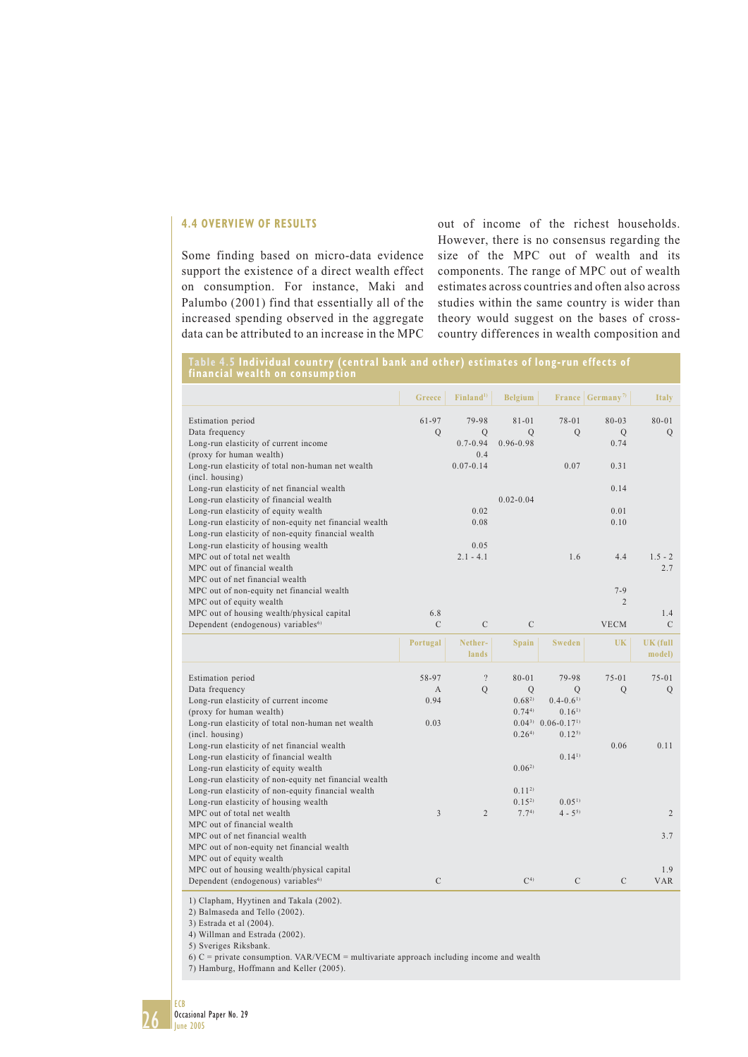### 4.4 OVERVIEW OF RESULTS

Some finding based on micro-data evidence support the existence of a direct wealth effect on consumption. For instance, Maki and Palumbo (2001) find that essentially all of the increased spending observed in the aggregate data can be attributed to an increase in the MPC out of income of the richest households. However, there is no consensus regarding the size of the MPC out of wealth and its components. The range of MPC out of wealth estimates across countries and often also across studies within the same country is wider than theory would suggest on the bases of cross-country differences in wealth composition and

**Table 4.5 Individual country (central bank and other) estimates of long-run effects of financial wealth on consumption**

| | Greece | Finland[1] | Belgium | France | Germany[7] | Italy |
|---|---|---|---|---|---|---|
| Estimation period | 61-97 | 79-98 | 81-01 | 78-01 | 80-03 | 80-01 |
| Data frequency | Q | Q | Q | Q | Q | Q |
| Long-run elasticity of current income (proxy for human wealth) | | 0.7-0.94 0.4 | 0.96-0.98 | | 0.74 | |
| Long-run elasticity of total non-human net wealth (incl. housing) | | 0.07-0.14 | | 0.07 | 0.31 | |
| Long-run elasticity of net financial wealth | | | | | 0.14 | |
| Long-run elasticity of financial wealth | | | 0.02-0.04 | | | |
| Long-run elasticity of equity wealth | | 0.02 | | | 0.01 | |
| Long-run elasticity of non-equity net financial wealth | | 0.08 | | | 0.10 | |
| Long-run elasticity of non-equity financial wealth | | | | | | |
| Long-run elasticity of housing wealth | | 0.05 | | | | |
| MPC out of total net wealth | | 2.1 - 4.1 | | 1.6 | 4.4 | 1.5 - 2 |
| MPC out of financial wealth | | | | | | 2.7 |
| MPC out of net financial wealth | | | | | | |
| MPC out of non-equity net financial wealth | | | | | 7-9 | |
| MPC out of equity wealth | | | | | 2 | |
| MPC out of housing wealth/physical capital | 6.8 | | | | | 1.4 |
| Dependent (endogenous) variables[6] | C | C | C | | VECM | C |

| | Portugal | Nether-lands | Spain | Sweden | UK | UK (full model) |
|---|---|---|---|---|---|---|
| Estimation period | 58-97 | ? | 80-01 | 79-98 | 75-01 | 75-01 |
| Data frequency | A | Q | Q | Q | Q | Q |
| Long-run elasticity of current income (proxy for human wealth) | 0.94 | | 0.68[2] 0.74[4] | 0.4-0.6[1] 0.16[1] | | |
| Long-run elasticity of total non-human net wealth (incl. housing) | 0.03 | | 0.04[3] 0.26[4] | 0.06-0.17[1] 0.12[5] | | |
| Long-run elasticity of net financial wealth | | | | | 0.06 | 0.11 |
| Long-run elasticity of financial wealth | | | | 0.14[1] | | |
| Long-run elasticity of equity wealth | | | 0.06[2] | | | |
| Long-run elasticity of non-equity net financial wealth | | | | | | |
| Long-run elasticity of non-equity financial wealth | | | 0.11[2] | | | |
| Long-run elasticity of housing wealth | | | 0.15[2] | 0.05[1] | | |
| MPC out of total net wealth | 3 | 2 | 7.7[4] | 4 - 5[5] | | 2 |
| MPC out of financial wealth | | | | | | |
| MPC out of net financial wealth | | | | | | 3.7 |
| MPC out of non-equity net financial wealth | | | | | | |
| MPC out of equity wealth | | | | | | |
| MPC out of housing wealth/physical capital | | | | | | 1.9 |
| Dependent (endogenous) variables[6] | C | | C[4] | C | C | VAR |

1) Clapham, Hyytinen and Takala (2002).
2) Balmaseda and Tello (2002).
3) Estrada et al (2004).
4) Willman and Estrada (2002).
5) Sveriges Riksbank.
6) C = private consumption. VAR/VECM = multivariate approach including income and wealth
7) Hamburg, Hoffmann and Keller (2005).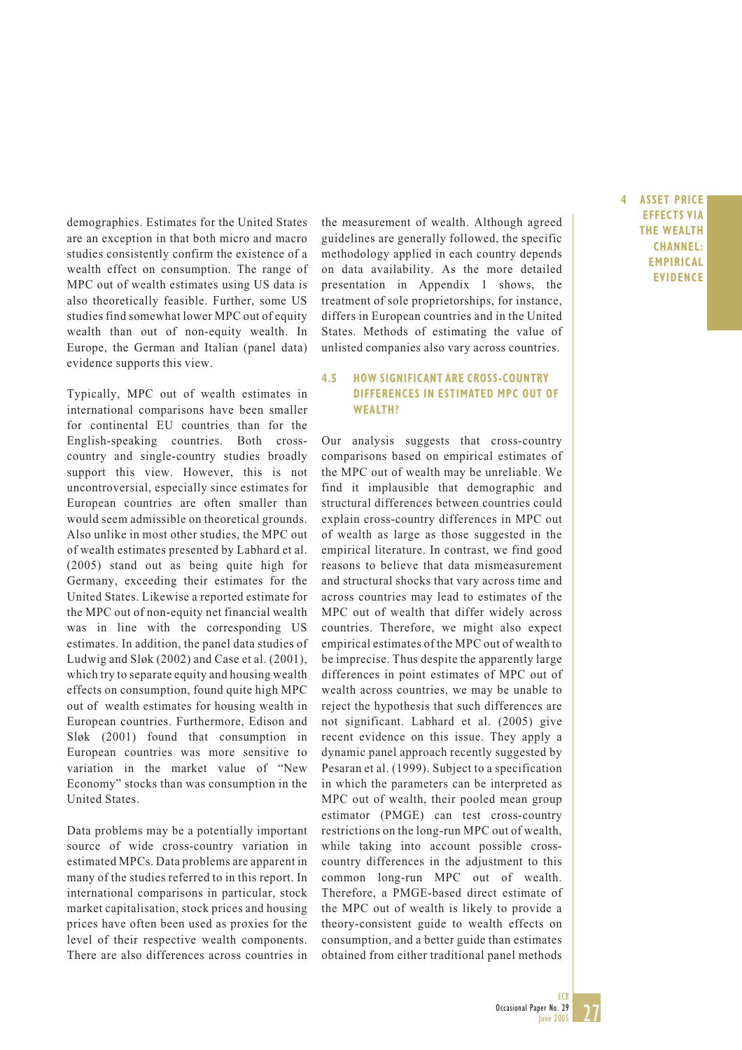demographics. Estimates for the United States are an exception in that both micro and macro studies consistently confirm the existence of a wealth effect on consumption. The range of MPC out of wealth estimates using US data is also theoretically feasible. Further, some US studies find somewhat lower MPC out of equity wealth than out of non-equity wealth. In Europe, the German and Italian (panel data) evidence supports this view.

Typically, MPC out of wealth estimates in international comparisons have been smaller for continental EU countries than for the English-speaking countries. Both cross-country and single-country studies broadly support this view. However, this is not uncontroversial, especially since estimates for European countries are often smaller than would seem admissible on theoretical grounds. Also unlike in most other studies, the MPC out of wealth estimates presented by Labhard et al. (2005) stand out as being quite high for Germany, exceeding their estimates for the United States. Likewise a reported estimate for the MPC out of non-equity net financial wealth was in line with the corresponding US estimates. In addition, the panel data studies of Ludwig and Sløk (2002) and Case et al. (2001), which try to separate equity and housing wealth effects on consumption, found quite high MPC out of wealth estimates for housing wealth in European countries. Furthermore, Edison and Sløk (2001) found that consumption in European countries was more sensitive to variation in the market value of "New Economy" stocks than was consumption in the United States.

Data problems may be a potentially important source of wide cross-country variation in estimated MPCs. Data problems are apparent in many of the studies referred to in this report. In international comparisons in particular, stock market capitalisation, stock prices and housing prices have often been used as proxies for the level of their respective wealth components. There are also differences across countries in the measurement of wealth. Although agreed guidelines are generally followed, the specific methodology applied in each country depends on data availability. As the more detailed presentation in Appendix 1 shows, the treatment of sole proprietorships, for instance, differs in European countries and in the United States. Methods of estimating the value of unlisted companies also vary across countries.

### 4.5 HOW SIGNIFICANT ARE CROSS-COUNTRY DIFFERENCES IN ESTIMATED MPC OUT OF WEALTH?

Our analysis suggests that cross-country comparisons based on empirical estimates of the MPC out of wealth may be unreliable. We find it implausible that demographic and structural differences between countries could explain cross-country differences in MPC out of wealth as large as those suggested in the empirical literature. In contrast, we find good reasons to believe that data mismeasurement and structural shocks that vary across time and across countries may lead to estimates of the MPC out of wealth that differ widely across countries. Therefore, we might also expect empirical estimates of the MPC out of wealth to be imprecise. Thus despite the apparently large differences in point estimates of MPC out of wealth across countries, we may be unable to reject the hypothesis that such differences are not significant. Labhard et al. (2005) give recent evidence on this issue. They apply a dynamic panel approach recently suggested by Pesaran et al. (1999). Subject to a specification in which the parameters can be interpreted as MPC out of wealth, their pooled mean group estimator (PMGE) can test cross-country restrictions on the long-run MPC out of wealth, while taking into account possible cross-country differences in the adjustment to this common long-run MPC out of wealth. Therefore, a PMGE-based direct estimate of the MPC out of wealth is likely to provide a theory-consistent guide to wealth effects on consumption, and a better guide than estimates obtained from either traditional panel methods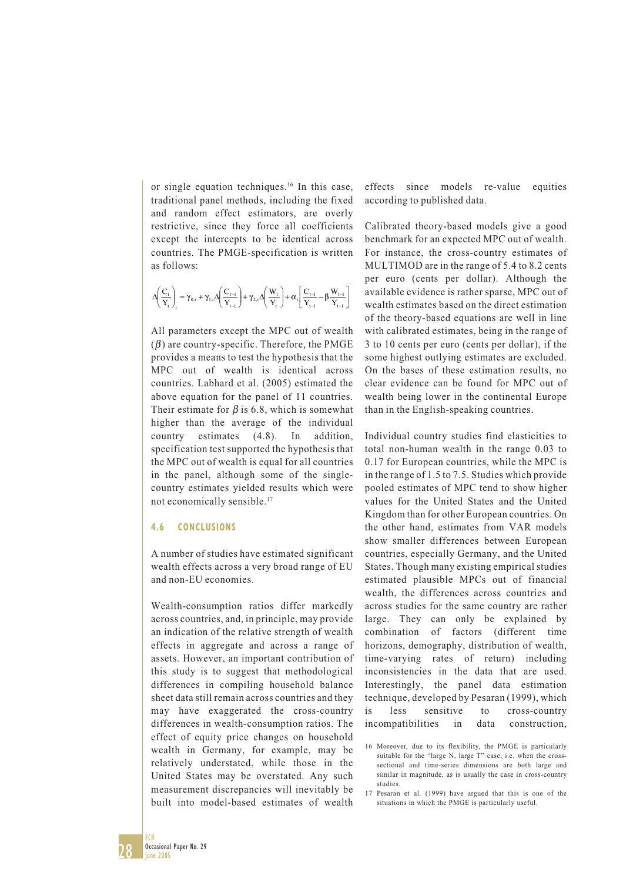or single equation techniques.[16] In this case, traditional panel methods, including the fixed and random effect estimators, are overly restrictive, since they force all coefficients except the intercepts to be identical across countries. The PMGE-specification is written as follows:

$$\Delta\left(\frac{C_t}{Y_t}\right)_i = \gamma_{0,i} + \gamma_{1,i}\Delta\left(\frac{C_{t-1}}{Y_{t-1}}\right) + \gamma_{2,i}\Delta\left(\frac{W_t}{Y_t}\right) + \alpha_i\left[\frac{C_{t-1}}{Y_{t-1}} - \beta\frac{W_{t-1}}{Y_{t-1}}\right]$$

All parameters except the MPC out of wealth ($\beta$) are country-specific. Therefore, the PMGE provides a means to test the hypothesis that the MPC out of wealth is identical across countries. Labhard et al. (2005) estimated the above equation for the panel of 11 countries. Their estimate for $\beta$ is 6.8, which is somewhat higher than the average of the individual country estimates (4.8). In addition, specification test supported the hypothesis that the MPC out of wealth is equal for all countries in the panel, although some of the single-country estimates yielded results which were not economically sensible.[17]

## 4.6 CONCLUSIONS

A number of studies have estimated significant wealth effects across a very broad range of EU and non-EU economies.

Wealth-consumption ratios differ markedly across countries, and, in principle, may provide an indication of the relative strength of wealth effects in aggregate and across a range of assets. However, an important contribution of this study is to suggest that methodological differences in compiling household balance sheet data still remain across countries and they may have exaggerated the cross-country differences in wealth-consumption ratios. The effect of equity price changes on household wealth in Germany, for example, may be relatively understated, while those in the United States may be overstated. Any such measurement discrepancies will inevitably be built into model-based estimates of wealth effects since models re-value equities according to published data.

Calibrated theory-based models give a good benchmark for an expected MPC out of wealth. For instance, the cross-country estimates of MULTIMOD are in the range of 5.4 to 8.2 cents per euro (cents per dollar). Although the available evidence is rather sparse, MPC out of wealth estimates based on the direct estimation of the theory-based equations are well in line with calibrated estimates, being in the range of 3 to 10 cents per euro (cents per dollar), if the some highest outlying estimates are excluded. On the bases of these estimation results, no clear evidence can be found for MPC out of wealth being lower in the continental Europe than in the English-speaking countries.

Individual country studies find elasticities to total non-human wealth in the range 0.03 to 0.17 for European countries, while the MPC is in the range of 1.5 to 7.5. Studies which provide pooled estimates of MPC tend to show higher values for the United States and the United Kingdom than for other European countries. On the other hand, estimates from VAR models show smaller differences between European countries, especially Germany, and the United States. Though many existing empirical studies estimated plausible MPCs out of financial wealth, the differences across countries and across studies for the same country are rather large. They can only be explained by combination of factors (different time horizons, demography, distribution of wealth, time-varying rates of return) including inconsistencies in the data that are used. Interestingly, the panel data estimation technique, developed by Pesaran (1999), which is less sensitive to cross-country incompatibilities in data construction,

16 Moreover, due to its flexibility, the PMGE is particularly suitable for the "large N, large T" case, i.e. when the cross-sectional and time-series dimensions are both large and similar in magnitude, as is usually the case in cross-country studies.

17 Pesaran et al. (1999) have argued that this is one of the situations in which the PMGE is particularly useful.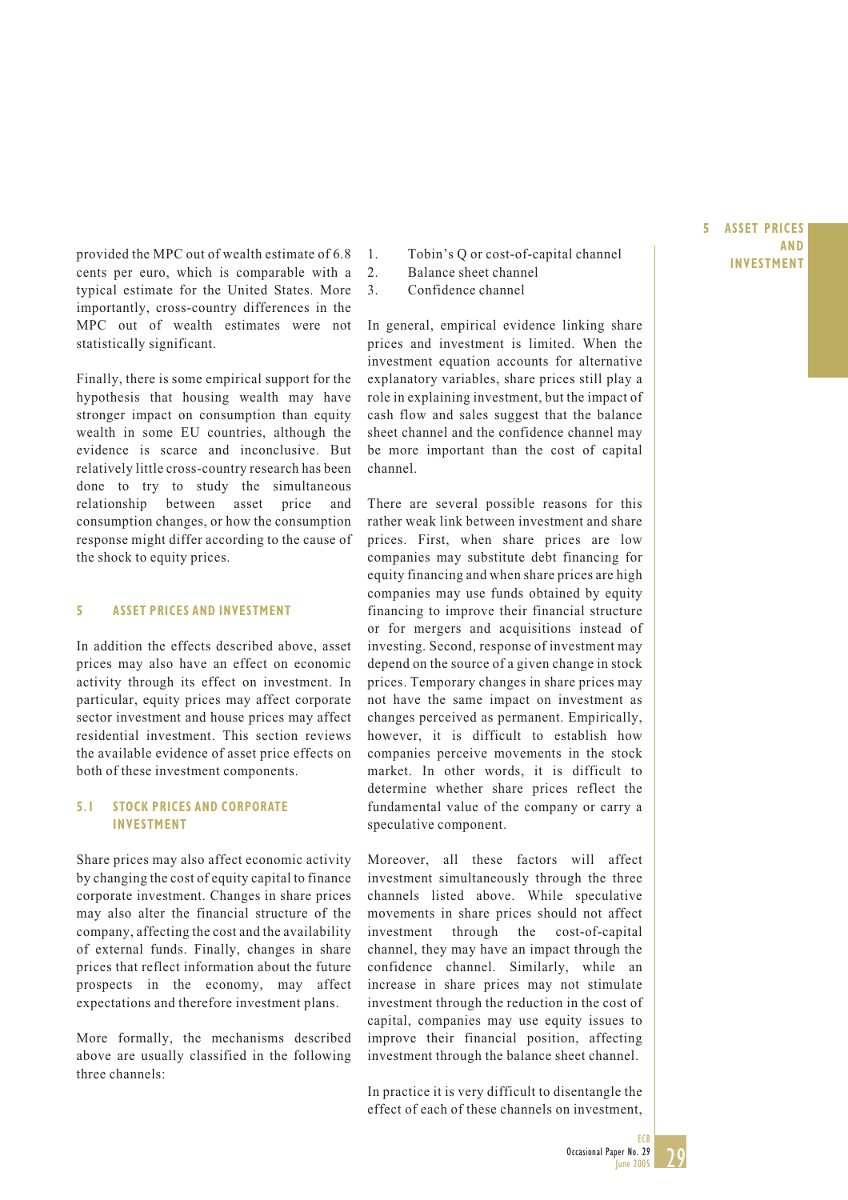provided the MPC out of wealth estimate of 6.8 cents per euro, which is comparable with a typical estimate for the United States. More importantly, cross-country differences in the MPC out of wealth estimates were not statistically significant.

Finally, there is some empirical support for the hypothesis that housing wealth may have stronger impact on consumption than equity wealth in some EU countries, although the evidence is scarce and inconclusive. But relatively little cross-country research has been done to try to study the simultaneous relationship between asset price and consumption changes, or how the consumption response might differ according to the cause of the shock to equity prices.

## 5 ASSET PRICES AND INVESTMENT

In addition the effects described above, asset prices may also have an effect on economic activity through its effect on investment. In particular, equity prices may affect corporate sector investment and house prices may affect residential investment. This section reviews the available evidence of asset price effects on both of these investment components.

### 5.1 STOCK PRICES AND CORPORATE INVESTMENT

Share prices may also affect economic activity by changing the cost of equity capital to finance corporate investment. Changes in share prices may also alter the financial structure of the company, affecting the cost and the availability of external funds. Finally, changes in share prices that reflect information about the future prospects in the economy, may affect expectations and therefore investment plans.

More formally, the mechanisms described above are usually classified in the following three channels:

1. Tobin's Q or cost-of-capital channel
2. Balance sheet channel
3. Confidence channel

In general, empirical evidence linking share prices and investment is limited. When the investment equation accounts for alternative explanatory variables, share prices still play a role in explaining investment, but the impact of cash flow and sales suggest that the balance sheet channel and the confidence channel may be more important than the cost of capital channel.

There are several possible reasons for this rather weak link between investment and share prices. First, when share prices are low companies may substitute debt financing for equity financing and when share prices are high companies may use funds obtained by equity financing to improve their financial structure or for mergers and acquisitions instead of investing. Second, response of investment may depend on the source of a given change in stock prices. Temporary changes in share prices may not have the same impact on investment as changes perceived as permanent. Empirically, however, it is difficult to establish how companies perceive movements in the stock market. In other words, it is difficult to determine whether share prices reflect the fundamental value of the company or carry a speculative component.

Moreover, all these factors will affect investment simultaneously through the three channels listed above. While speculative movements in share prices should not affect investment through the cost-of-capital channel, they may have an impact through the confidence channel. Similarly, while an increase in share prices may not stimulate investment through the reduction in the cost of capital, companies may use equity issues to improve their financial position, affecting investment through the balance sheet channel.

In practice it is very difficult to disentangle the effect of each of these channels on investment,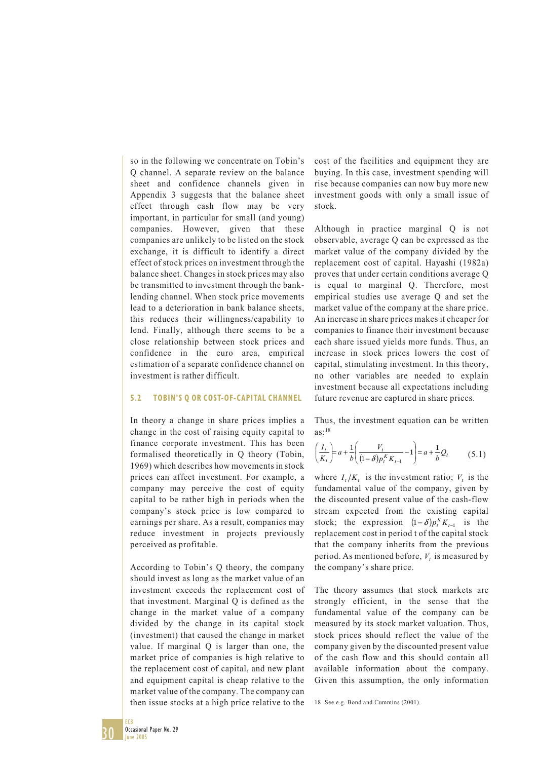so in the following we concentrate on Tobin's Q channel. A separate review on the balance sheet and confidence channels given in Appendix 3 suggests that the balance sheet effect through cash flow may be very important, in particular for small (and young) companies. However, given that these companies are unlikely to be listed on the stock exchange, it is difficult to identify a direct effect of stock prices on investment through the balance sheet. Changes in stock prices may also be transmitted to investment through the bank-lending channel. When stock price movements lead to a deterioration in bank balance sheets, this reduces their willingness/capability to lend. Finally, although there seems to be a close relationship between stock prices and confidence in the euro area, empirical estimation of a separate confidence channel on investment is rather difficult.

### 5.2 TOBIN'S Q OR COST-OF-CAPITAL CHANNEL

In theory a change in share prices implies a change in the cost of raising equity capital to finance corporate investment. This has been formalised theoretically in Q theory (Tobin, 1969) which describes how movements in stock prices can affect investment. For example, a company may perceive the cost of equity capital to be rather high in periods when the company's stock price is low compared to earnings per share. As a result, companies may reduce investment in projects previously perceived as profitable.

According to Tobin's Q theory, the company should invest as long as the market value of an investment exceeds the replacement cost of that investment. Marginal Q is defined as the change in the market value of a company divided by the change in its capital stock (investment) that caused the change in market value. If marginal Q is larger than one, the market price of companies is high relative to the replacement cost of capital, and new plant and equipment capital is cheap relative to the market value of the company. The company can then issue stocks at a high price relative to the cost of the facilities and equipment they are buying. In this case, investment spending will rise because companies can now buy more new investment goods with only a small issue of stock.

Although in practice marginal Q is not observable, average Q can be expressed as the market value of the company divided by the replacement cost of capital. Hayashi (1982a) proves that under certain conditions average Q is equal to marginal Q. Therefore, most empirical studies use average Q and set the market value of the company at the share price. An increase in share prices makes it cheaper for companies to finance their investment because each share issued yields more funds. Thus, an increase in stock prices lowers the cost of capital, stimulating investment. In this theory, no other variables are needed to explain investment because all expectations including future revenue are captured in share prices.

Thus, the investment equation can be written as:[18]

$$\left(\frac{I_t}{K_t}\right) = a + \frac{1}{b}\left(\frac{V_t}{(1-\delta)p_t^K K_{t-1}} - 1\right) = a + \frac{1}{b}Q_t \qquad (5.1)$$

where $I_t/K_t$ is the investment ratio; $V_t$ is the fundamental value of the company, given by the discounted present value of the cash-flow stream expected from the existing capital stock; the expression $(1-\delta)p_t^K K_{t-1}$ is the replacement cost in period t of the capital stock that the company inherits from the previous period. As mentioned before, $V_t$ is measured by the company's share price.

The theory assumes that stock markets are strongly efficient, in the sense that the fundamental value of the company can be measured by its stock market valuation. Thus, stock prices should reflect the value of the company given by the discounted present value of the cash flow and this should contain all available information about the company. Given this assumption, the only information

18 See e.g. Bond and Cummins (2001).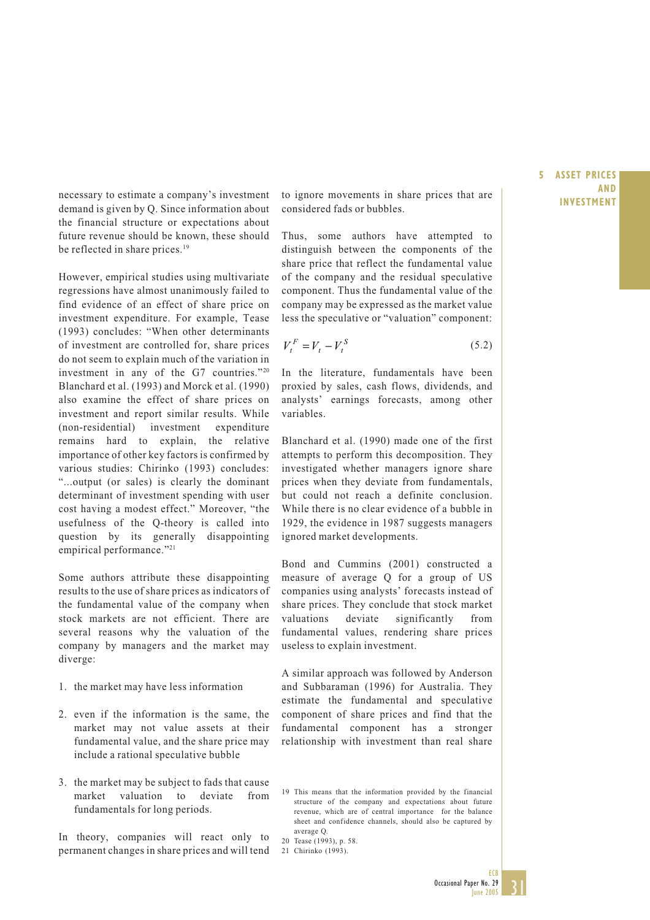necessary to estimate a company's investment demand is given by Q. Since information about the financial structure or expectations about future revenue should be known, these should be reflected in share prices.[19]

However, empirical studies using multivariate regressions have almost unanimously failed to find evidence of an effect of share price on investment expenditure. For example, Tease (1993) concludes: "When other determinants of investment are controlled for, share prices do not seem to explain much of the variation in investment in any of the G7 countries."[20] Blanchard et al. (1993) and Morck et al. (1990) also examine the effect of share prices on investment and report similar results. While (non-residential) investment expenditure remains hard to explain, the relative importance of other key factors is confirmed by various studies: Chirinko (1993) concludes: "...output (or sales) is clearly the dominant determinant of investment spending with user cost having a modest effect." Moreover, "the usefulness of the Q-theory is called into question by its generally disappointing empirical performance."[21]

Some authors attribute these disappointing results to the use of share prices as indicators of the fundamental value of the company when stock markets are not efficient. There are several reasons why the valuation of the company by managers and the market may diverge:

1. the market may have less information
2. even if the information is the same, the market may not value assets at their fundamental value, and the share price may include a rational speculative bubble
3. the market may be subject to fads that cause market valuation to deviate from fundamentals for long periods.

In theory, companies will react only to permanent changes in share prices and will tend to ignore movements in share prices that are considered fads or bubbles.

Thus, some authors have attempted to distinguish between the components of the share price that reflect the fundamental value of the company and the residual speculative component. Thus the fundamental value of the company may be expressed as the market value less the speculative or "valuation" component:

$$V_t^F = V_t - V_t^S \tag{5.2}$$

In the literature, fundamentals have been proxied by sales, cash flows, dividends, and analysts' earnings forecasts, among other variables.

Blanchard et al. (1990) made one of the first attempts to perform this decomposition. They investigated whether managers ignore share prices when they deviate from fundamentals, but could not reach a definite conclusion. While there is no clear evidence of a bubble in 1929, the evidence in 1987 suggests managers ignored market developments.

Bond and Cummins (2001) constructed a measure of average Q for a group of US companies using analysts' forecasts instead of share prices. They conclude that stock market valuations deviate significantly from fundamental values, rendering share prices useless to explain investment.

A similar approach was followed by Anderson and Subbaraman (1996) for Australia. They estimate the fundamental and speculative component of share prices and find that the fundamental component has a stronger relationship with investment than real share

---

19 This means that the information provided by the financial structure of the company and expectations about future revenue, which are of central importance for the balance sheet and confidence channels, should also be captured by average Q.

20 Tease (1993), p. 58.

21 Chirinko (1993).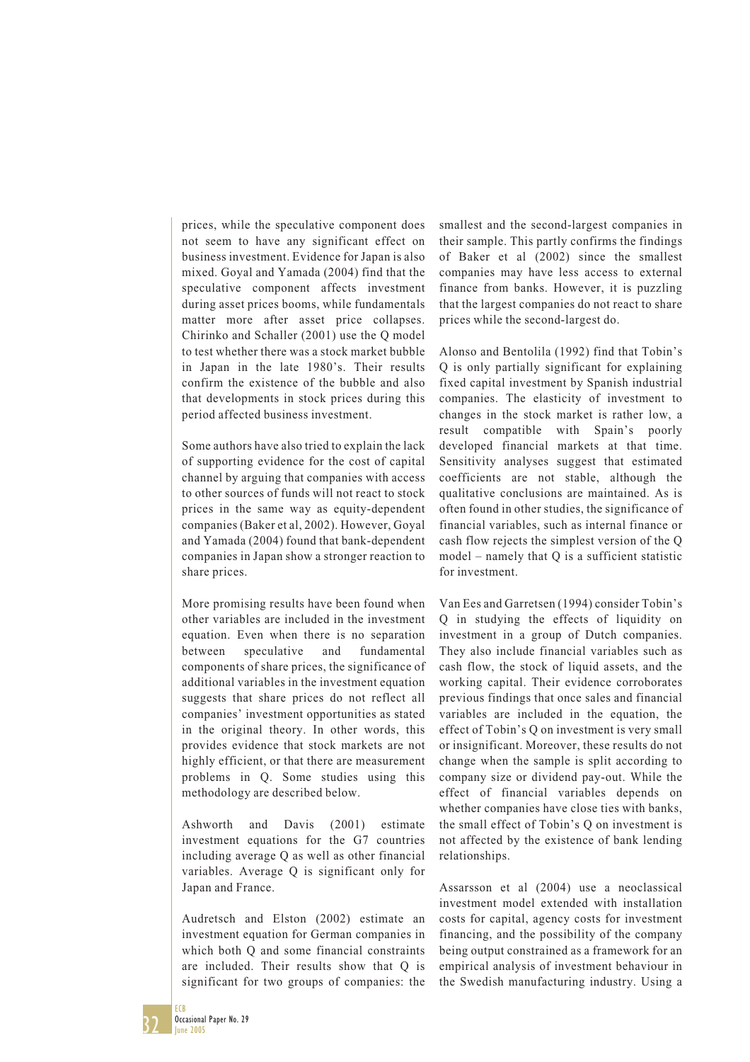prices, while the speculative component does not seem to have any significant effect on business investment. Evidence for Japan is also mixed. Goyal and Yamada (2004) find that the speculative component affects investment during asset prices booms, while fundamentals matter more after asset price collapses. Chirinko and Schaller (2001) use the Q model to test whether there was a stock market bubble in Japan in the late 1980's. Their results confirm the existence of the bubble and also that developments in stock prices during this period affected business investment.

Some authors have also tried to explain the lack of supporting evidence for the cost of capital channel by arguing that companies with access to other sources of funds will not react to stock prices in the same way as equity-dependent companies (Baker et al, 2002). However, Goyal and Yamada (2004) found that bank-dependent companies in Japan show a stronger reaction to share prices.

More promising results have been found when other variables are included in the investment equation. Even when there is no separation between speculative and fundamental components of share prices, the significance of additional variables in the investment equation suggests that share prices do not reflect all companies' investment opportunities as stated in the original theory. In other words, this provides evidence that stock markets are not highly efficient, or that there are measurement problems in Q. Some studies using this methodology are described below.

Ashworth and Davis (2001) estimate investment equations for the G7 countries including average Q as well as other financial variables. Average Q is significant only for Japan and France.

Audretsch and Elston (2002) estimate an investment equation for German companies in which both Q and some financial constraints are included. Their results show that Q is significant for two groups of companies: the smallest and the second-largest companies in their sample. This partly confirms the findings of Baker et al (2002) since the smallest companies may have less access to external finance from banks. However, it is puzzling that the largest companies do not react to share prices while the second-largest do.

Alonso and Bentolila (1992) find that Tobin's Q is only partially significant for explaining fixed capital investment by Spanish industrial companies. The elasticity of investment to changes in the stock market is rather low, a result compatible with Spain's poorly developed financial markets at that time. Sensitivity analyses suggest that estimated coefficients are not stable, although the qualitative conclusions are maintained. As is often found in other studies, the significance of financial variables, such as internal finance or cash flow rejects the simplest version of the Q model – namely that Q is a sufficient statistic for investment.

Van Ees and Garretsen (1994) consider Tobin's Q in studying the effects of liquidity on investment in a group of Dutch companies. They also include financial variables such as cash flow, the stock of liquid assets, and the working capital. Their evidence corroborates previous findings that once sales and financial variables are included in the equation, the effect of Tobin's Q on investment is very small or insignificant. Moreover, these results do not change when the sample is split according to company size or dividend pay-out. While the effect of financial variables depends on whether companies have close ties with banks, the small effect of Tobin's Q on investment is not affected by the existence of bank lending relationships.

Assarsson et al (2004) use a neoclassical investment model extended with installation costs for capital, agency costs for investment financing, and the possibility of the company being output constrained as a framework for an empirical analysis of investment behaviour in the Swedish manufacturing industry. Using a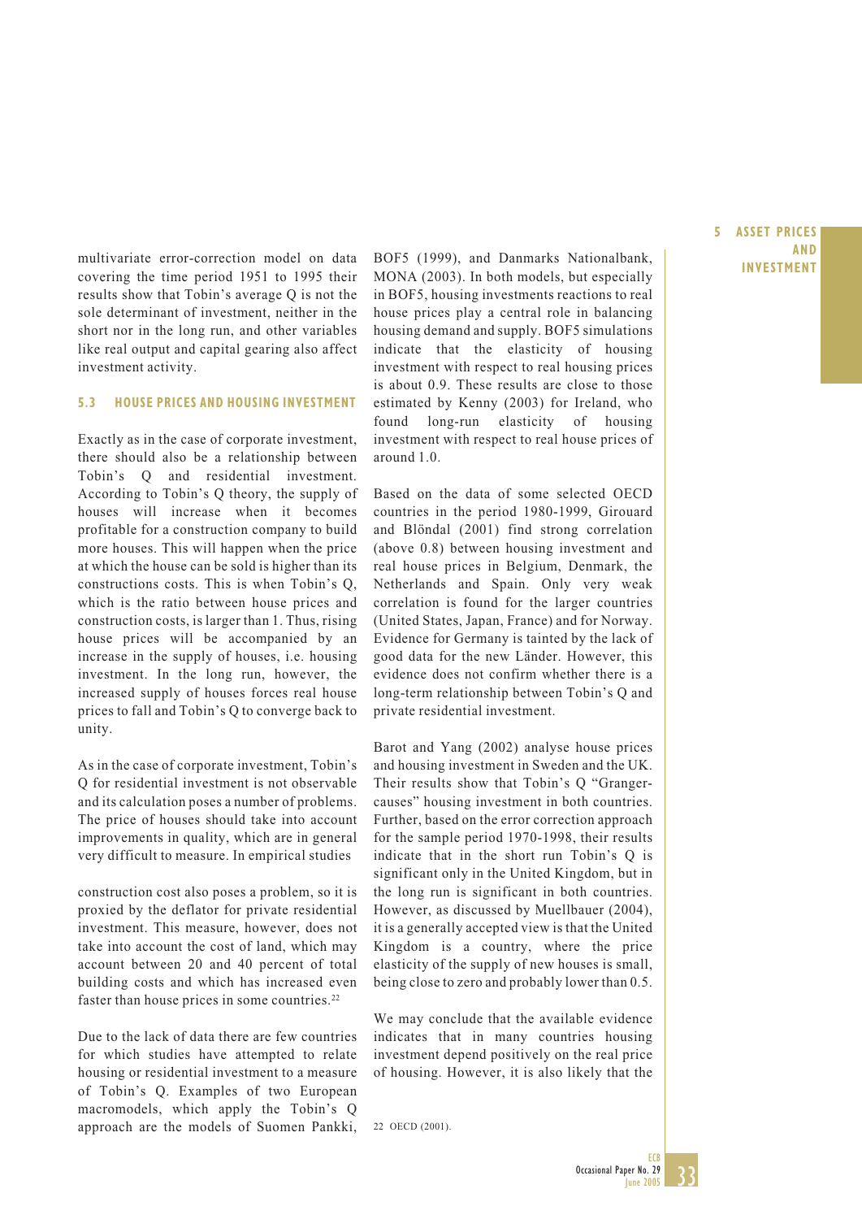multivariate error-correction model on data covering the time period 1951 to 1995 their results show that Tobin's average Q is not the sole determinant of investment, neither in the short nor in the long run, and other variables like real output and capital gearing also affect investment activity.

### 5.3 HOUSE PRICES AND HOUSING INVESTMENT

Exactly as in the case of corporate investment, there should also be a relationship between Tobin's Q and residential investment. According to Tobin's Q theory, the supply of houses will increase when it becomes profitable for a construction company to build more houses. This will happen when the price at which the house can be sold is higher than its constructions costs. This is when Tobin's Q, which is the ratio between house prices and construction costs, is larger than 1. Thus, rising house prices will be accompanied by an increase in the supply of houses, i.e. housing investment. In the long run, however, the increased supply of houses forces real house prices to fall and Tobin's Q to converge back to unity.

As in the case of corporate investment, Tobin's Q for residential investment is not observable and its calculation poses a number of problems. The price of houses should take into account improvements in quality, which are in general very difficult to measure. In empirical studies construction cost also poses a problem, so it is proxied by the deflator for private residential investment. This measure, however, does not take into account the cost of land, which may account between 20 and 40 percent of total building costs and which has increased even faster than house prices in some countries.[22]

Due to the lack of data there are few countries for which studies have attempted to relate housing or residential investment to a measure of Tobin's Q. Examples of two European macromodels, which apply the Tobin's Q approach are the models of Suomen Pankki, BOF5 (1999), and Danmarks Nationalbank, MONA (2003). In both models, but especially in BOF5, housing investments reactions to real house prices play a central role in balancing housing demand and supply. BOF5 simulations indicate that the elasticity of housing investment with respect to real housing prices is about 0.9. These results are close to those estimated by Kenny (2003) for Ireland, who found long-run elasticity of housing investment with respect to real house prices of around 1.0.

Based on the data of some selected OECD countries in the period 1980-1999, Girouard and Blöndal (2001) find strong correlation (above 0.8) between housing investment and real house prices in Belgium, Denmark, the Netherlands and Spain. Only very weak correlation is found for the larger countries (United States, Japan, France) and for Norway. Evidence for Germany is tainted by the lack of good data for the new Länder. However, this evidence does not confirm whether there is a long-term relationship between Tobin's Q and private residential investment.

Barot and Yang (2002) analyse house prices and housing investment in Sweden and the UK. Their results show that Tobin's Q "Granger-causes" housing investment in both countries. Further, based on the error correction approach for the sample period 1970-1998, their results indicate that in the short run Tobin's Q is significant only in the United Kingdom, but in the long run is significant in both countries. However, as discussed by Muellbauer (2004), it is a generally accepted view is that the United Kingdom is a country, where the price elasticity of the supply of new houses is small, being close to zero and probably lower than 0.5.

We may conclude that the available evidence indicates that in many countries housing investment depend positively on the real price of housing. However, it is also likely that the

22 OECD (2001).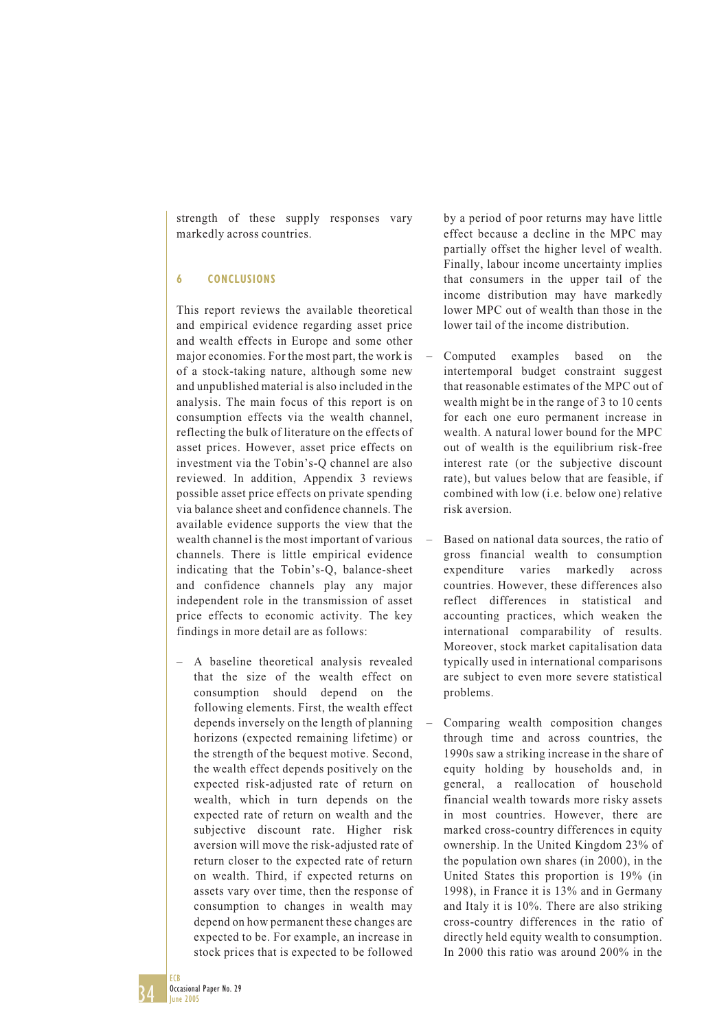strength of these supply responses vary markedly across countries.

## 6 CONCLUSIONS

This report reviews the available theoretical and empirical evidence regarding asset price and wealth effects in Europe and some other major economies. For the most part, the work is of a stock-taking nature, although some new and unpublished material is also included in the analysis. The main focus of this report is on consumption effects via the wealth channel, reflecting the bulk of literature on the effects of asset prices. However, asset price effects on investment via the Tobin's-Q channel are also reviewed. In addition, Appendix 3 reviews possible asset price effects on private spending via balance sheet and confidence channels. The available evidence supports the view that the wealth channel is the most important of various channels. There is little empirical evidence indicating that the Tobin's-Q, balance-sheet and confidence channels play any major independent role in the transmission of asset price effects to economic activity. The key findings in more detail are as follows:

- A baseline theoretical analysis revealed that the size of the wealth effect on consumption should depend on the following elements. First, the wealth effect depends inversely on the length of planning horizons (expected remaining lifetime) or the strength of the bequest motive. Second, the wealth effect depends positively on the expected risk-adjusted rate of return on wealth, which in turn depends on the expected rate of return on wealth and the subjective discount rate. Higher risk aversion will move the risk-adjusted rate of return closer to the expected rate of return on wealth. Third, if expected returns on assets vary over time, then the response of consumption to changes in wealth may depend on how permanent these changes are expected to be. For example, an increase in stock prices that is expected to be followed by a period of poor returns may have little effect because a decline in the MPC may partially offset the higher level of wealth. Finally, labour income uncertainty implies that consumers in the upper tail of the income distribution may have markedly lower MPC out of wealth than those in the lower tail of the income distribution.

- Computed examples based on the intertemporal budget constraint suggest that reasonable estimates of the MPC out of wealth might be in the range of 3 to 10 cents for each one euro permanent increase in wealth. A natural lower bound for the MPC out of wealth is the equilibrium risk-free interest rate (or the subjective discount rate), but values below that are feasible, if combined with low (i.e. below one) relative risk aversion.

- Based on national data sources, the ratio of gross financial wealth to consumption expenditure varies markedly across countries. However, these differences also reflect differences in statistical and accounting practices, which weaken the international comparability of results. Moreover, stock market capitalisation data typically used in international comparisons are subject to even more severe statistical problems.

- Comparing wealth composition changes through time and across countries, the 1990s saw a striking increase in the share of equity holding by households and, in general, a reallocation of household financial wealth towards more risky assets in most countries. However, there are marked cross-country differences in equity ownership. In the United Kingdom 23% of the population own shares (in 2000), in the United States this proportion is 19% (in 1998), in France it is 13% and in Germany and Italy it is 10%. There are also striking cross-country differences in the ratio of directly held equity wealth to consumption. In 2000 this ratio was around 200% in the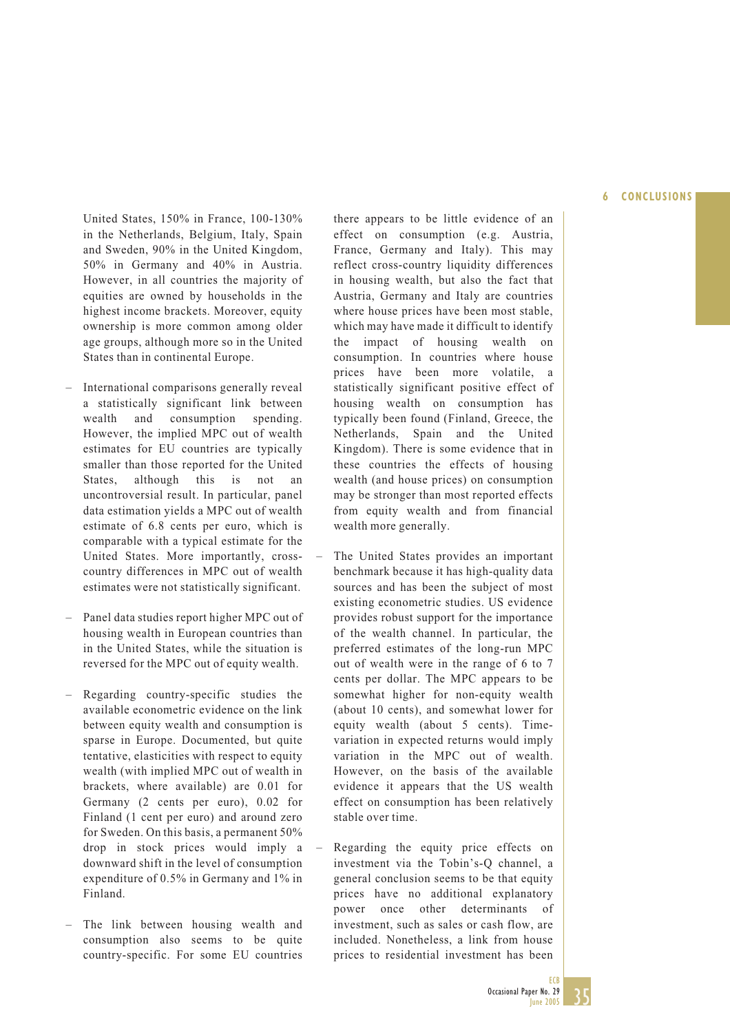United States, 150% in France, 100-130% in the Netherlands, Belgium, Italy, Spain and Sweden, 90% in the United Kingdom, 50% in Germany and 40% in Austria. However, in all countries the majority of equities are owned by households in the highest income brackets. Moreover, equity ownership is more common among older age groups, although more so in the United States than in continental Europe.

- International comparisons generally reveal a statistically significant link between wealth and consumption spending. However, the implied MPC out of wealth estimates for EU countries are typically smaller than those reported for the United States, although this is not an uncontroversial result. In particular, panel data estimation yields a MPC out of wealth estimate of 6.8 cents per euro, which is comparable with a typical estimate for the United States. More importantly, cross-country differences in MPC out of wealth estimates were not statistically significant.

- Panel data studies report higher MPC out of housing wealth in European countries than in the United States, while the situation is reversed for the MPC out of equity wealth.

- Regarding country-specific studies the available econometric evidence on the link between equity wealth and consumption is sparse in Europe. Documented, but quite tentative, elasticities with respect to equity wealth (with implied MPC out of wealth in brackets, where available) are 0.01 for Germany (2 cents per euro), 0.02 for Finland (1 cent per euro) and around zero for Sweden. On this basis, a permanent 50% drop in stock prices would imply a downward shift in the level of consumption expenditure of 0.5% in Germany and 1% in Finland.

- The link between housing wealth and consumption also seems to be quite country-specific. For some EU countries there appears to be little evidence of an effect on consumption (e.g. Austria, France, Germany and Italy). This may reflect cross-country liquidity differences in housing wealth, but also the fact that Austria, Germany and Italy are countries where house prices have been most stable, which may have made it difficult to identify the impact of housing wealth on consumption. In countries where house prices have been more volatile, a statistically significant positive effect of housing wealth on consumption has typically been found (Finland, Greece, the Netherlands, Spain and the United Kingdom). There is some evidence that in these countries the effects of housing wealth (and house prices) on consumption may be stronger than most reported effects from equity wealth and from financial wealth more generally.

- The United States provides an important benchmark because it has high-quality data sources and has been the subject of most existing econometric studies. US evidence provides robust support for the importance of the wealth channel. In particular, the preferred estimates of the long-run MPC out of wealth were in the range of 6 to 7 cents per dollar. The MPC appears to be somewhat higher for non-equity wealth (about 10 cents), and somewhat lower for equity wealth (about 5 cents). Time-variation in expected returns would imply variation in the MPC out of wealth. However, on the basis of the available evidence it appears that the US wealth effect on consumption has been relatively stable over time.

- Regarding the equity price effects on investment via the Tobin's-Q channel, a general conclusion seems to be that equity prices have no additional explanatory power once other determinants of investment, such as sales or cash flow, are included. Nonetheless, a link from house prices to residential investment has been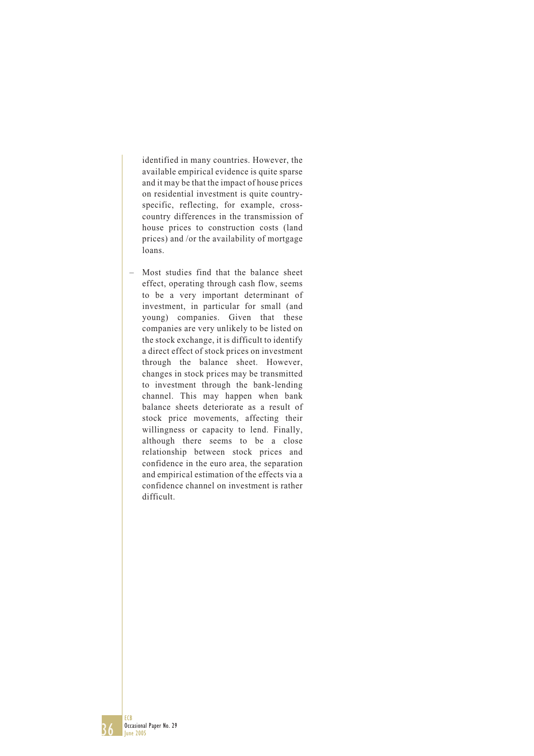identified in many countries. However, the available empirical evidence is quite sparse and it may be that the impact of house prices on residential investment is quite country-specific, reflecting, for example, cross-country differences in the transmission of house prices to construction costs (land prices) and /or the availability of mortgage loans.

– Most studies find that the balance sheet effect, operating through cash flow, seems to be a very important determinant of investment, in particular for small (and young) companies. Given that these companies are very unlikely to be listed on the stock exchange, it is difficult to identify a direct effect of stock prices on investment through the balance sheet. However, changes in stock prices may be transmitted to investment through the bank-lending channel. This may happen when bank balance sheets deteriorate as a result of stock price movements, affecting their willingness or capacity to lend. Finally, although there seems to be a close relationship between stock prices and confidence in the euro area, the separation and empirical estimation of the effects via a confidence channel on investment is rather difficult.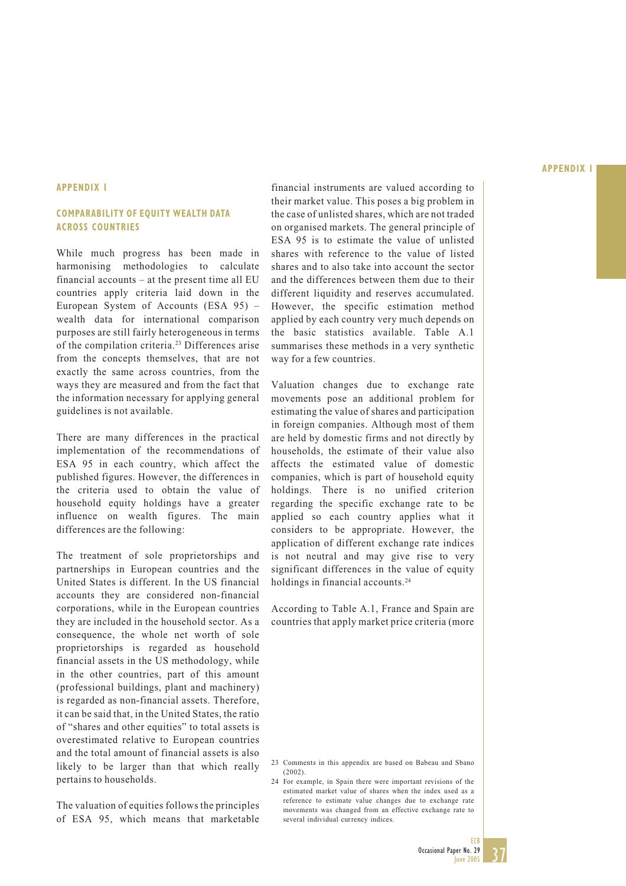# APPENDIX 1

## COMPARABILITY OF EQUITY WEALTH DATA ACROSS COUNTRIES

While much progress has been made in harmonising methodologies to calculate financial accounts – at the present time all EU countries apply criteria laid down in the European System of Accounts (ESA 95) – wealth data for international comparison purposes are still fairly heterogeneous in terms of the compilation criteria.[23] Differences arise from the concepts themselves, that are not exactly the same across countries, from the ways they are measured and from the fact that the information necessary for applying general guidelines is not available.

There are many differences in the practical implementation of the recommendations of ESA 95 in each country, which affect the published figures. However, the differences in the criteria used to obtain the value of household equity holdings have a greater influence on wealth figures. The main differences are the following:

The treatment of sole proprietorships and partnerships in European countries and the United States is different. In the US financial accounts they are considered non-financial corporations, while in the European countries they are included in the household sector. As a consequence, the whole net worth of sole proprietorships is regarded as household financial assets in the US methodology, while in the other countries, part of this amount (professional buildings, plant and machinery) is regarded as non-financial assets. Therefore, it can be said that, in the United States, the ratio of "shares and other equities" to total assets is overestimated relative to European countries and the total amount of financial assets is also likely to be larger than that which really pertains to households.

The valuation of equities follows the principles of ESA 95, which means that marketable financial instruments are valued according to their market value. This poses a big problem in the case of unlisted shares, which are not traded on organised markets. The general principle of ESA 95 is to estimate the value of unlisted shares with reference to the value of listed shares and to also take into account the sector and the differences between them due to their different liquidity and reserves accumulated. However, the specific estimation method applied by each country very much depends on the basic statistics available. Table A.1 summarises these methods in a very synthetic way for a few countries.

Valuation changes due to exchange rate movements pose an additional problem for estimating the value of shares and participation in foreign companies. Although most of them are held by domestic firms and not directly by households, the estimate of their value also affects the estimated value of domestic companies, which is part of household equity holdings. There is no unified criterion regarding the specific exchange rate to be applied so each country applies what it considers to be appropriate. However, the application of different exchange rate indices is not neutral and may give rise to very significant differences in the value of equity holdings in financial accounts.[24]

According to Table A.1, France and Spain are countries that apply market price criteria (more

23 Comments in this appendix are based on Babeau and Sbano (2002).

24 For example, in Spain there were important revisions of the estimated market value of shares when the index used as a reference to estimate value changes due to exchange rate movements was changed from an effective exchange rate to several individual currency indices.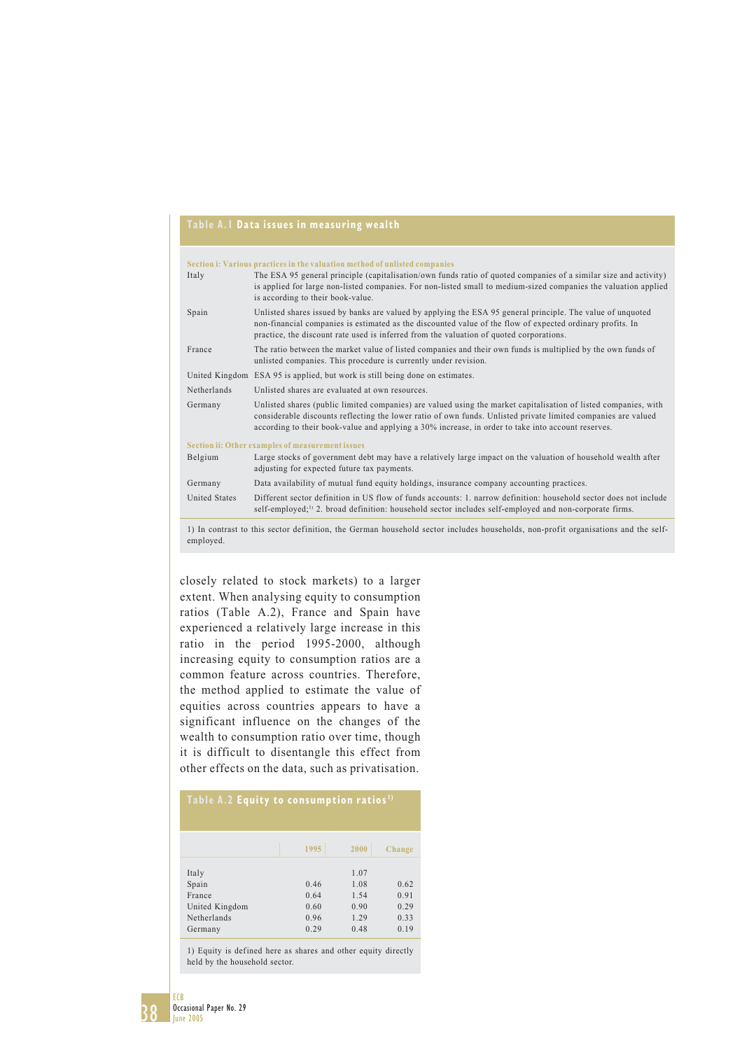### Table A.1 Data issues in measuring wealth

| | |
|---|---|
| **Section i: Various practices in the valuation method of unlisted companies** | |
| Italy | The ESA 95 general principle (capitalisation/own funds ratio of quoted companies of a similar size and activity) is applied for large non-listed companies. For non-listed small to medium-sized companies the valuation applied is according to their book-value. |
| Spain | Unlisted shares issued by banks are valued by applying the ESA 95 general principle. The value of unquoted non-financial companies is estimated as the discounted value of the flow of expected ordinary profits. In practice, the discount rate used is inferred from the valuation of quoted corporations. |
| France | The ratio between the market value of listed companies and their own funds is multiplied by the own funds of unlisted companies. This procedure is currently under revision. |
| United Kingdom | ESA 95 is applied, but work is still being done on estimates. |
| Netherlands | Unlisted shares are evaluated at own resources. |
| Germany | Unlisted shares (public limited companies) are valued using the market capitalisation of listed companies, with considerable discounts reflecting the lower ratio of own funds. Unlisted private limited companies are valued according to their book-value and applying a 30% increase, in order to take into account reserves. |
| **Section ii: Other examples of measurement issues** | |
| Belgium | Large stocks of government debt may have a relatively large impact on the valuation of household wealth after adjusting for expected future tax payments. |
| Germany | Data availability of mutual fund equity holdings, insurance company accounting practices. |
| United States | Different sector definition in US flow of funds accounts: 1. narrow definition: household sector does not include self-employed;[1] 2. broad definition: household sector includes self-employed and non-corporate firms. |

1) In contrast to this sector definition, the German household sector includes households, non-profit organisations and the self-employed.

closely related to stock markets) to a larger extent. When analysing equity to consumption ratios (Table A.2), France and Spain have experienced a relatively large increase in this ratio in the period 1995-2000, although increasing equity to consumption ratios are a common feature across countries. Therefore, the method applied to estimate the value of equities across countries appears to have a significant influence on the changes of the wealth to consumption ratio over time, though it is difficult to disentangle this effect from other effects on the data, such as privatisation.

### Table A.2 Equity to consumption ratios[1]

| | 1995 | 2000 | Change |
|---|---|---|---|
| Italy | | 1.07 | |
| Spain | 0.46 | 1.08 | 0.62 |
| France | 0.64 | 1.54 | 0.91 |
| United Kingdom | 0.60 | 0.90 | 0.29 |
| Netherlands | 0.96 | 1.29 | 0.33 |
| Germany | 0.29 | 0.48 | 0.19 |

1) Equity is defined here as shares and other equity directly held by the household sector.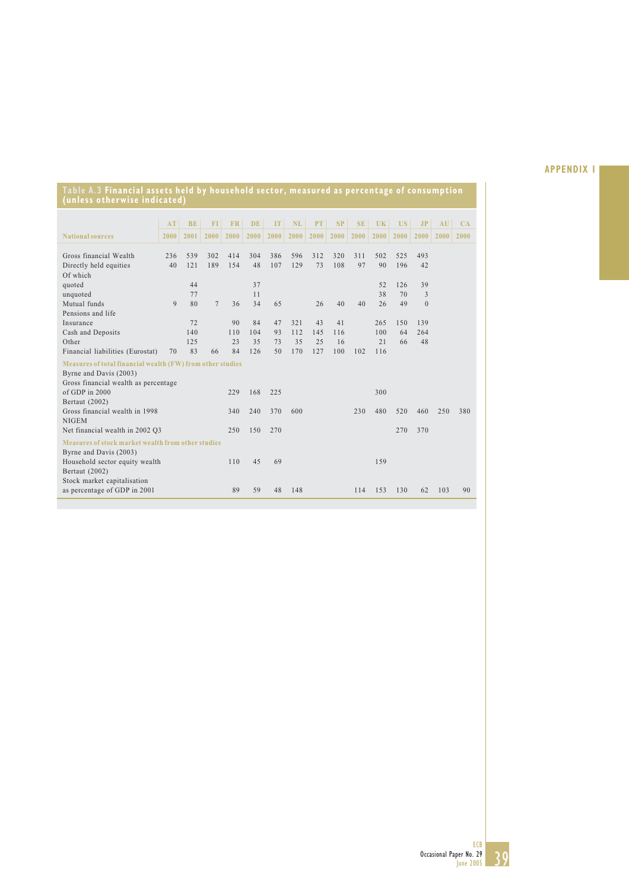**Table A.3 Financial assets held by household sector, measured as percentage of consumption (unless otherwise indicated)**

| | AT | BE | FI | FR | DE | IT | NL | PT | SP | SE | UK | US | JP | AU | CA |
|---|---|---|---|---|---|---|---|---|---|---|---|---|---|---|---|
| **National sources** | 2000 | 2001 | 2000 | 2000 | 2000 | 2000 | 2000 | 2000 | 2000 | 2000 | 2000 | 2000 | 2000 | 2000 | 2000 |
| Gross financial Wealth | 236 | 539 | 302 | 414 | 304 | 386 | 596 | 312 | 320 | 311 | 502 | 525 | 493 | | |
| Directly held equities | 40 | 121 | 189 | 154 | 48 | 107 | 129 | 73 | 108 | 97 | 90 | 196 | 42 | | |
| Of which | | | | | | | | | | | | | | | |
| quoted | | 44 | | | 37 | | | | | | 52 | 126 | 39 | | |
| unquoted | | 77 | | | 11 | | | | | | 38 | 70 | 3 | | |
| Mutual funds | 9 | 80 | 7 | 36 | 34 | 65 | | 26 | 40 | 40 | 26 | 49 | 0 | | |
| Pensions and life | | | | | | | | | | | | | | | |
| Insurance | | 72 | | 90 | 84 | 47 | 321 | 43 | 41 | | 265 | 150 | 139 | | |
| Cash and Deposits | | 140 | | 110 | 104 | 93 | 112 | 145 | 116 | | 100 | 64 | 264 | | |
| Other | | 125 | | 23 | 35 | 73 | 35 | 25 | 16 | | 21 | 66 | 48 | | |
| Financial liabilities (Eurostat) | 70 | 83 | 66 | 84 | 126 | 50 | 170 | 127 | 100 | 102 | 116 | | | | |
| **Measures of total financial wealth (FW) from other studies** | | | | | | | | | | | | | | | |
| Byrne and Davis (2003) | | | | | | | | | | | | | | | |
| Gross financial wealth as percentage | | | | | | | | | | | | | | | |
| of GDP in 2000 | | | | 229 | 168 | 225 | | | | | 300 | | | | |
| Bertaut (2002) | | | | | | | | | | | | | | | |
| Gross financial wealth in 1998 | | | | 340 | 240 | 370 | 600 | | | 230 | 480 | 520 | 460 | 250 | 380 |
| NIGEM | | | | | | | | | | | | | | | |
| Net financial wealth in 2002 Q3 | | | | 250 | 150 | 270 | | | | | | 270 | 370 | | |
| **Measures of stock market wealth from other studies** | | | | | | | | | | | | | | | |
| Byrne and Davis (2003) | | | | | | | | | | | | | | | |
| Household sector equity wealth | | | | 110 | 45 | 69 | | | | | 159 | | | | |
| Bertaut (2002) | | | | | | | | | | | | | | | |
| Stock market capitalisation | | | | | | | | | | | | | | | |
| as percentage of GDP in 2001 | | | | 89 | 59 | 48 | 148 | | | 114 | 153 | 130 | 62 | 103 | 90 |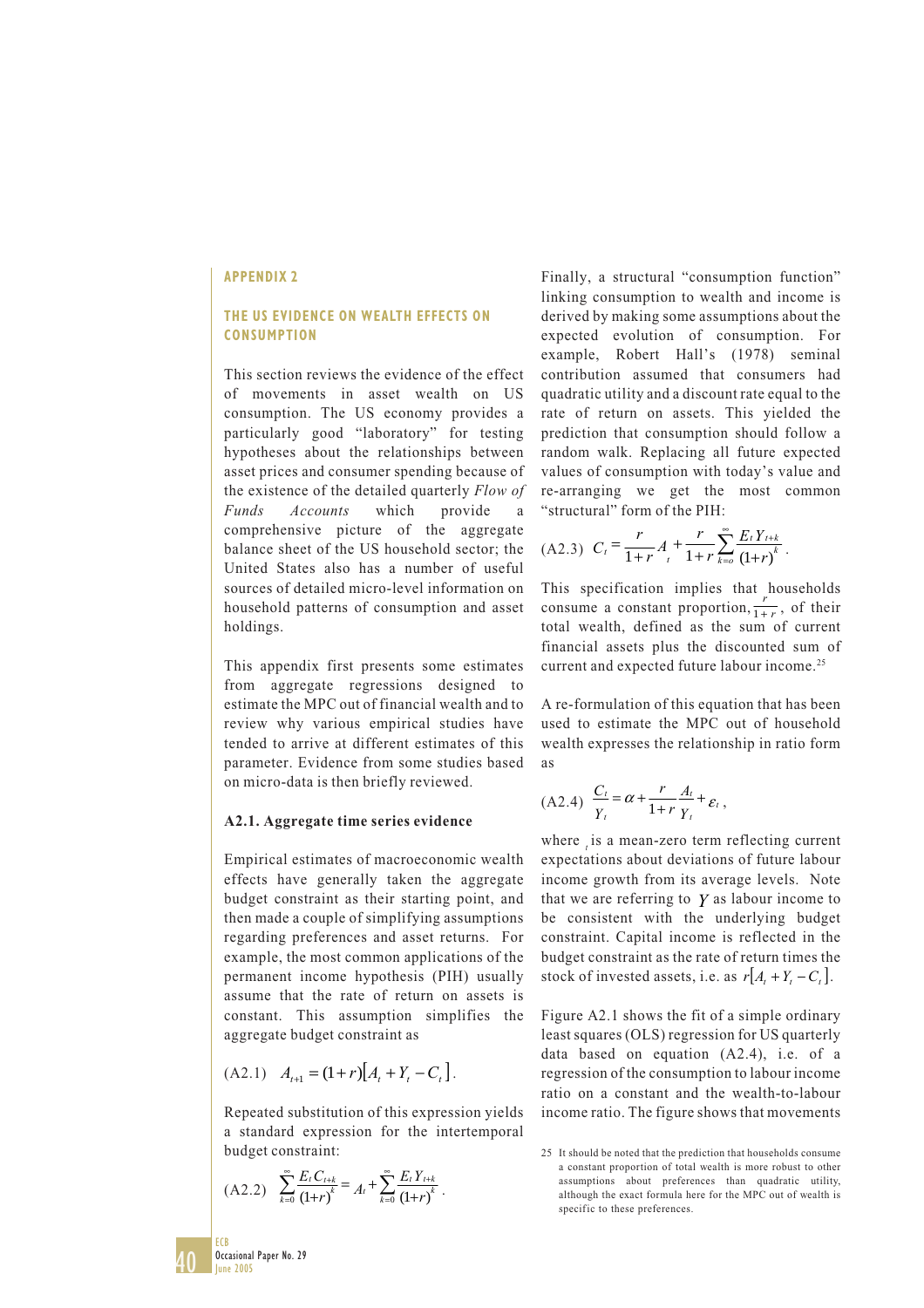## APPENDIX 2

## THE US EVIDENCE ON WEALTH EFFECTS ON CONSUMPTION

This section reviews the evidence of the effect of movements in asset wealth on US consumption. The US economy provides a particularly good "laboratory" for testing hypotheses about the relationships between asset prices and consumer spending because of the existence of the detailed quarterly *Flow of Funds Accounts* which provide a comprehensive picture of the aggregate balance sheet of the US household sector; the United States also has a number of useful sources of detailed micro-level information on household patterns of consumption and asset holdings.

This appendix first presents some estimates from aggregate regressions designed to estimate the MPC out of financial wealth and to review why various empirical studies have tended to arrive at different estimates of this parameter. Evidence from some studies based on micro-data is then briefly reviewed.

### A2.1. Aggregate time series evidence

Empirical estimates of macroeconomic wealth effects have generally taken the aggregate budget constraint as their starting point, and then made a couple of simplifying assumptions regarding preferences and asset returns. For example, the most common applications of the permanent income hypothesis (PIH) usually assume that the rate of return on assets is constant. This assumption simplifies the aggregate budget constraint as

(A2.1) $A_{t+1} = (1+r)\left[A_t + Y_t - C_t\right]$.

Repeated substitution of this expression yields a standard expression for the intertemporal budget constraint:

(A2.2) $\sum_{k=0}^{\infty} \frac{E_t C_{t+k}}{(1+r)^k} = A_t + \sum_{k=0}^{\infty} \frac{E_t Y_{t+k}}{(1+r)^k}$.

Finally, a structural "consumption function" linking consumption to wealth and income is derived by making some assumptions about the expected evolution of consumption. For example, Robert Hall's (1978) seminal contribution assumed that consumers had quadratic utility and a discount rate equal to the rate of return on assets. This yielded the prediction that consumption should follow a random walk. Replacing all future expected values of consumption with today's value and re-arranging we get the most common "structural" form of the PIH:

(A2.3) $C_t = \frac{r}{1+r} A_t + \frac{r}{1+r} \sum_{k=0}^{\infty} \frac{E_t Y_{t+k}}{(1+r)^k}$.

This specification implies that households consume a constant proportion, $\frac{r}{1+r}$, of their total wealth, defined as the sum of current financial assets plus the discounted sum of current and expected future labour income.[25]

A re-formulation of this equation that has been used to estimate the MPC out of household wealth expresses the relationship in ratio form as

(A2.4) $\frac{C_t}{Y_t} = \alpha + \frac{r}{1+r} \frac{A_t}{Y_t} + \varepsilon_t$,

where $\varepsilon_t$ is a mean-zero term reflecting current expectations about deviations of future labour income growth from its average levels. Note that we are referring to $Y$ as labour income to be consistent with the underlying budget constraint. Capital income is reflected in the budget constraint as the rate of return times the stock of invested assets, i.e. as $r\left[A_t + Y_t - C_t\right]$.

Figure A2.1 shows the fit of a simple ordinary least squares (OLS) regression for US quarterly data based on equation (A2.4), i.e. of a regression of the consumption to labour income ratio on a constant and the wealth-to-labour income ratio. The figure shows that movements

[25] It should be noted that the prediction that households consume a constant proportion of total wealth is more robust to other assumptions about preferences than quadratic utility, although the exact formula here for the MPC out of wealth is specific to these preferences.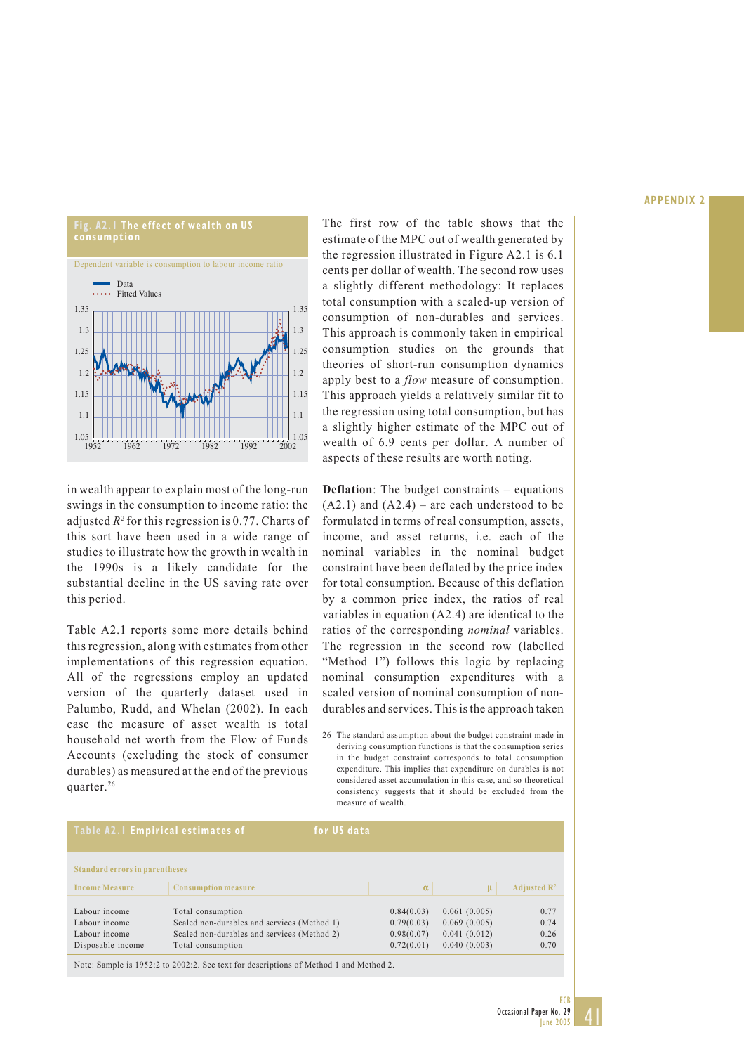**Fig. A2.1 The effect of wealth on US consumption**

Dependent variable is consumption to labour income ratio

in wealth appear to explain most of the long-run swings in the consumption to income ratio: the adjusted $R^2$ for this regression is 0.77. Charts of this sort have been used in a wide range of studies to illustrate how the growth in wealth in the 1990s is a likely candidate for the substantial decline in the US saving rate over this period.

Table A2.1 reports some more details behind this regression, along with estimates from other implementations of this regression equation. All of the regressions employ an updated version of the quarterly dataset used in Palumbo, Rudd, and Whelan (2002). In each case the measure of asset wealth is total household net worth from the Flow of Funds Accounts (excluding the stock of consumer durables) as measured at the end of the previous quarter.[26]

The first row of the table shows that the estimate of the MPC out of wealth generated by the regression illustrated in Figure A2.1 is 6.1 cents per dollar of wealth. The second row uses a slightly different methodology: It replaces total consumption with a scaled-up version of consumption of non-durables and services. This approach is commonly taken in empirical consumption studies on the grounds that theories of short-run consumption dynamics apply best to a *flow* measure of consumption. This approach yields a relatively similar fit to the regression using total consumption, but has a slightly higher estimate of the MPC out of wealth of 6.9 cents per dollar. A number of aspects of these results are worth noting.

**Deflation**: The budget constraints – equations (A2.1) and (A2.4) – are each understood to be formulated in terms of real consumption, assets, income, and asset returns, i.e. each of the nominal variables in the nominal budget constraint have been deflated by the price index for total consumption. Because of this deflation by a common price index, the ratios of real variables in equation (A2.4) are identical to the ratios of the corresponding *nominal* variables. The regression in the second row (labelled "Method 1") follows this logic by replacing nominal consumption expenditures with a scaled version of nominal consumption of non-durables and services. This is the approach taken

[26] The standard assumption about the budget constraint made in deriving consumption functions is that the consumption series in the budget constraint corresponds to total consumption expenditure. This implies that expenditure on durables is not considered asset accumulation in this case, and so theoretical consistency suggests that it should be excluded from the measure of wealth.

**Table A2.1 Empirical estimates of for US data**

Standard errors in parentheses

| Income Measure | Consumption measure | α | μ | Adjusted $R^2$ |
|---|---|---|---|---|
| Labour income | Total consumption | 0.84(0.03) | 0.061 (0.005) | 0.77 |
| Labour income | Scaled non-durables and services (Method 1) | 0.79(0.03) | 0.069 (0.005) | 0.74 |
| Labour income | Scaled non-durables and services (Method 2) | 0.98(0.07) | 0.041 (0.012) | 0.26 |
| Disposable income | Total consumption | 0.72(0.01) | 0.040 (0.003) | 0.70 |

Note: Sample is 1952:2 to 2002:2. See text for descriptions of Method 1 and Method 2.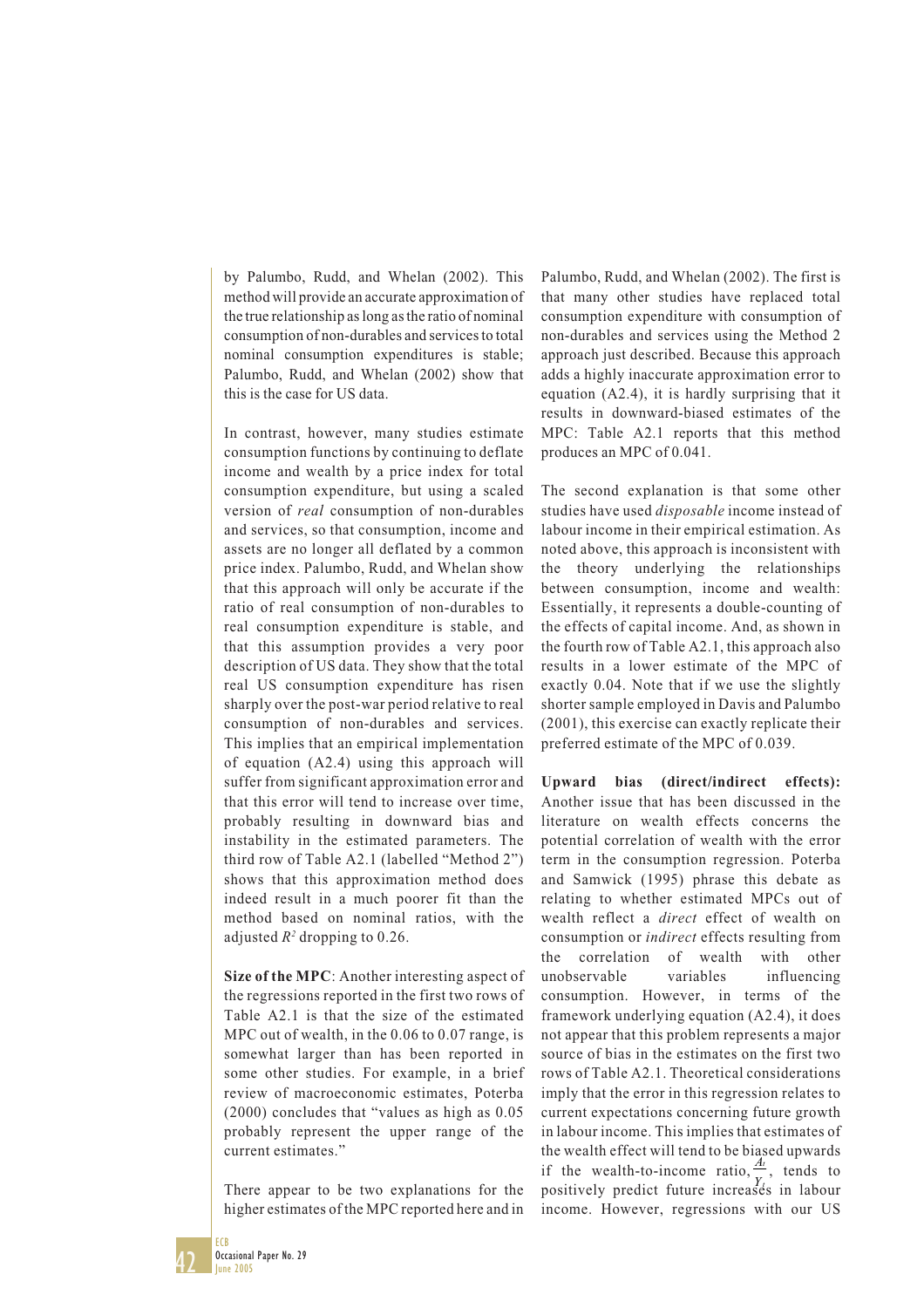by Palumbo, Rudd, and Whelan (2002). This method will provide an accurate approximation of the true relationship as long as the ratio of nominal consumption of non-durables and services to total nominal consumption expenditures is stable; Palumbo, Rudd, and Whelan (2002) show that this is the case for US data.

In contrast, however, many studies estimate consumption functions by continuing to deflate income and wealth by a price index for total consumption expenditure, but using a scaled version of *real* consumption of non-durables and services, so that consumption, income and assets are no longer all deflated by a common price index. Palumbo, Rudd, and Whelan show that this approach will only be accurate if the ratio of real consumption of non-durables to real consumption expenditure is stable, and that this assumption provides a very poor description of US data. They show that the total real US consumption expenditure has risen sharply over the post-war period relative to real consumption of non-durables and services. This implies that an empirical implementation of equation (A2.4) using this approach will suffer from significant approximation error and that this error will tend to increase over time, probably resulting in downward bias and instability in the estimated parameters. The third row of Table A2.1 (labelled "Method 2") shows that this approximation method does indeed result in a much poorer fit than the method based on nominal ratios, with the adjusted $R^2$ dropping to 0.26.

**Size of the MPC**: Another interesting aspect of the regressions reported in the first two rows of Table A2.1 is that the size of the estimated MPC out of wealth, in the 0.06 to 0.07 range, is somewhat larger than has been reported in some other studies. For example, in a brief review of macroeconomic estimates, Poterba (2000) concludes that "values as high as 0.05 probably represent the upper range of the current estimates."

There appear to be two explanations for the higher estimates of the MPC reported here and in Palumbo, Rudd, and Whelan (2002). The first is that many other studies have replaced total consumption expenditure with consumption of non-durables and services using the Method 2 approach just described. Because this approach adds a highly inaccurate approximation error to equation (A2.4), it is hardly surprising that it results in downward-biased estimates of the MPC: Table A2.1 reports that this method produces an MPC of 0.041.

The second explanation is that some other studies have used *disposable* income instead of labour income in their empirical estimation. As noted above, this approach is inconsistent with the theory underlying the relationships between consumption, income and wealth: Essentially, it represents a double-counting of the effects of capital income. And, as shown in the fourth row of Table A2.1, this approach also results in a lower estimate of the MPC of exactly 0.04. Note that if we use the slightly shorter sample employed in Davis and Palumbo (2001), this exercise can exactly replicate their preferred estimate of the MPC of 0.039.

**Upward bias (direct/indirect effects):** Another issue that has been discussed in the literature on wealth effects concerns the potential correlation of wealth with the error term in the consumption regression. Poterba and Samwick (1995) phrase this debate as relating to whether estimated MPCs out of wealth reflect a *direct* effect of wealth on consumption or *indirect* effects resulting from the correlation of wealth with other unobservable variables influencing consumption. However, in terms of the framework underlying equation (A2.4), it does not appear that this problem represents a major source of bias in the estimates on the first two rows of Table A2.1. Theoretical considerations imply that the error in this regression relates to current expectations concerning future growth in labour income. This implies that estimates of the wealth effect will tend to be biased upwards if the wealth-to-income ratio, $\frac{A_t}{Y_t}$, tends to positively predict future increases in labour income. However, regressions with our US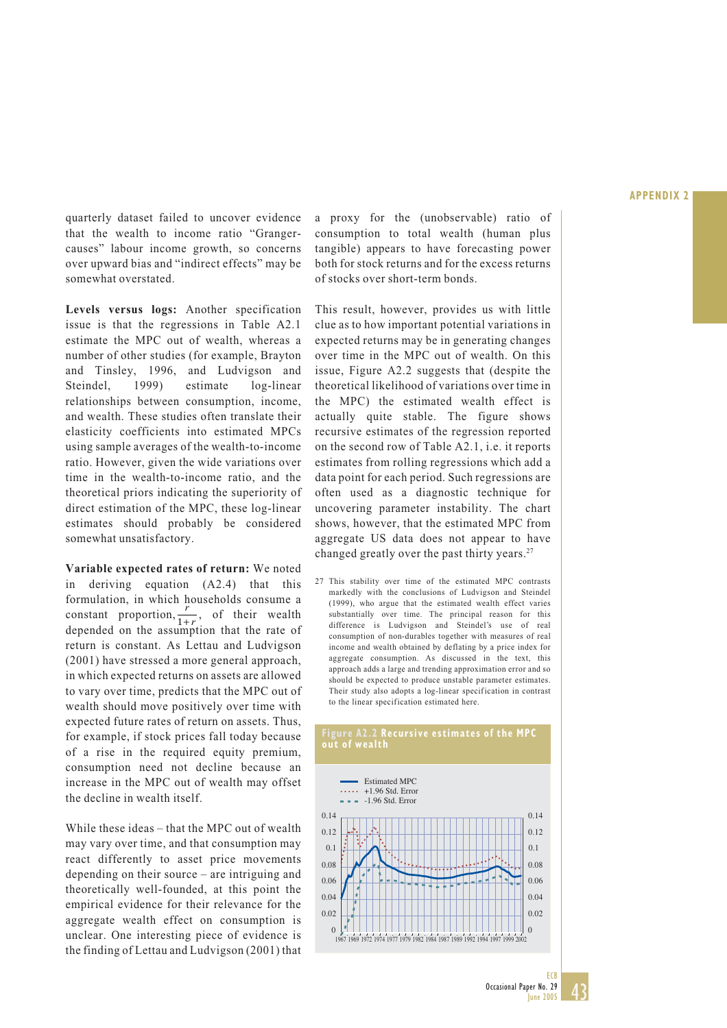quarterly dataset failed to uncover evidence that the wealth to income ratio "Granger-causes" labour income growth, so concerns over upward bias and "indirect effects" may be somewhat overstated.

**Levels versus logs:** Another specification issue is that the regressions in Table A2.1 estimate the MPC out of wealth, whereas a number of other studies (for example, Brayton and Tinsley, 1996, and Ludvigson and Steindel, 1999) estimate log-linear relationships between consumption, income, and wealth. These studies often translate their elasticity coefficients into estimated MPCs using sample averages of the wealth-to-income ratio. However, given the wide variations over time in the wealth-to-income ratio, and the theoretical priors indicating the superiority of direct estimation of the MPC, these log-linear estimates should probably be considered somewhat unsatisfactory.

**Variable expected rates of return:** We noted in deriving equation (A2.4) that this formulation, in which households consume a constant proportion, $\frac{r}{1+r}$, of their wealth depended on the assumption that the rate of return is constant. As Lettau and Ludvigson (2001) have stressed a more general approach, in which expected returns on assets are allowed to vary over time, predicts that the MPC out of wealth should move positively over time with expected future rates of return on assets. Thus, for example, if stock prices fall today because of a rise in the required equity premium, consumption need not decline because an increase in the MPC out of wealth may offset the decline in wealth itself.

While these ideas – that the MPC out of wealth may vary over time, and that consumption may react differently to asset price movements depending on their source – are intriguing and theoretically well-founded, at this point the empirical evidence for their relevance for the aggregate wealth effect on consumption is unclear. One interesting piece of evidence is the finding of Lettau and Ludvigson (2001) that a proxy for the (unobservable) ratio of consumption to total wealth (human plus tangible) appears to have forecasting power both for stock returns and for the excess returns of stocks over short-term bonds.

This result, however, provides us with little clue as to how important potential variations in expected returns may be in generating changes over time in the MPC out of wealth. On this issue, Figure A2.2 suggests that (despite the theoretical likelihood of variations over time in the MPC) the estimated wealth effect is actually quite stable. The figure shows recursive estimates of the regression reported on the second row of Table A2.1, i.e. it reports estimates from rolling regressions which add a data point for each period. Such regressions are often used as a diagnostic technique for uncovering parameter instability. The chart shows, however, that the estimated MPC from aggregate US data does not appear to have changed greatly over the past thirty years.[27]

[27] This stability over time of the estimated MPC contrasts markedly with the conclusions of Ludvigson and Steindel (1999), who argue that the estimated wealth effect varies substantially over time. The principal reason for this difference is Ludvigson and Steindel's use of real consumption of non-durables together with measures of real income and wealth obtained by deflating by a price index for aggregate consumption. As discussed in the text, this approach adds a large and trending approximation error and so should be expected to produce unstable parameter estimates. Their study also adopts a log-linear specification in contrast to the linear specification estimated here.

**Figure A2.2 Recursive estimates of the MPC out of wealth**

Legend: Estimated MPC; +1.96 Std. Error; -1.96 Std. Error

Y-axis: 0 to 0.14; X-axis: 1967–2002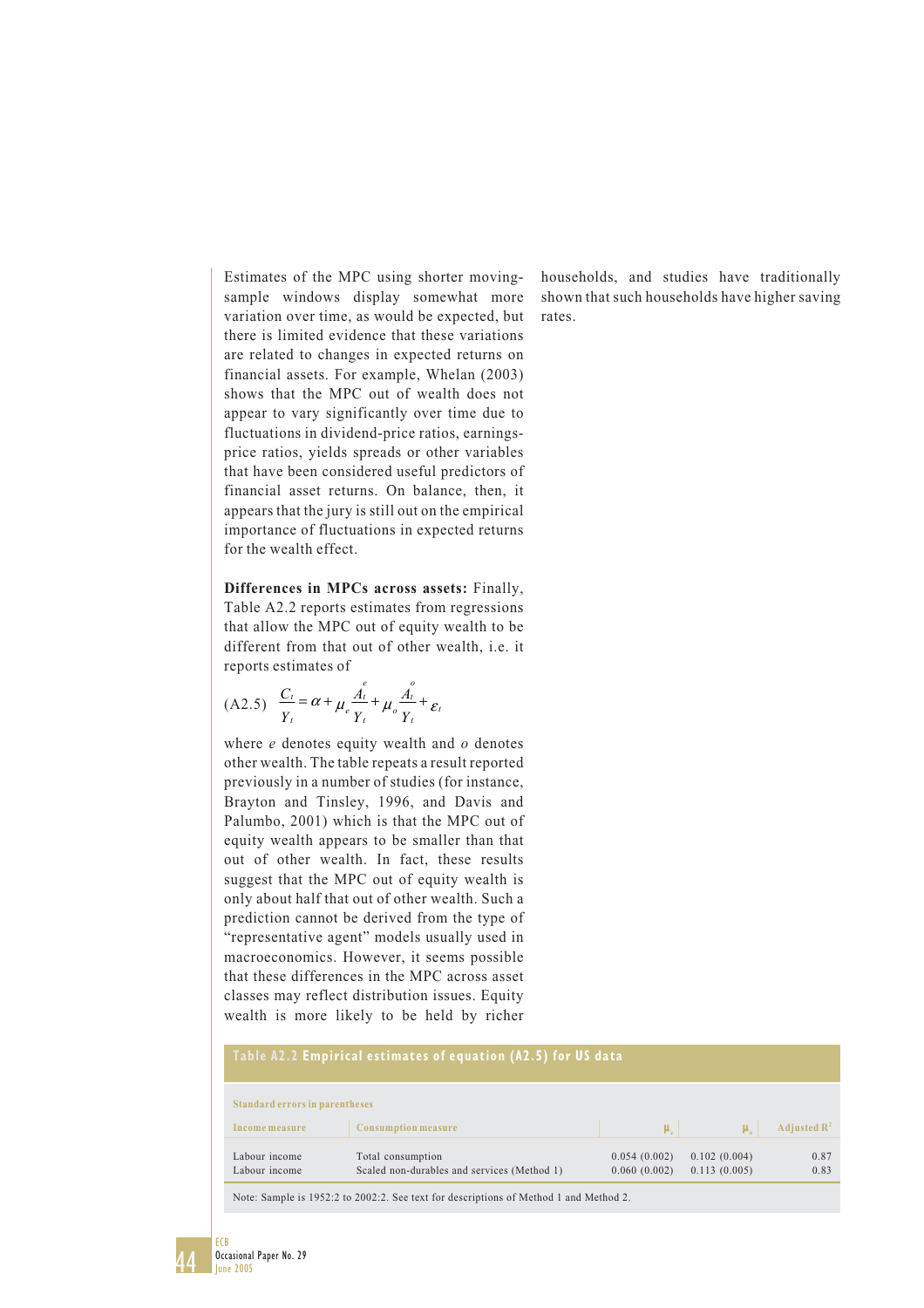Estimates of the MPC using shorter moving-sample windows display somewhat more variation over time, as would be expected, but there is limited evidence that these variations are related to changes in expected returns on financial assets. For example, Whelan (2003) shows that the MPC out of wealth does not appear to vary significantly over time due to fluctuations in dividend-price ratios, earnings-price ratios, yields spreads or other variables that have been considered useful predictors of financial asset returns. On balance, then, it appears that the jury is still out on the empirical importance of fluctuations in expected returns for the wealth effect.

**Differences in MPCs across assets:** Finally, Table A2.2 reports estimates from regressions that allow the MPC out of equity wealth to be different from that out of other wealth, i.e. it reports estimates of

$$\text{(A2.5)} \quad \frac{C_t}{Y_t} = \alpha + \mu_e \frac{A_t^e}{Y_t} + \mu_o \frac{A_t^o}{Y_t} + \varepsilon_t$$

where $e$ denotes equity wealth and $o$ denotes other wealth. The table repeats a result reported previously in a number of studies (for instance, Brayton and Tinsley, 1996, and Davis and Palumbo, 2001) which is that the MPC out of equity wealth appears to be smaller than that out of other wealth. In fact, these results suggest that the MPC out of equity wealth is only about half that out of other wealth. Such a prediction cannot be derived from the type of "representative agent" models usually used in macroeconomics. However, it seems possible that these differences in the MPC across asset classes may reflect distribution issues. Equity wealth is more likely to be held by richer households, and studies have traditionally shown that such households have higher saving rates.

**Table A2.2 Empirical estimates of equation (A2.5) for US data**

Standard errors in parentheses

| Income measure | Consumption measure | $\mu_e$ | $\mu_o$ | Adjusted $R^2$ |
|---|---|---|---|---|
| Labour income | Total consumption | 0.054 (0.002) | 0.102 (0.004) | 0.87 |
| Labour income | Scaled non-durables and services (Method 1) | 0.060 (0.002) | 0.113 (0.005) | 0.83 |

Note: Sample is 1952:2 to 2002:2. See text for descriptions of Method 1 and Method 2.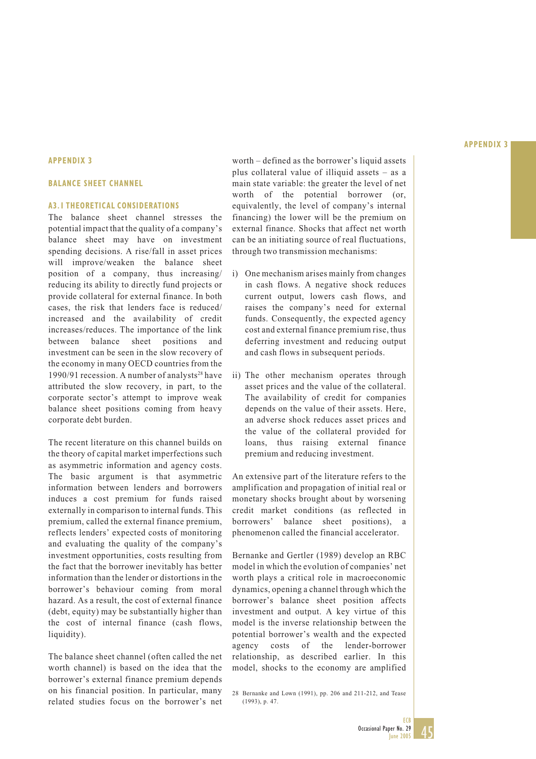# APPENDIX 3

## BALANCE SHEET CHANNEL

### A3.1 THEORETICAL CONSIDERATIONS

The balance sheet channel stresses the potential impact that the quality of a company's balance sheet may have on investment spending decisions. A rise/fall in asset prices will improve/weaken the balance sheet position of a company, thus increasing/reducing its ability to directly fund projects or provide collateral for external finance. In both cases, the risk that lenders face is reduced/increased and the availability of credit increases/reduces. The importance of the link between balance sheet positions and investment can be seen in the slow recovery of the economy in many OECD countries from the 1990/91 recession. A number of analysts[28] have attributed the slow recovery, in part, to the corporate sector's attempt to improve weak balance sheet positions coming from heavy corporate debt burden.

The recent literature on this channel builds on the theory of capital market imperfections such as asymmetric information and agency costs. The basic argument is that asymmetric information between lenders and borrowers induces a cost premium for funds raised externally in comparison to internal funds. This premium, called the external finance premium, reflects lenders' expected costs of monitoring and evaluating the quality of the company's investment opportunities, costs resulting from the fact that the borrower inevitably has better information than the lender or distortions in the borrower's behaviour coming from moral hazard. As a result, the cost of external finance (debt, equity) may be substantially higher than the cost of internal finance (cash flows, liquidity).

The balance sheet channel (often called the net worth channel) is based on the idea that the borrower's external finance premium depends on his financial position. In particular, many related studies focus on the borrower's net worth – defined as the borrower's liquid assets plus collateral value of illiquid assets – as a main state variable: the greater the level of net worth of the potential borrower (or, equivalently, the level of company's internal financing) the lower will be the premium on external finance. Shocks that affect net worth can be an initiating source of real fluctuations, through two transmission mechanisms:

i) One mechanism arises mainly from changes in cash flows. A negative shock reduces current output, lowers cash flows, and raises the company's need for external funds. Consequently, the expected agency cost and external finance premium rise, thus deferring investment and reducing output and cash flows in subsequent periods.

ii) The other mechanism operates through asset prices and the value of the collateral. The availability of credit for companies depends on the value of their assets. Here, an adverse shock reduces asset prices and the value of the collateral provided for loans, thus raising external finance premium and reducing investment.

An extensive part of the literature refers to the amplification and propagation of initial real or monetary shocks brought about by worsening credit market conditions (as reflected in borrowers' balance sheet positions), a phenomenon called the financial accelerator.

Bernanke and Gertler (1989) develop an RBC model in which the evolution of companies' net worth plays a critical role in macroeconomic dynamics, opening a channel through which the borrower's balance sheet position affects investment and output. A key virtue of this model is the inverse relationship between the potential borrower's wealth and the expected agency costs of the lender-borrower relationship, as described earlier. In this model, shocks to the economy are amplified

28 Bernanke and Lown (1991), pp. 206 and 211-212, and Tease (1993), p. 47.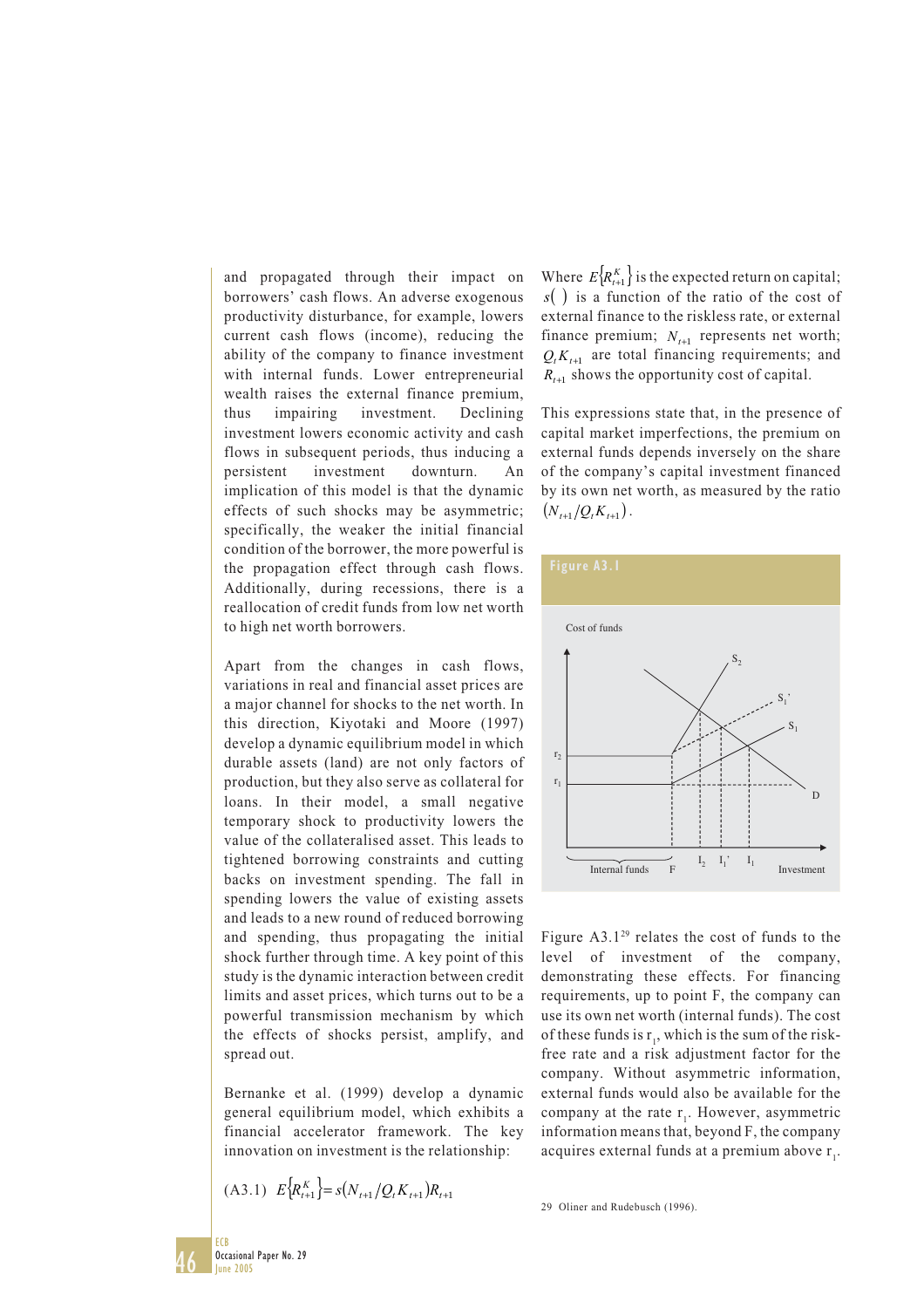and propagated through their impact on borrowers' cash flows. An adverse exogenous productivity disturbance, for example, lowers current cash flows (income), reducing the ability of the company to finance investment with internal funds. Lower entrepreneurial wealth raises the external finance premium, thus impairing investment. Declining investment lowers economic activity and cash flows in subsequent periods, thus inducing a persistent investment downturn. An implication of this model is that the dynamic effects of such shocks may be asymmetric; specifically, the weaker the initial financial condition of the borrower, the more powerful is the propagation effect through cash flows. Additionally, during recessions, there is a reallocation of credit funds from low net worth to high net worth borrowers.

Apart from the changes in cash flows, variations in real and financial asset prices are a major channel for shocks to the net worth. In this direction, Kiyotaki and Moore (1997) develop a dynamic equilibrium model in which durable assets (land) are not only factors of production, but they also serve as collateral for loans. In their model, a small negative temporary shock to productivity lowers the value of the collateralised asset. This leads to tightened borrowing constraints and cutting backs on investment spending. The fall in spending lowers the value of existing assets and leads to a new round of reduced borrowing and spending, thus propagating the initial shock further through time. A key point of this study is the dynamic interaction between credit limits and asset prices, which turns out to be a powerful transmission mechanism by which the effects of shocks persist, amplify, and spread out.

Bernanke et al. (1999) develop a dynamic general equilibrium model, which exhibits a financial accelerator framework. The key innovation on investment is the relationship:

$$\text{(A3.1)} \quad E\{R_{t+1}^K\} = s(N_{t+1}/Q_t K_{t+1})R_{t+1}$$

Where $E\{R_{t+1}^K\}$ is the expected return on capital; $s(\ )$ is a function of the ratio of the cost of external finance to the riskless rate, or external finance premium; $N_{t+1}$ represents net worth; $Q_t K_{t+1}$ are total financing requirements; and $R_{t+1}$ shows the opportunity cost of capital.

This expressions state that, in the presence of capital market imperfections, the premium on external funds depends inversely on the share of the company's capital investment financed by its own net worth, as measured by the ratio $(N_{t+1}/Q_t K_{t+1})$.

**Figure A3.1**

Cost of funds; $S_2$; $S_1'$; $S_1$; $r_2$; $r_1$; D; Internal funds; F; $I_2$; $I_1'$; $I_1$; Investment

Figure A3.1[29] relates the cost of funds to the level of investment of the company, demonstrating these effects. For financing requirements, up to point F, the company can use its own net worth (internal funds). The cost of these funds is $r_1$, which is the sum of the risk-free rate and a risk adjustment factor for the company. Without asymmetric information, external funds would also be available for the company at the rate $r_1$. However, asymmetric information means that, beyond F, the company acquires external funds at a premium above $r_1$.

29 Oliner and Rudebusch (1996).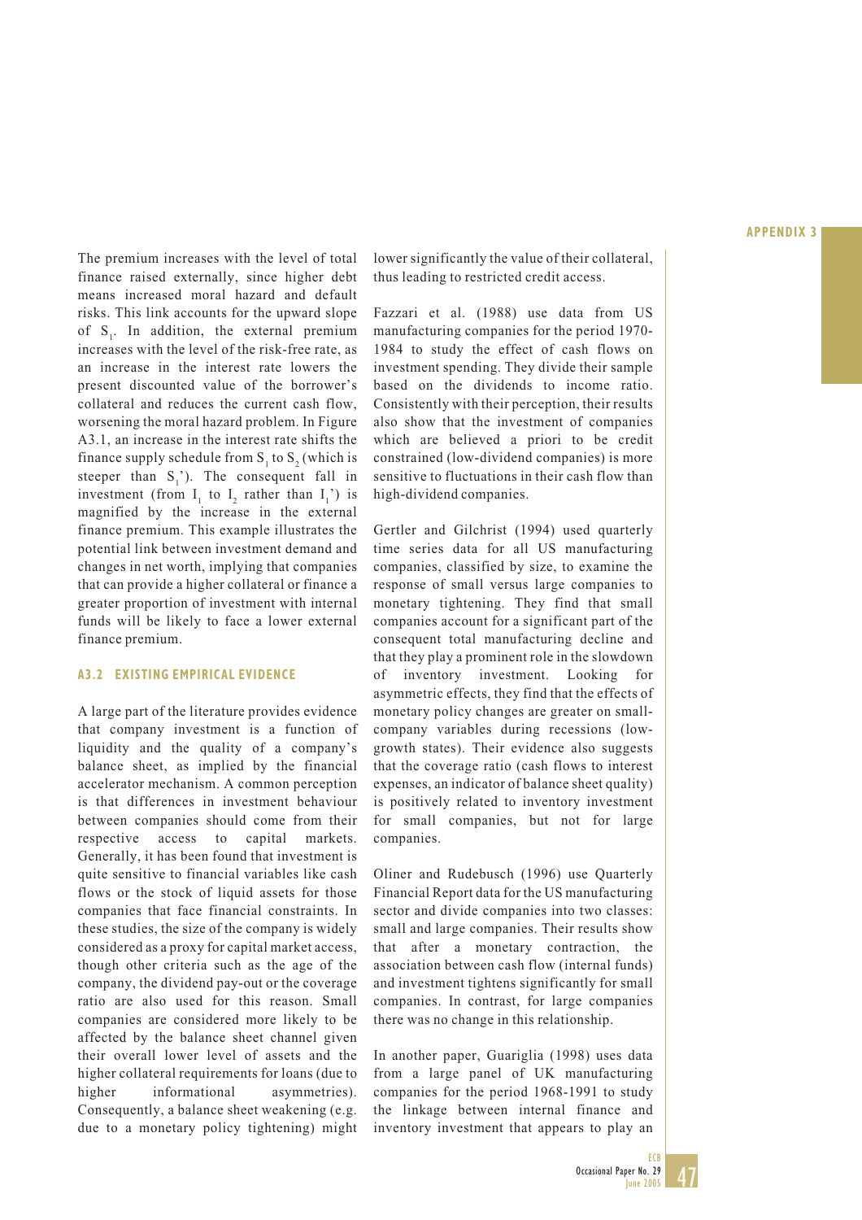The premium increases with the level of total finance raised externally, since higher debt means increased moral hazard and default risks. This link accounts for the upward slope of $S_1$. In addition, the external premium increases with the level of the risk-free rate, as an increase in the interest rate lowers the present discounted value of the borrower's collateral and reduces the current cash flow, worsening the moral hazard problem. In Figure A3.1, an increase in the interest rate shifts the finance supply schedule from $S_1$ to $S_2$ (which is steeper than $S_1$'). The consequent fall in investment (from $I_1$ to $I_2$ rather than $I_1$') is magnified by the increase in the external finance premium. This example illustrates the potential link between investment demand and changes in net worth, implying that companies that can provide a higher collateral or finance a greater proportion of investment with internal funds will be likely to face a lower external finance premium.

## A3.2 EXISTING EMPIRICAL EVIDENCE

A large part of the literature provides evidence that company investment is a function of liquidity and the quality of a company's balance sheet, as implied by the financial accelerator mechanism. A common perception is that differences in investment behaviour between companies should come from their respective access to capital markets. Generally, it has been found that investment is quite sensitive to financial variables like cash flows or the stock of liquid assets for those companies that face financial constraints. In these studies, the size of the company is widely considered as a proxy for capital market access, though other criteria such as the age of the company, the dividend pay-out or the coverage ratio are also used for this reason. Small companies are considered more likely to be affected by the balance sheet channel given their overall lower level of assets and the higher collateral requirements for loans (due to higher informational asymmetries). Consequently, a balance sheet weakening (e.g. due to a monetary policy tightening) might lower significantly the value of their collateral, thus leading to restricted credit access.

Fazzari et al. (1988) use data from US manufacturing companies for the period 1970-1984 to study the effect of cash flows on investment spending. They divide their sample based on the dividends to income ratio. Consistently with their perception, their results also show that the investment of companies which are believed a priori to be credit constrained (low-dividend companies) is more sensitive to fluctuations in their cash flow than high-dividend companies.

Gertler and Gilchrist (1994) used quarterly time series data for all US manufacturing companies, classified by size, to examine the response of small versus large companies to monetary tightening. They find that small companies account for a significant part of the consequent total manufacturing decline and that they play a prominent role in the slowdown of inventory investment. Looking for asymmetric effects, they find that the effects of monetary policy changes are greater on small-company variables during recessions (low-growth states). Their evidence also suggests that the coverage ratio (cash flows to interest expenses, an indicator of balance sheet quality) is positively related to inventory investment for small companies, but not for large companies.

Oliner and Rudebusch (1996) use Quarterly Financial Report data for the US manufacturing sector and divide companies into two classes: small and large companies. Their results show that after a monetary contraction, the association between cash flow (internal funds) and investment tightens significantly for small companies. In contrast, for large companies there was no change in this relationship.

In another paper, Guariglia (1998) uses data from a large panel of UK manufacturing companies for the period 1968-1991 to study the linkage between internal finance and inventory investment that appears to play an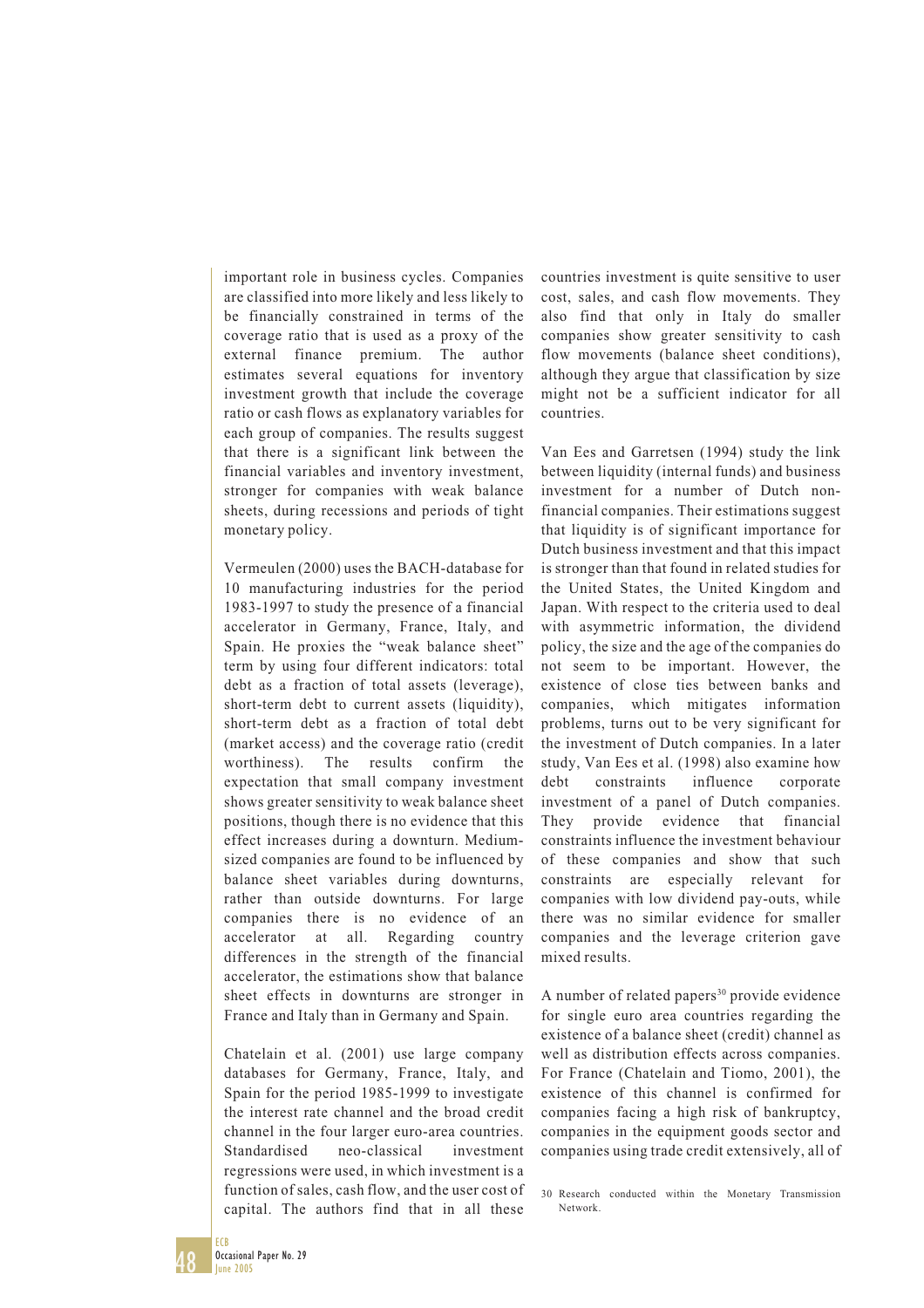important role in business cycles. Companies are classified into more likely and less likely to be financially constrained in terms of the coverage ratio that is used as a proxy of the external finance premium. The author estimates several equations for inventory investment growth that include the coverage ratio or cash flows as explanatory variables for each group of companies. The results suggest that there is a significant link between the financial variables and inventory investment, stronger for companies with weak balance sheets, during recessions and periods of tight monetary policy.

Vermeulen (2000) uses the BACH-database for 10 manufacturing industries for the period 1983-1997 to study the presence of a financial accelerator in Germany, France, Italy, and Spain. He proxies the "weak balance sheet" term by using four different indicators: total debt as a fraction of total assets (leverage), short-term debt to current assets (liquidity), short-term debt as a fraction of total debt (market access) and the coverage ratio (credit worthiness). The results confirm the expectation that small company investment shows greater sensitivity to weak balance sheet positions, though there is no evidence that this effect increases during a downturn. Medium-sized companies are found to be influenced by balance sheet variables during downturns, rather than outside downturns. For large companies there is no evidence of an accelerator at all. Regarding country differences in the strength of the financial accelerator, the estimations show that balance sheet effects in downturns are stronger in France and Italy than in Germany and Spain.

Chatelain et al. (2001) use large company databases for Germany, France, Italy, and Spain for the period 1985-1999 to investigate the interest rate channel and the broad credit channel in the four larger euro-area countries. Standardised neo-classical investment regressions were used, in which investment is a function of sales, cash flow, and the user cost of capital. The authors find that in all these countries investment is quite sensitive to user cost, sales, and cash flow movements. They also find that only in Italy do smaller companies show greater sensitivity to cash flow movements (balance sheet conditions), although they argue that classification by size might not be a sufficient indicator for all countries.

Van Ees and Garretsen (1994) study the link between liquidity (internal funds) and business investment for a number of Dutch non-financial companies. Their estimations suggest that liquidity is of significant importance for Dutch business investment and that this impact is stronger than that found in related studies for the United States, the United Kingdom and Japan. With respect to the criteria used to deal with asymmetric information, the dividend policy, the size and the age of the companies do not seem to be important. However, the existence of close ties between banks and companies, which mitigates information problems, turns out to be very significant for the investment of Dutch companies. In a later study, Van Ees et al. (1998) also examine how debt constraints influence corporate investment of a panel of Dutch companies. They provide evidence that financial constraints influence the investment behaviour of these companies and show that such constraints are especially relevant for companies with low dividend pay-outs, while there was no similar evidence for smaller companies and the leverage criterion gave mixed results.

A number of related papers[30] provide evidence for single euro area countries regarding the existence of a balance sheet (credit) channel as well as distribution effects across companies. For France (Chatelain and Tiomo, 2001), the existence of this channel is confirmed for companies facing a high risk of bankruptcy, companies in the equipment goods sector and companies using trade credit extensively, all of

30 Research conducted within the Monetary Transmission Network.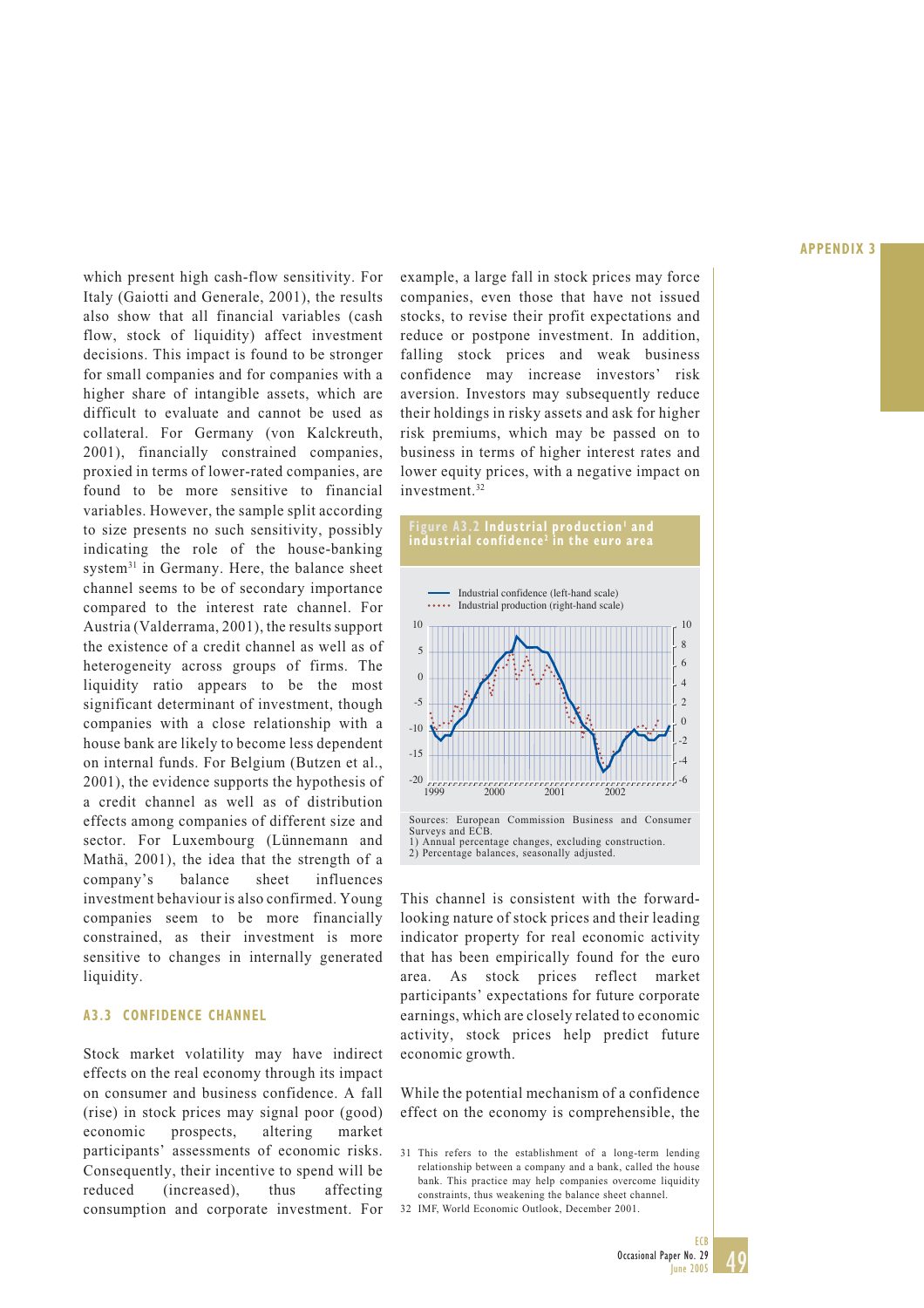which present high cash-flow sensitivity. For Italy (Gaiotti and Generale, 2001), the results also show that all financial variables (cash flow, stock of liquidity) affect investment decisions. This impact is found to be stronger for small companies and for companies with a higher share of intangible assets, which are difficult to evaluate and cannot be used as collateral. For Germany (von Kalckreuth, 2001), financially constrained companies, proxied in terms of lower-rated companies, are found to be more sensitive to financial variables. However, the sample split according to size presents no such sensitivity, possibly indicating the role of the house-banking system[31] in Germany. Here, the balance sheet channel seems to be of secondary importance compared to the interest rate channel. For Austria (Valderrama, 2001), the results support the existence of a credit channel as well as of heterogeneity across groups of firms. The liquidity ratio appears to be the most significant determinant of investment, though companies with a close relationship with a house bank are likely to become less dependent on internal funds. For Belgium (Butzen et al., 2001), the evidence supports the hypothesis of a credit channel as well as of distribution effects among companies of different size and sector. For Luxembourg (Lünnemann and Mathä, 2001), the idea that the strength of a company's balance sheet influences investment behaviour is also confirmed. Young companies seem to be more financially constrained, as their investment is more sensitive to changes in internally generated liquidity.

### A3.3 CONFIDENCE CHANNEL

Stock market volatility may have indirect effects on the real economy through its impact on consumer and business confidence. A fall (rise) in stock prices may signal poor (good) economic prospects, altering market participants' assessments of economic risks. Consequently, their incentive to spend will be reduced (increased), thus affecting consumption and corporate investment. For example, a large fall in stock prices may force companies, even those that have not issued stocks, to revise their profit expectations and reduce or postpone investment. In addition, falling stock prices and weak business confidence may increase investors' risk aversion. Investors may subsequently reduce their holdings in risky assets and ask for higher risk premiums, which may be passed on to business in terms of higher interest rates and lower equity prices, with a negative impact on investment.[32]

**Figure A3.2 Industrial production[1] and industrial confidence[2] in the euro area**

Sources: European Commission Business and Consumer Surveys and ECB.
1) Annual percentage changes, excluding construction.
2) Percentage balances, seasonally adjusted.

This channel is consistent with the forward-looking nature of stock prices and their leading indicator property for real economic activity that has been empirically found for the euro area. As stock prices reflect market participants' expectations for future corporate earnings, which are closely related to economic activity, stock prices help predict future economic growth.

While the potential mechanism of a confidence effect on the economy is comprehensible, the

31 This refers to the establishment of a long-term lending relationship between a company and a bank, called the house bank. This practice may help companies overcome liquidity constraints, thus weakening the balance sheet channel.

32 IMF, World Economic Outlook, December 2001.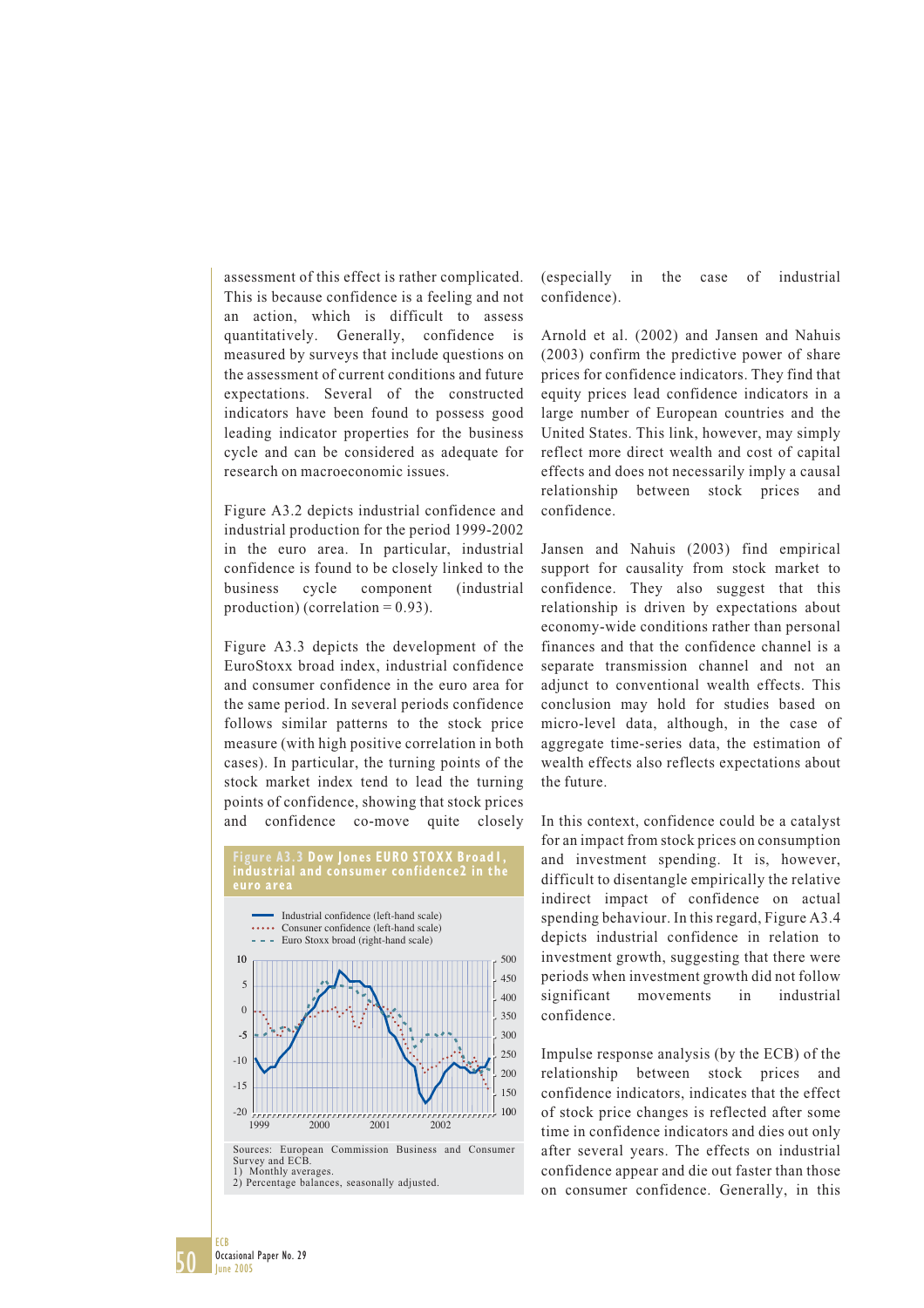assessment of this effect is rather complicated. This is because confidence is a feeling and not an action, which is difficult to assess quantitatively. Generally, confidence is measured by surveys that include questions on the assessment of current conditions and future expectations. Several of the constructed indicators have been found to possess good leading indicator properties for the business cycle and can be considered as adequate for research on macroeconomic issues.

Figure A3.2 depicts industrial confidence and industrial production for the period 1999-2002 in the euro area. In particular, industrial confidence is found to be closely linked to the business cycle component (industrial production) (correlation = 0.93).

Figure A3.3 depicts the development of the EuroStoxx broad index, industrial confidence and consumer confidence in the euro area for the same period. In several periods confidence follows similar patterns to the stock price measure (with high positive correlation in both cases). In particular, the turning points of the stock market index tend to lead the turning points of confidence, showing that stock prices and confidence co-move quite closely (especially in the case of industrial confidence).

**Figure A3.3 Dow Jones EURO STOXX Broad1, industrial and consumer confidence2 in the euro area**

Sources: European Commission Business and Consumer Survey and ECB.
1) Monthly averages.
2) Percentage balances, seasonally adjusted.

Arnold et al. (2002) and Jansen and Nahuis (2003) confirm the predictive power of share prices for confidence indicators. They find that equity prices lead confidence indicators in a large number of European countries and the United States. This link, however, may simply reflect more direct wealth and cost of capital effects and does not necessarily imply a causal relationship between stock prices and confidence.

Jansen and Nahuis (2003) find empirical support for causality from stock market to confidence. They also suggest that this relationship is driven by expectations about economy-wide conditions rather than personal finances and that the confidence channel is a separate transmission channel and not an adjunct to conventional wealth effects. This conclusion may hold for studies based on micro-level data, although, in the case of aggregate time-series data, the estimation of wealth effects also reflects expectations about the future.

In this context, confidence could be a catalyst for an impact from stock prices on consumption and investment spending. It is, however, difficult to disentangle empirically the relative indirect impact of confidence on actual spending behaviour. In this regard, Figure A3.4 depicts industrial confidence in relation to investment growth, suggesting that there were periods when investment growth did not follow significant movements in industrial confidence.

Impulse response analysis (by the ECB) of the relationship between stock prices and confidence indicators, indicates that the effect of stock price changes is reflected after some time in confidence indicators and dies out only after several years. The effects on industrial confidence appear and die out faster than those on consumer confidence. Generally, in this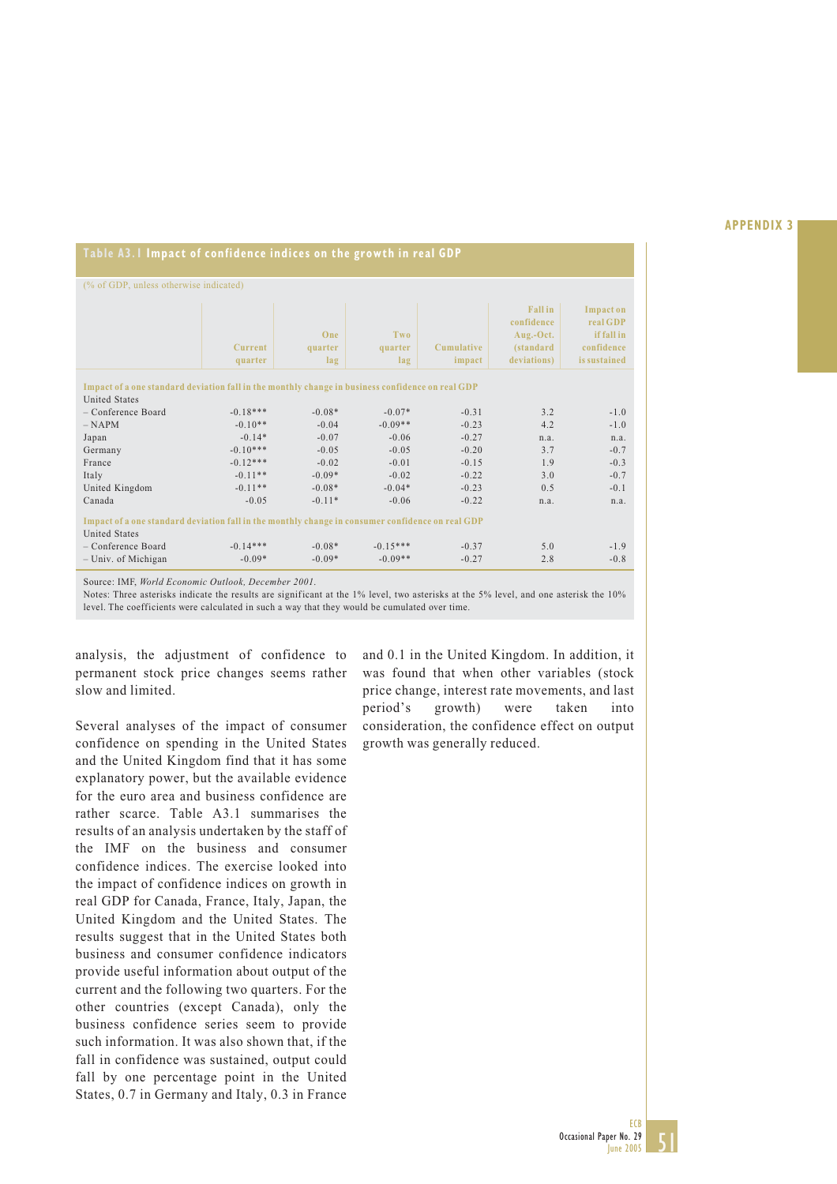**Table A3.1 Impact of confidence indices on the growth in real GDP**

(% of GDP, unless otherwise indicated)

| | Current quarter | One quarter lag | Two quarter lag | Cumulative impact | Fall in confidence Aug.-Oct. (standard deviations) | Impact on real GDP if fall in confidence is sustained |
|---|---|---|---|---|---|---|
| **Impact of a one standard deviation fall in the monthly change in business confidence on real GDP** | | | | | | |
| United States | | | | | | |
| – Conference Board | -0.18*** | -0.08* | -0.07* | -0.31 | 3.2 | -1.0 |
| – NAPM | -0.10** | -0.04 | -0.09** | -0.23 | 4.2 | -1.0 |
| Japan | -0.14* | -0.07 | -0.06 | -0.27 | n.a. | n.a. |
| Germany | -0.10*** | -0.05 | -0.05 | -0.20 | 3.7 | -0.7 |
| France | -0.12*** | -0.02 | -0.01 | -0.15 | 1.9 | -0.3 |
| Italy | -0.11** | -0.09* | -0.02 | -0.22 | 3.0 | -0.7 |
| United Kingdom | -0.11** | -0.08* | -0.04* | -0.23 | 0.5 | -0.1 |
| Canada | -0.05 | -0.11* | -0.06 | -0.22 | n.a. | n.a. |
| **Impact of a one standard deviation fall in the monthly change in consumer confidence on real GDP** | | | | | | |
| United States | | | | | | |
| – Conference Board | -0.14*** | -0.08* | -0.15*** | -0.37 | 5.0 | -1.9 |
| – Univ. of Michigan | -0.09* | -0.09* | -0.09** | -0.27 | 2.8 | -0.8 |

Source: IMF, *World Economic Outlook, December 2001*.
Notes: Three asterisks indicate the results are significant at the 1% level, two asterisks at the 5% level, and one asterisk the 10% level. The coefficients were calculated in such a way that they would be cumulated over time.

analysis, the adjustment of confidence to permanent stock price changes seems rather slow and limited.

Several analyses of the impact of consumer confidence on spending in the United States and the United Kingdom find that it has some explanatory power, but the available evidence for the euro area and business confidence are rather scarce. Table A3.1 summarises the results of an analysis undertaken by the staff of the IMF on the business and consumer confidence indices. The exercise looked into the impact of confidence indices on growth in real GDP for Canada, France, Italy, Japan, the United Kingdom and the United States. The results suggest that in the United States both business and consumer confidence indicators provide useful information about output of the current and the following two quarters. For the other countries (except Canada), only the business confidence series seem to provide such information. It was also shown that, if the fall in confidence was sustained, output could fall by one percentage point in the United States, 0.7 in Germany and Italy, 0.3 in France and 0.1 in the United Kingdom. In addition, it was found that when other variables (stock price change, interest rate movements, and last period's growth) were taken into consideration, the confidence effect on output growth was generally reduced.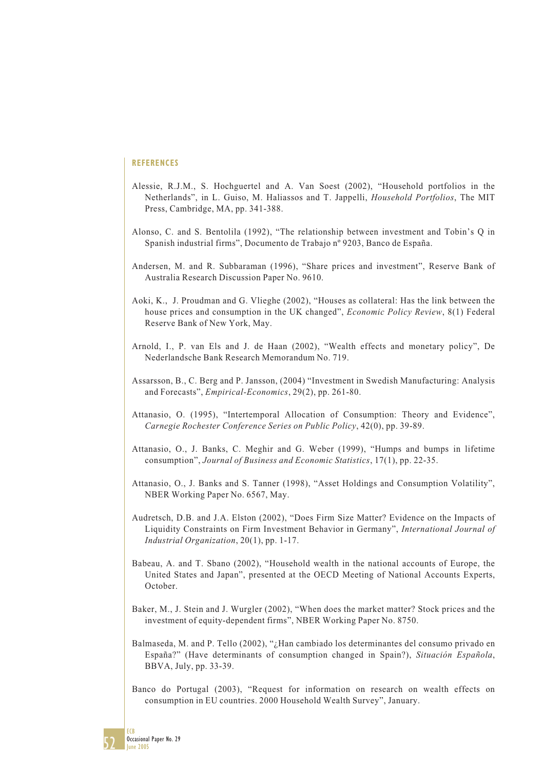## REFERENCES

Alessie, R.J.M., S. Hochguertel and A. Van Soest (2002), "Household portfolios in the Netherlands", in L. Guiso, M. Haliassos and T. Jappelli, *Household Portfolios*, The MIT Press, Cambridge, MA, pp. 341-388.

Alonso, C. and S. Bentolila (1992), "The relationship between investment and Tobin's Q in Spanish industrial firms", Documento de Trabajo nº 9203, Banco de España.

Andersen, M. and R. Subbaraman (1996), "Share prices and investment", Reserve Bank of Australia Research Discussion Paper No. 9610.

Aoki, K., J. Proudman and G. Vlieghe (2002), "Houses as collateral: Has the link between the house prices and consumption in the UK changed", *Economic Policy Review*, 8(1) Federal Reserve Bank of New York, May.

Arnold, I., P. van Els and J. de Haan (2002), "Wealth effects and monetary policy", De Nederlandsche Bank Research Memorandum No. 719.

Assarsson, B., C. Berg and P. Jansson, (2004) "Investment in Swedish Manufacturing: Analysis and Forecasts", *Empirical-Economics*, 29(2), pp. 261-80.

Attanasio, O. (1995), "Intertemporal Allocation of Consumption: Theory and Evidence", *Carnegie Rochester Conference Series on Public Policy*, 42(0), pp. 39-89.

Attanasio, O., J. Banks, C. Meghir and G. Weber (1999), "Humps and bumps in lifetime consumption", *Journal of Business and Economic Statistics*, 17(1), pp. 22-35.

Attanasio, O., J. Banks and S. Tanner (1998), "Asset Holdings and Consumption Volatility", NBER Working Paper No. 6567, May.

Audretsch, D.B. and J.A. Elston (2002), "Does Firm Size Matter? Evidence on the Impacts of Liquidity Constraints on Firm Investment Behavior in Germany", *International Journal of Industrial Organization*, 20(1), pp. 1-17.

Babeau, A. and T. Sbano (2002), "Household wealth in the national accounts of Europe, the United States and Japan", presented at the OECD Meeting of National Accounts Experts, October.

Baker, M., J. Stein and J. Wurgler (2002), "When does the market matter? Stock prices and the investment of equity-dependent firms", NBER Working Paper No. 8750.

Balmaseda, M. and P. Tello (2002), "¿Han cambiado los determinantes del consumo privado en España?" (Have determinants of consumption changed in Spain?), *Situación Española*, BBVA, July, pp. 33-39.

Banco do Portugal (2003), "Request for information on research on wealth effects on consumption in EU countries. 2000 Household Wealth Survey", January.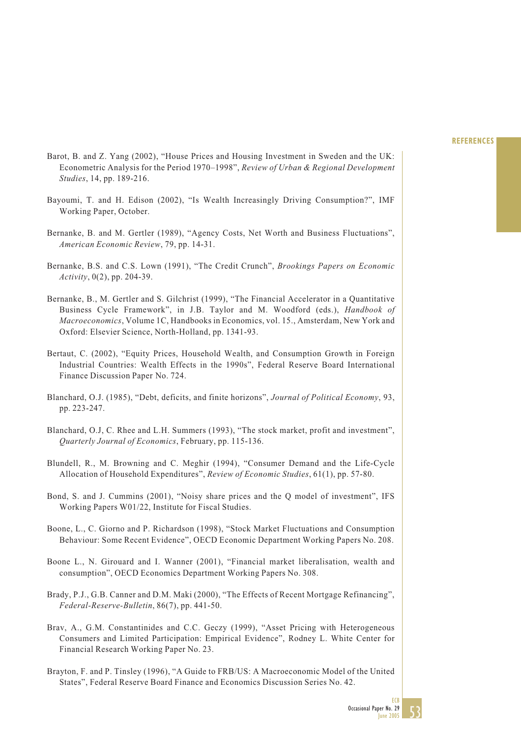Barot, B. and Z. Yang (2002), "House Prices and Housing Investment in Sweden and the UK: Econometric Analysis for the Period 1970–1998", *Review of Urban & Regional Development Studies*, 14, pp. 189-216.

Bayoumi, T. and H. Edison (2002), "Is Wealth Increasingly Driving Consumption?", IMF Working Paper, October.

Bernanke, B. and M. Gertler (1989), "Agency Costs, Net Worth and Business Fluctuations", *American Economic Review*, 79, pp. 14-31.

Bernanke, B.S. and C.S. Lown (1991), "The Credit Crunch", *Brookings Papers on Economic Activity*, 0(2), pp. 204-39.

Bernanke, B., M. Gertler and S. Gilchrist (1999), "The Financial Accelerator in a Quantitative Business Cycle Framework", in J.B. Taylor and M. Woodford (eds.), *Handbook of Macroeconomics*, Volume 1C, Handbooks in Economics, vol. 15., Amsterdam, New York and Oxford: Elsevier Science, North-Holland, pp. 1341-93.

Bertaut, C. (2002), "Equity Prices, Household Wealth, and Consumption Growth in Foreign Industrial Countries: Wealth Effects in the 1990s", Federal Reserve Board International Finance Discussion Paper No. 724.

Blanchard, O.J. (1985), "Debt, deficits, and finite horizons", *Journal of Political Economy*, 93, pp. 223-247.

Blanchard, O.J, C. Rhee and L.H. Summers (1993), "The stock market, profit and investment", *Quarterly Journal of Economics*, February, pp. 115-136.

Blundell, R., M. Browning and C. Meghir (1994), "Consumer Demand and the Life-Cycle Allocation of Household Expenditures", *Review of Economic Studies*, 61(1), pp. 57-80.

Bond, S. and J. Cummins (2001), "Noisy share prices and the Q model of investment", IFS Working Papers W01/22, Institute for Fiscal Studies.

Boone, L., C. Giorno and P. Richardson (1998), "Stock Market Fluctuations and Consumption Behaviour: Some Recent Evidence", OECD Economic Department Working Papers No. 208.

Boone L., N. Girouard and I. Wanner (2001), "Financial market liberalisation, wealth and consumption", OECD Economics Department Working Papers No. 308.

Brady, P.J., G.B. Canner and D.M. Maki (2000), "The Effects of Recent Mortgage Refinancing", *Federal-Reserve-Bulletin*, 86(7), pp. 441-50.

Brav, A., G.M. Constantinides and C.C. Geczy (1999), "Asset Pricing with Heterogeneous Consumers and Limited Participation: Empirical Evidence", Rodney L. White Center for Financial Research Working Paper No. 23.

Brayton, F. and P. Tinsley (1996), "A Guide to FRB/US: A Macroeconomic Model of the United States", Federal Reserve Board Finance and Economics Discussion Series No. 42.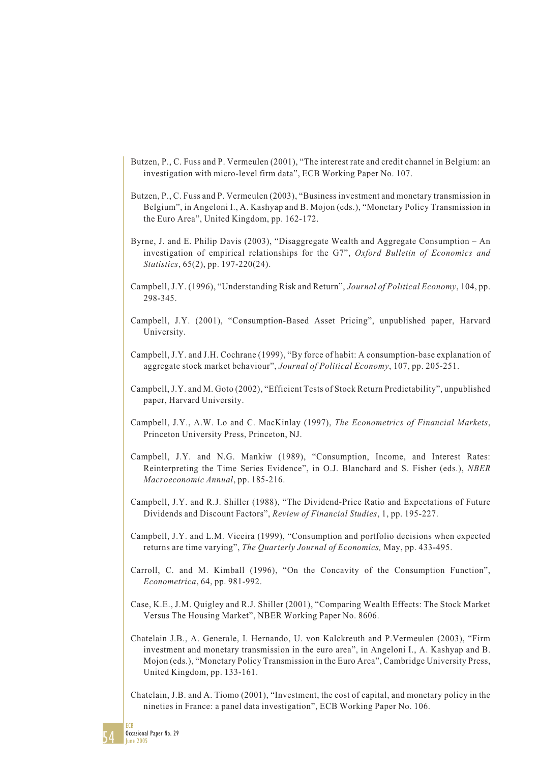Butzen, P., C. Fuss and P. Vermeulen (2001), "The interest rate and credit channel in Belgium: an investigation with micro-level firm data", ECB Working Paper No. 107.

Butzen, P., C. Fuss and P. Vermeulen (2003), "Business investment and monetary transmission in Belgium", in Angeloni I., A. Kashyap and B. Mojon (eds.), "Monetary Policy Transmission in the Euro Area", United Kingdom, pp. 162-172.

Byrne, J. and E. Philip Davis (2003), "Disaggregate Wealth and Aggregate Consumption – An investigation of empirical relationships for the G7", *Oxford Bulletin of Economics and Statistics*, 65(2), pp. 197-220(24).

Campbell, J.Y. (1996), "Understanding Risk and Return", *Journal of Political Economy*, 104, pp. 298-345.

Campbell, J.Y. (2001), "Consumption-Based Asset Pricing", unpublished paper, Harvard University.

Campbell, J.Y. and J.H. Cochrane (1999), "By force of habit: A consumption-base explanation of aggregate stock market behaviour", *Journal of Political Economy*, 107, pp. 205-251.

Campbell, J.Y. and M. Goto (2002), "Efficient Tests of Stock Return Predictability", unpublished paper, Harvard University.

Campbell, J.Y., A.W. Lo and C. MacKinlay (1997), *The Econometrics of Financial Markets*, Princeton University Press, Princeton, NJ.

Campbell, J.Y. and N.G. Mankiw (1989), "Consumption, Income, and Interest Rates: Reinterpreting the Time Series Evidence", in O.J. Blanchard and S. Fisher (eds.), *NBER Macroeconomic Annual*, pp. 185-216.

Campbell, J.Y. and R.J. Shiller (1988), "The Dividend-Price Ratio and Expectations of Future Dividends and Discount Factors", *Review of Financial Studies*, 1, pp. 195-227.

Campbell, J.Y. and L.M. Viceira (1999), "Consumption and portfolio decisions when expected returns are time varying", *The Quarterly Journal of Economics,* May, pp. 433-495.

Carroll, C. and M. Kimball (1996), "On the Concavity of the Consumption Function", *Econometrica*, 64, pp. 981-992.

Case, K.E., J.M. Quigley and R.J. Shiller (2001), "Comparing Wealth Effects: The Stock Market Versus The Housing Market", NBER Working Paper No. 8606.

Chatelain J.B., A. Generale, I. Hernando, U. von Kalckreuth and P.Vermeulen (2003), "Firm investment and monetary transmission in the euro area", in Angeloni I., A. Kashyap and B. Mojon (eds.), "Monetary Policy Transmission in the Euro Area", Cambridge University Press, United Kingdom, pp. 133-161.

Chatelain, J.B. and A. Tiomo (2001), "Investment, the cost of capital, and monetary policy in the nineties in France: a panel data investigation", ECB Working Paper No. 106.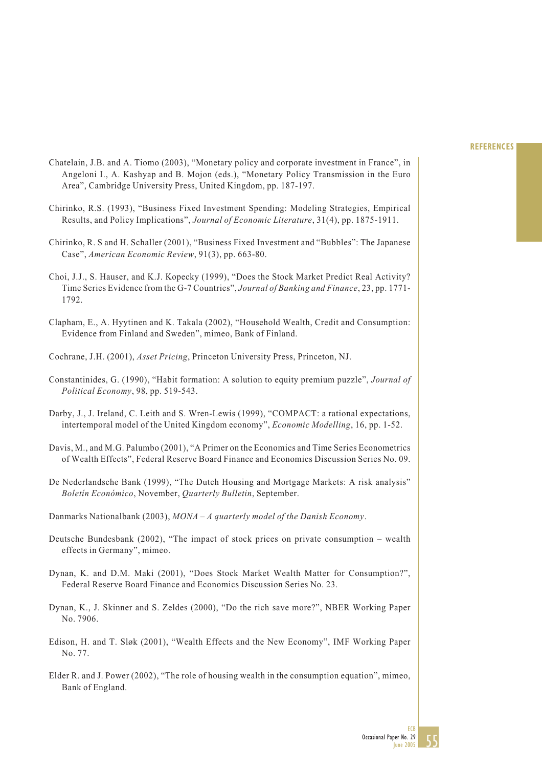Chatelain, J.B. and A. Tiomo (2003), "Monetary policy and corporate investment in France", in Angeloni I., A. Kashyap and B. Mojon (eds.), "Monetary Policy Transmission in the Euro Area", Cambridge University Press, United Kingdom, pp. 187-197.

Chirinko, R.S. (1993), "Business Fixed Investment Spending: Modeling Strategies, Empirical Results, and Policy Implications", *Journal of Economic Literature*, 31(4), pp. 1875-1911.

Chirinko, R. S and H. Schaller (2001), "Business Fixed Investment and "Bubbles": The Japanese Case", *American Economic Review*, 91(3), pp. 663-80.

Choi, J.J., S. Hauser, and K.J. Kopecky (1999), "Does the Stock Market Predict Real Activity? Time Series Evidence from the G-7 Countries", *Journal of Banking and Finance*, 23, pp. 1771-1792.

Clapham, E., A. Hyytinen and K. Takala (2002), "Household Wealth, Credit and Consumption: Evidence from Finland and Sweden", mimeo, Bank of Finland.

Cochrane, J.H. (2001), *Asset Pricing*, Princeton University Press, Princeton, NJ.

Constantinides, G. (1990), "Habit formation: A solution to equity premium puzzle", *Journal of Political Economy*, 98, pp. 519-543.

Darby, J., J. Ireland, C. Leith and S. Wren-Lewis (1999), "COMPACT: a rational expectations, intertemporal model of the United Kingdom economy", *Economic Modelling*, 16, pp. 1-52.

Davis, M., and M.G. Palumbo (2001), "A Primer on the Economics and Time Series Econometrics of Wealth Effects", Federal Reserve Board Finance and Economics Discussion Series No. 09.

De Nederlandsche Bank (1999), "The Dutch Housing and Mortgage Markets: A risk analysis" *Boletín Económico*, November, *Quarterly Bulletin*, September.

Danmarks Nationalbank (2003), *MONA – A quarterly model of the Danish Economy*.

Deutsche Bundesbank (2002), "The impact of stock prices on private consumption – wealth effects in Germany", mimeo.

Dynan, K. and D.M. Maki (2001), "Does Stock Market Wealth Matter for Consumption?", Federal Reserve Board Finance and Economics Discussion Series No. 23.

Dynan, K., J. Skinner and S. Zeldes (2000), "Do the rich save more?", NBER Working Paper No. 7906.

Edison, H. and T. Sløk (2001), "Wealth Effects and the New Economy", IMF Working Paper No. 77.

Elder R. and J. Power (2002), "The role of housing wealth in the consumption equation", mimeo, Bank of England.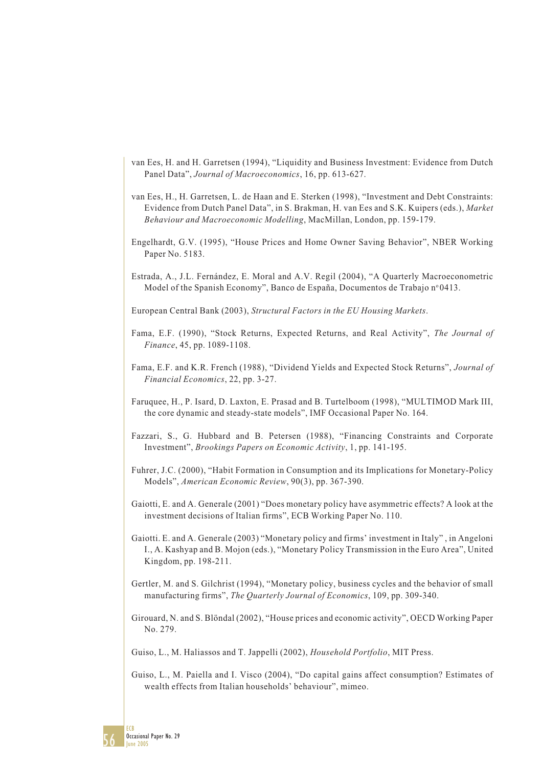van Ees, H. and H. Garretsen (1994), "Liquidity and Business Investment: Evidence from Dutch Panel Data", *Journal of Macroeconomics*, 16, pp. 613-627.

van Ees, H., H. Garretsen, L. de Haan and E. Sterken (1998), "Investment and Debt Constraints: Evidence from Dutch Panel Data", in S. Brakman, H. van Ees and S.K. Kuipers (eds.), *Market Behaviour and Macroeconomic Modelling*, MacMillan, London, pp. 159-179.

Engelhardt, G.V. (1995), "House Prices and Home Owner Saving Behavior", NBER Working Paper No. 5183.

Estrada, A., J.L. Fernández, E. Moral and A.V. Regil (2004), "A Quarterly Macroeconometric Model of the Spanish Economy", Banco de España, Documentos de Trabajo nº 0413.

European Central Bank (2003), *Structural Factors in the EU Housing Markets*.

Fama, E.F. (1990), "Stock Returns, Expected Returns, and Real Activity", *The Journal of Finance*, 45, pp. 1089-1108.

Fama, E.F. and K.R. French (1988), "Dividend Yields and Expected Stock Returns", *Journal of Financial Economics*, 22, pp. 3-27.

Faruquee, H., P. Isard, D. Laxton, E. Prasad and B. Turtelboom (1998), "MULTIMOD Mark III, the core dynamic and steady-state models", IMF Occasional Paper No. 164.

Fazzari, S., G. Hubbard and B. Petersen (1988), "Financing Constraints and Corporate Investment", *Brookings Papers on Economic Activity*, 1, pp. 141-195.

Fuhrer, J.C. (2000), "Habit Formation in Consumption and its Implications for Monetary-Policy Models", *American Economic Review*, 90(3), pp. 367-390.

Gaiotti, E. and A. Generale (2001) "Does monetary policy have asymmetric effects? A look at the investment decisions of Italian firms", ECB Working Paper No. 110.

Gaiotti. E. and A. Generale (2003) "Monetary policy and firms' investment in Italy" , in Angeloni I., A. Kashyap and B. Mojon (eds.), "Monetary Policy Transmission in the Euro Area", United Kingdom, pp. 198-211.

Gertler, M. and S. Gilchrist (1994), "Monetary policy, business cycles and the behavior of small manufacturing firms", *The Quarterly Journal of Economics*, 109, pp. 309-340.

Girouard, N. and S. Blöndal (2002), "House prices and economic activity", OECD Working Paper No. 279.

Guiso, L., M. Haliassos and T. Jappelli (2002), *Household Portfolio*, MIT Press.

Guiso, L., M. Paiella and I. Visco (2004), "Do capital gains affect consumption? Estimates of wealth effects from Italian households' behaviour", mimeo.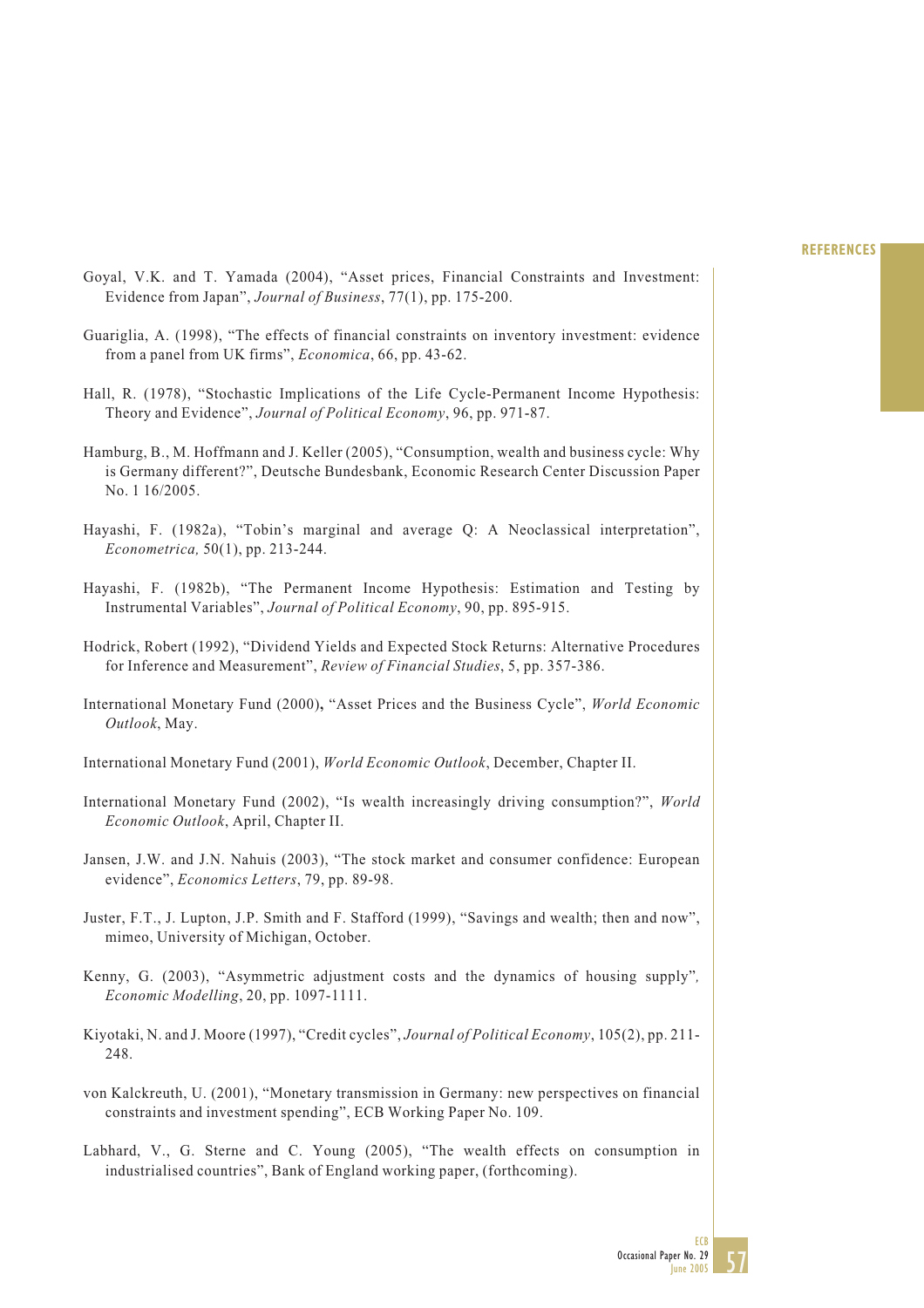Goyal, V.K. and T. Yamada (2004), "Asset prices, Financial Constraints and Investment: Evidence from Japan", *Journal of Business*, 77(1), pp. 175-200.

Guariglia, A. (1998), "The effects of financial constraints on inventory investment: evidence from a panel from UK firms", *Economica*, 66, pp. 43-62.

Hall, R. (1978), "Stochastic Implications of the Life Cycle-Permanent Income Hypothesis: Theory and Evidence", *Journal of Political Economy*, 96, pp. 971-87.

Hamburg, B., M. Hoffmann and J. Keller (2005), "Consumption, wealth and business cycle: Why is Germany different?", Deutsche Bundesbank, Economic Research Center Discussion Paper No. 1 16/2005.

Hayashi, F. (1982a), "Tobin's marginal and average Q: A Neoclassical interpretation", *Econometrica,* 50(1), pp. 213-244.

Hayashi, F. (1982b), "The Permanent Income Hypothesis: Estimation and Testing by Instrumental Variables", *Journal of Political Economy*, 90, pp. 895-915.

Hodrick, Robert (1992), "Dividend Yields and Expected Stock Returns: Alternative Procedures for Inference and Measurement", *Review of Financial Studies*, 5, pp. 357-386.

International Monetary Fund (2000), "Asset Prices and the Business Cycle", *World Economic Outlook*, May.

International Monetary Fund (2001), *World Economic Outlook*, December, Chapter II.

International Monetary Fund (2002), "Is wealth increasingly driving consumption?", *World Economic Outlook*, April, Chapter II.

Jansen, J.W. and J.N. Nahuis (2003), "The stock market and consumer confidence: European evidence", *Economics Letters*, 79, pp. 89-98.

Juster, F.T., J. Lupton, J.P. Smith and F. Stafford (1999), "Savings and wealth; then and now", mimeo, University of Michigan, October.

Kenny, G. (2003), "Asymmetric adjustment costs and the dynamics of housing supply", *Economic Modelling*, 20, pp. 1097-1111.

Kiyotaki, N. and J. Moore (1997), "Credit cycles", *Journal of Political Economy*, 105(2), pp. 211-248.

von Kalckreuth, U. (2001), "Monetary transmission in Germany: new perspectives on financial constraints and investment spending", ECB Working Paper No. 109.

Labhard, V., G. Sterne and C. Young (2005), "The wealth effects on consumption in industrialised countries", Bank of England working paper, (forthcoming).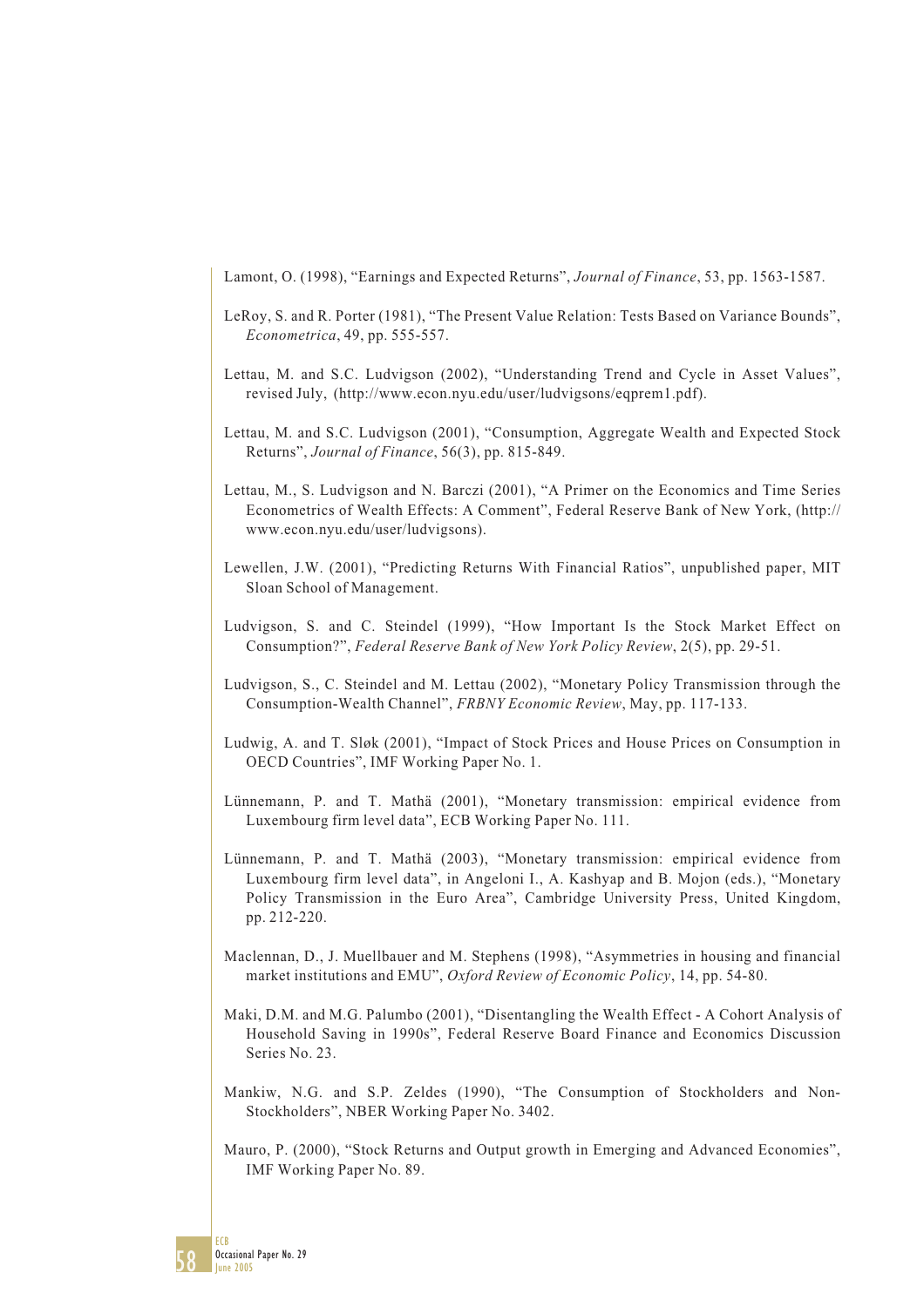Lamont, O. (1998), "Earnings and Expected Returns", *Journal of Finance*, 53, pp. 1563-1587.

LeRoy, S. and R. Porter (1981), "The Present Value Relation: Tests Based on Variance Bounds", *Econometrica*, 49, pp. 555-557.

Lettau, M. and S.C. Ludvigson (2002), "Understanding Trend and Cycle in Asset Values", revised July, (http://www.econ.nyu.edu/user/ludvigsons/eqprem1.pdf).

Lettau, M. and S.C. Ludvigson (2001), "Consumption, Aggregate Wealth and Expected Stock Returns", *Journal of Finance*, 56(3), pp. 815-849.

Lettau, M., S. Ludvigson and N. Barczi (2001), "A Primer on the Economics and Time Series Econometrics of Wealth Effects: A Comment", Federal Reserve Bank of New York, (http://www.econ.nyu.edu/user/ludvigsons).

Lewellen, J.W. (2001), "Predicting Returns With Financial Ratios", unpublished paper, MIT Sloan School of Management.

Ludvigson, S. and C. Steindel (1999), "How Important Is the Stock Market Effect on Consumption?", *Federal Reserve Bank of New York Policy Review*, 2(5), pp. 29-51.

Ludvigson, S., C. Steindel and M. Lettau (2002), "Monetary Policy Transmission through the Consumption-Wealth Channel", *FRBNY Economic Review*, May, pp. 117-133.

Ludwig, A. and T. Sløk (2001), "Impact of Stock Prices and House Prices on Consumption in OECD Countries", IMF Working Paper No. 1.

Lünnemann, P. and T. Mathä (2001), "Monetary transmission: empirical evidence from Luxembourg firm level data", ECB Working Paper No. 111.

Lünnemann, P. and T. Mathä (2003), "Monetary transmission: empirical evidence from Luxembourg firm level data", in Angeloni I., A. Kashyap and B. Mojon (eds.), "Monetary Policy Transmission in the Euro Area", Cambridge University Press, United Kingdom, pp. 212-220.

Maclennan, D., J. Muellbauer and M. Stephens (1998), "Asymmetries in housing and financial market institutions and EMU", *Oxford Review of Economic Policy*, 14, pp. 54-80.

Maki, D.M. and M.G. Palumbo (2001), "Disentangling the Wealth Effect - A Cohort Analysis of Household Saving in 1990s", Federal Reserve Board Finance and Economics Discussion Series No. 23.

Mankiw, N.G. and S.P. Zeldes (1990), "The Consumption of Stockholders and Non-Stockholders", NBER Working Paper No. 3402.

Mauro, P. (2000), "Stock Returns and Output growth in Emerging and Advanced Economies", IMF Working Paper No. 89.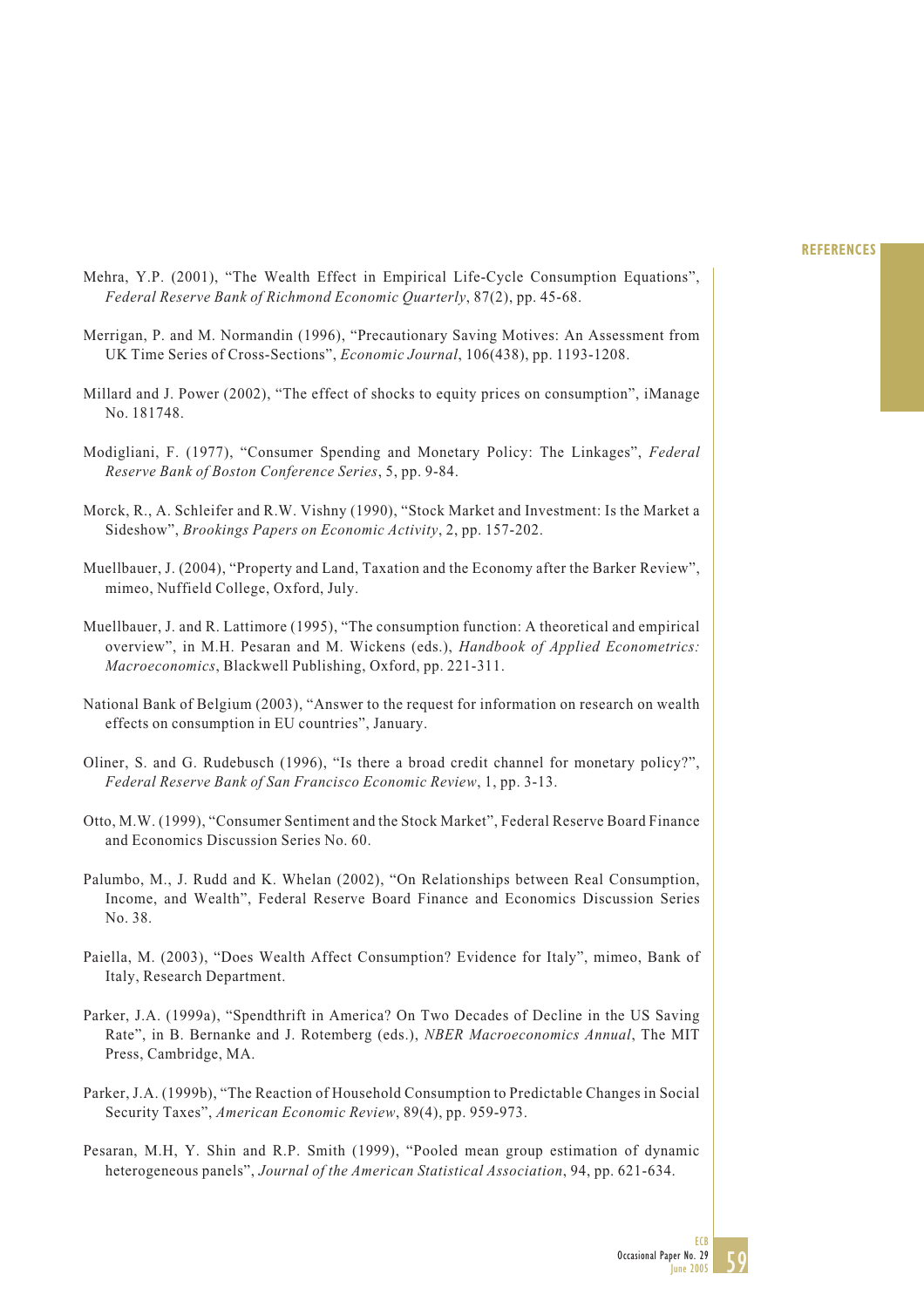Mehra, Y.P. (2001), "The Wealth Effect in Empirical Life-Cycle Consumption Equations", *Federal Reserve Bank of Richmond Economic Quarterly*, 87(2), pp. 45-68.

Merrigan, P. and M. Normandin (1996), "Precautionary Saving Motives: An Assessment from UK Time Series of Cross-Sections", *Economic Journal*, 106(438), pp. 1193-1208.

Millard and J. Power (2002), "The effect of shocks to equity prices on consumption", iManage No. 181748.

Modigliani, F. (1977), "Consumer Spending and Monetary Policy: The Linkages", *Federal Reserve Bank of Boston Conference Series*, 5, pp. 9-84.

Morck, R., A. Schleifer and R.W. Vishny (1990), "Stock Market and Investment: Is the Market a Sideshow", *Brookings Papers on Economic Activity*, 2, pp. 157-202.

Muellbauer, J. (2004), "Property and Land, Taxation and the Economy after the Barker Review", mimeo, Nuffield College, Oxford, July.

Muellbauer, J. and R. Lattimore (1995), "The consumption function: A theoretical and empirical overview", in M.H. Pesaran and M. Wickens (eds.), *Handbook of Applied Econometrics: Macroeconomics*, Blackwell Publishing, Oxford, pp. 221-311.

National Bank of Belgium (2003), "Answer to the request for information on research on wealth effects on consumption in EU countries", January.

Oliner, S. and G. Rudebusch (1996), "Is there a broad credit channel for monetary policy?", *Federal Reserve Bank of San Francisco Economic Review*, 1, pp. 3-13.

Otto, M.W. (1999), "Consumer Sentiment and the Stock Market", Federal Reserve Board Finance and Economics Discussion Series No. 60.

Palumbo, M., J. Rudd and K. Whelan (2002), "On Relationships between Real Consumption, Income, and Wealth", Federal Reserve Board Finance and Economics Discussion Series No. 38.

Paiella, M. (2003), "Does Wealth Affect Consumption? Evidence for Italy", mimeo, Bank of Italy, Research Department.

Parker, J.A. (1999a), "Spendthrift in America? On Two Decades of Decline in the US Saving Rate", in B. Bernanke and J. Rotemberg (eds.), *NBER Macroeconomics Annual*, The MIT Press, Cambridge, MA.

Parker, J.A. (1999b), "The Reaction of Household Consumption to Predictable Changes in Social Security Taxes", *American Economic Review*, 89(4), pp. 959-973.

Pesaran, M.H, Y. Shin and R.P. Smith (1999), "Pooled mean group estimation of dynamic heterogeneous panels", *Journal of the American Statistical Association*, 94, pp. 621-634.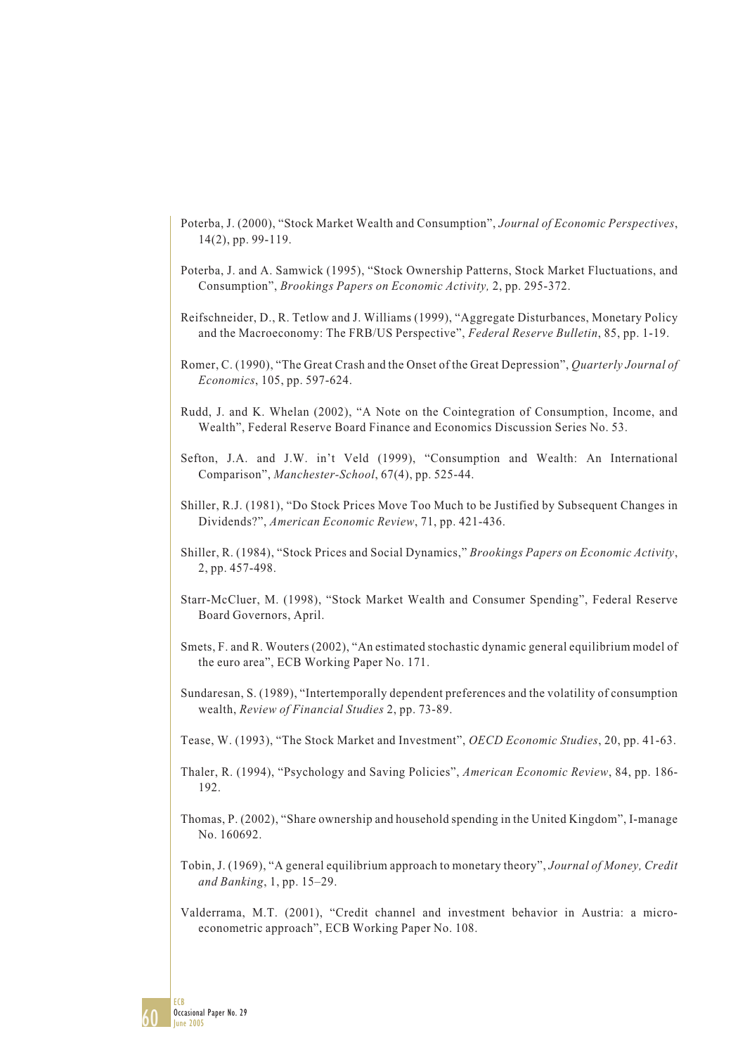Poterba, J. (2000), "Stock Market Wealth and Consumption", *Journal of Economic Perspectives*, 14(2), pp. 99-119.

Poterba, J. and A. Samwick (1995), "Stock Ownership Patterns, Stock Market Fluctuations, and Consumption", *Brookings Papers on Economic Activity,* 2, pp. 295-372.

Reifschneider, D., R. Tetlow and J. Williams (1999), "Aggregate Disturbances, Monetary Policy and the Macroeconomy: The FRB/US Perspective", *Federal Reserve Bulletin*, 85, pp. 1-19.

Romer, C. (1990), "The Great Crash and the Onset of the Great Depression", *Quarterly Journal of Economics*, 105, pp. 597-624.

Rudd, J. and K. Whelan (2002), "A Note on the Cointegration of Consumption, Income, and Wealth", Federal Reserve Board Finance and Economics Discussion Series No. 53.

Sefton, J.A. and J.W. in't Veld (1999), "Consumption and Wealth: An International Comparison", *Manchester-School*, 67(4), pp. 525-44.

Shiller, R.J. (1981), "Do Stock Prices Move Too Much to be Justified by Subsequent Changes in Dividends?", *American Economic Review*, 71, pp. 421-436.

Shiller, R. (1984), "Stock Prices and Social Dynamics," *Brookings Papers on Economic Activity*, 2, pp. 457-498.

Starr-McCluer, M. (1998), "Stock Market Wealth and Consumer Spending", Federal Reserve Board Governors, April.

Smets, F. and R. Wouters (2002), "An estimated stochastic dynamic general equilibrium model of the euro area", ECB Working Paper No. 171.

Sundaresan, S. (1989), "Intertemporally dependent preferences and the volatility of consumption wealth, *Review of Financial Studies* 2, pp. 73-89.

Tease, W. (1993), "The Stock Market and Investment", *OECD Economic Studies*, 20, pp. 41-63.

Thaler, R. (1994), "Psychology and Saving Policies", *American Economic Review*, 84, pp. 186-192.

Thomas, P. (2002), "Share ownership and household spending in the United Kingdom", I-manage No. 160692.

Tobin, J. (1969), "A general equilibrium approach to monetary theory", *Journal of Money, Credit and Banking*, 1, pp. 15–29.

Valderrama, M.T. (2001), "Credit channel and investment behavior in Austria: a micro-econometric approach", ECB Working Paper No. 108.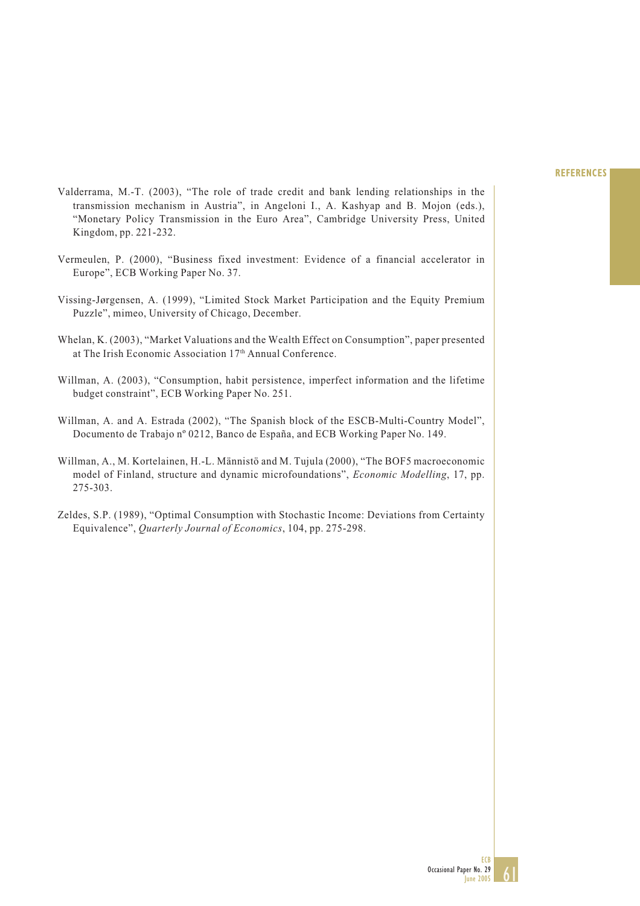Valderrama, M.-T. (2003), "The role of trade credit and bank lending relationships in the transmission mechanism in Austria", in Angeloni I., A. Kashyap and B. Mojon (eds.), "Monetary Policy Transmission in the Euro Area", Cambridge University Press, United Kingdom, pp. 221-232.

Vermeulen, P. (2000), "Business fixed investment: Evidence of a financial accelerator in Europe", ECB Working Paper No. 37.

Vissing-Jørgensen, A. (1999), "Limited Stock Market Participation and the Equity Premium Puzzle", mimeo, University of Chicago, December.

Whelan, K. (2003), "Market Valuations and the Wealth Effect on Consumption", paper presented at The Irish Economic Association 17th Annual Conference.

Willman, A. (2003), "Consumption, habit persistence, imperfect information and the lifetime budget constraint", ECB Working Paper No. 251.

Willman, A. and A. Estrada (2002), "The Spanish block of the ESCB-Multi-Country Model", Documento de Trabajo nº 0212, Banco de España, and ECB Working Paper No. 149.

Willman, A., M. Kortelainen, H.-L. Männistö and M. Tujula (2000), "The BOF5 macroeconomic model of Finland, structure and dynamic microfoundations", *Economic Modelling*, 17, pp. 275-303.

Zeldes, S.P. (1989), "Optimal Consumption with Stochastic Income: Deviations from Certainty Equivalence", *Quarterly Journal of Economics*, 104, pp. 275-298.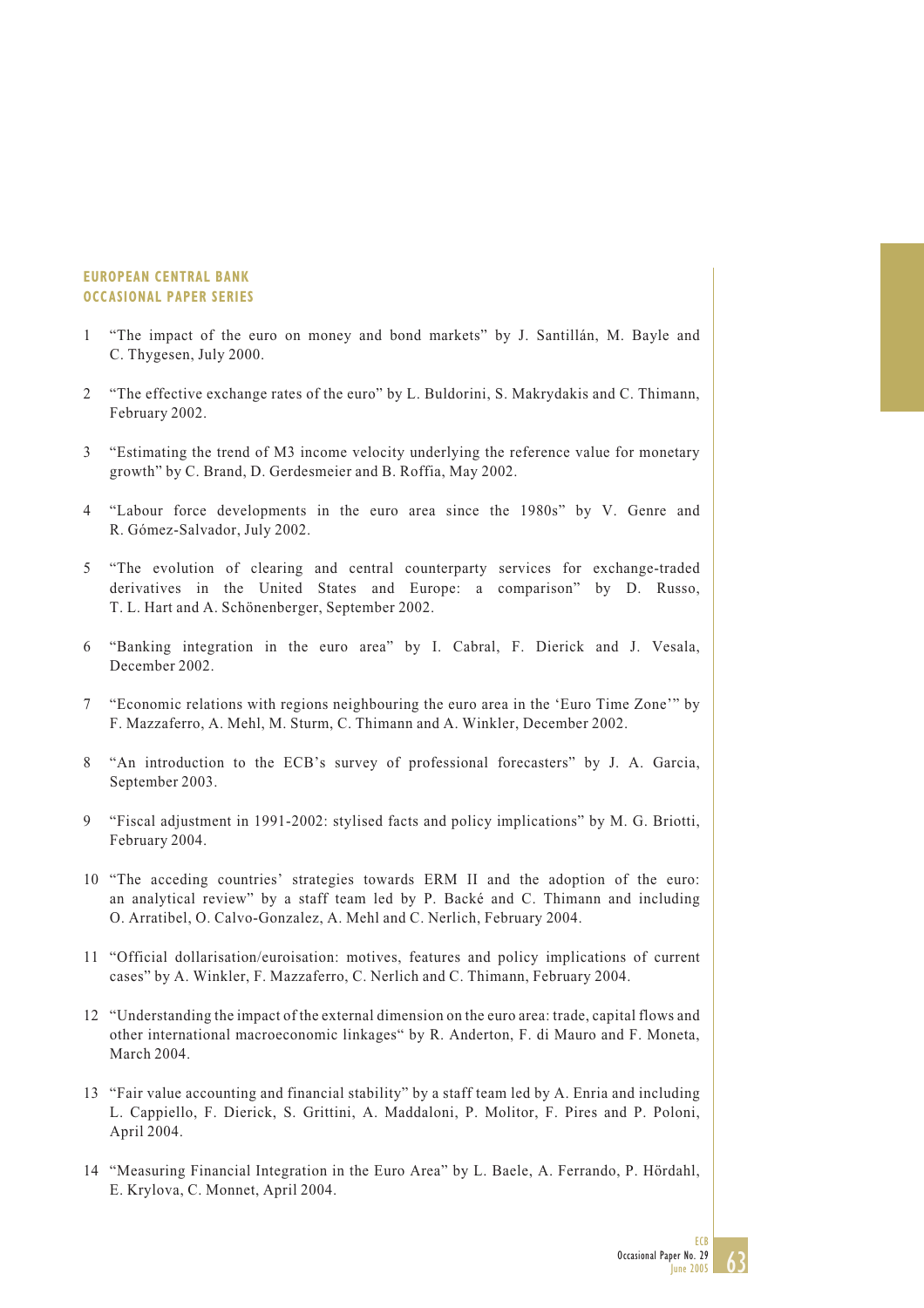**EUROPEAN CENTRAL BANK**
**OCCASIONAL PAPER SERIES**

1 "The impact of the euro on money and bond markets" by J. Santillán, M. Bayle and C. Thygesen, July 2000.

2 "The effective exchange rates of the euro" by L. Buldorini, S. Makrydakis and C. Thimann, February 2002.

3 "Estimating the trend of M3 income velocity underlying the reference value for monetary growth" by C. Brand, D. Gerdesmeier and B. Roffia, May 2002.

4 "Labour force developments in the euro area since the 1980s" by V. Genre and R. Gómez-Salvador, July 2002.

5 "The evolution of clearing and central counterparty services for exchange-traded derivatives in the United States and Europe: a comparison" by D. Russo, T. L. Hart and A. Schönenberger, September 2002.

6 "Banking integration in the euro area" by I. Cabral, F. Dierick and J. Vesala, December 2002.

7 "Economic relations with regions neighbouring the euro area in the 'Euro Time Zone'" by F. Mazzaferro, A. Mehl, M. Sturm, C. Thimann and A. Winkler, December 2002.

8 "An introduction to the ECB's survey of professional forecasters" by J. A. Garcia, September 2003.

9 "Fiscal adjustment in 1991-2002: stylised facts and policy implications" by M. G. Briotti, February 2004.

10 "The acceding countries' strategies towards ERM II and the adoption of the euro: an analytical review" by a staff team led by P. Backé and C. Thimann and including O. Arratibel, O. Calvo-Gonzalez, A. Mehl and C. Nerlich, February 2004.

11 "Official dollarisation/euroisation: motives, features and policy implications of current cases" by A. Winkler, F. Mazzaferro, C. Nerlich and C. Thimann, February 2004.

12 "Understanding the impact of the external dimension on the euro area: trade, capital flows and other international macroeconomic linkages" by R. Anderton, F. di Mauro and F. Moneta, March 2004.

13 "Fair value accounting and financial stability" by a staff team led by A. Enria and including L. Cappiello, F. Dierick, S. Grittini, A. Maddaloni, P. Molitor, F. Pires and P. Poloni, April 2004.

14 "Measuring Financial Integration in the Euro Area" by L. Baele, A. Ferrando, P. Hördahl, E. Krylova, C. Monnet, April 2004.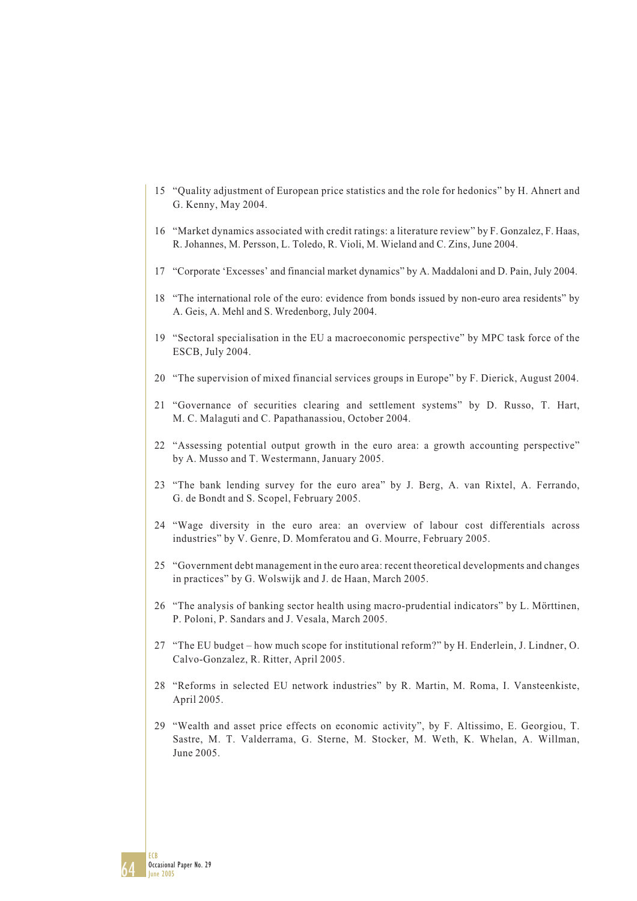15 “Quality adjustment of European price statistics and the role for hedonics” by H. Ahnert and G. Kenny, May 2004.

16 “Market dynamics associated with credit ratings: a literature review” by F. Gonzalez, F. Haas, R. Johannes, M. Persson, L. Toledo, R. Violi, M. Wieland and C. Zins, June 2004.

17 “Corporate ‘Excesses’ and financial market dynamics” by A. Maddaloni and D. Pain, July 2004.

18 “The international role of the euro: evidence from bonds issued by non-euro area residents” by A. Geis, A. Mehl and S. Wredenborg, July 2004.

19 “Sectoral specialisation in the EU a macroeconomic perspective” by MPC task force of the ESCB, July 2004.

20 “The supervision of mixed financial services groups in Europe” by F. Dierick, August 2004.

21 “Governance of securities clearing and settlement systems” by D. Russo, T. Hart, M. C. Malaguti and C. Papathanassiou, October 2004.

22 “Assessing potential output growth in the euro area: a growth accounting perspective” by A. Musso and T. Westermann, January 2005.

23 “The bank lending survey for the euro area” by J. Berg, A. van Rixtel, A. Ferrando, G. de Bondt and S. Scopel, February 2005.

24 “Wage diversity in the euro area: an overview of labour cost differentials across industries” by V. Genre, D. Momferatou and G. Mourre, February 2005.

25 “Government debt management in the euro area: recent theoretical developments and changes in practices” by G. Wolswijk and J. de Haan, March 2005.

26 “The analysis of banking sector health using macro-prudential indicators” by L. Mörttinen, P. Poloni, P. Sandars and J. Vesala, March 2005.

27 “The EU budget – how much scope for institutional reform?” by H. Enderlein, J. Lindner, O. Calvo-Gonzalez, R. Ritter, April 2005.

28 “Reforms in selected EU network industries” by R. Martin, M. Roma, I. Vansteenkiste, April 2005.

29 “Wealth and asset price effects on economic activity”, by F. Altissimo, E. Georgiou, T. Sastre, M. T. Valderrama, G. Sterne, M. Stocker, M. Weth, K. Whelan, A. Willman, June 2005.